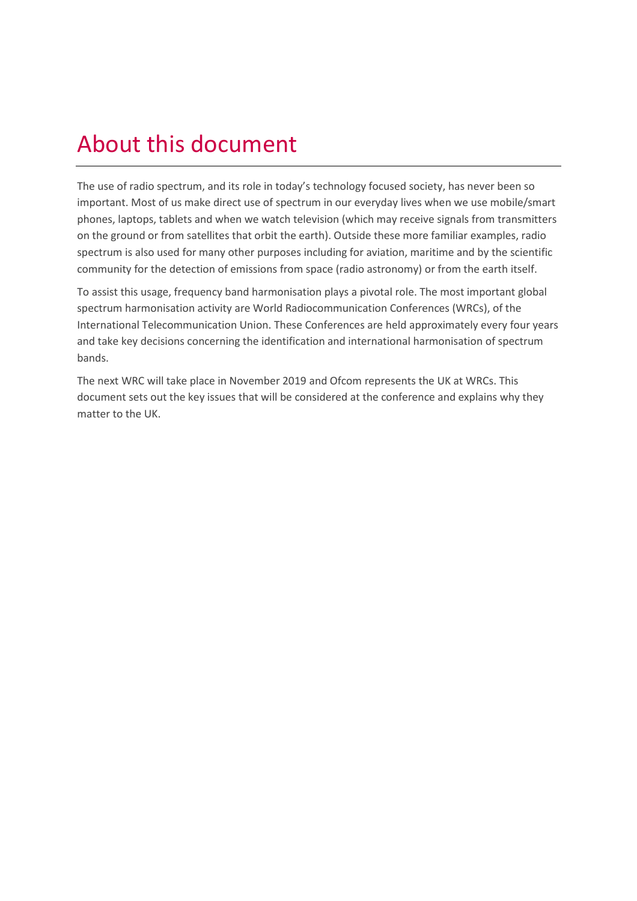# About this document

The use of radio spectrum, and its role in today's technology focused society, has never been so important. Most of us make direct use of spectrum in our everyday lives when we use mobile/smart phones, laptops, tablets and when we watch television (which may receive signals from transmitters on the ground or from satellites that orbit the earth). Outside these more familiar examples, radio spectrum is also used for many other purposes including for aviation, maritime and by the scientific community for the detection of emissions from space (radio astronomy) or from the earth itself.

To assist this usage, frequency band harmonisation plays a pivotal role. The most important global spectrum harmonisation activity are World Radiocommunication Conferences (WRCs), of the International Telecommunication Union. These Conferences are held approximately every four years and take key decisions concerning the identification and international harmonisation of spectrum bands.

The next WRC will take place in November 2019 and Ofcom represents the UK at WRCs. This document sets out the key issues that will be considered at the conference and explains why they matter to the UK.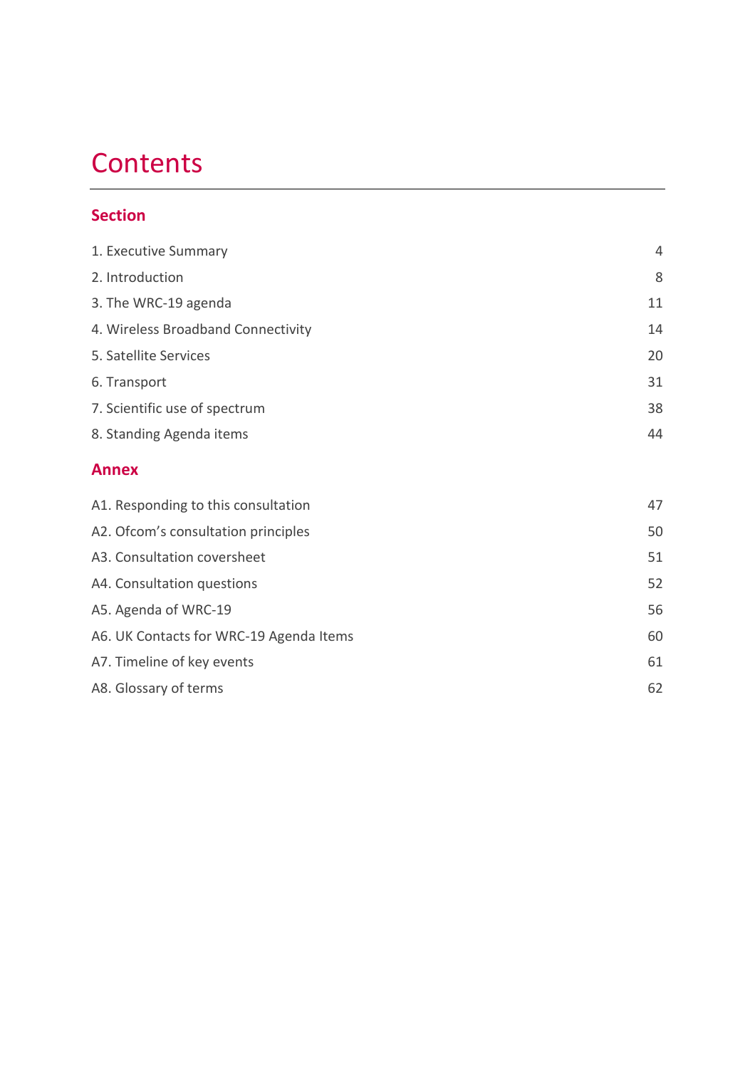# Contents

## Section

| | |
|---|---|
| 1. Executive Summary | 4 |
| 2. Introduction | 8 |
| 3. The WRC-19 agenda | 11 |
| 4. Wireless Broadband Connectivity | 14 |
| 5. Satellite Services | 20 |
| 6. Transport | 31 |
| 7. Scientific use of spectrum | 38 |
| 8. Standing Agenda items | 44 |

## Annex

| | |
|---|---|
| A1. Responding to this consultation | 47 |
| A2. Ofcom's consultation principles | 50 |
| A3. Consultation coversheet | 51 |
| A4. Consultation questions | 52 |
| A5. Agenda of WRC-19 | 56 |
| A6. UK Contacts for WRC-19 Agenda Items | 60 |
| A7. Timeline of key events | 61 |
| A8. Glossary of terms | 62 |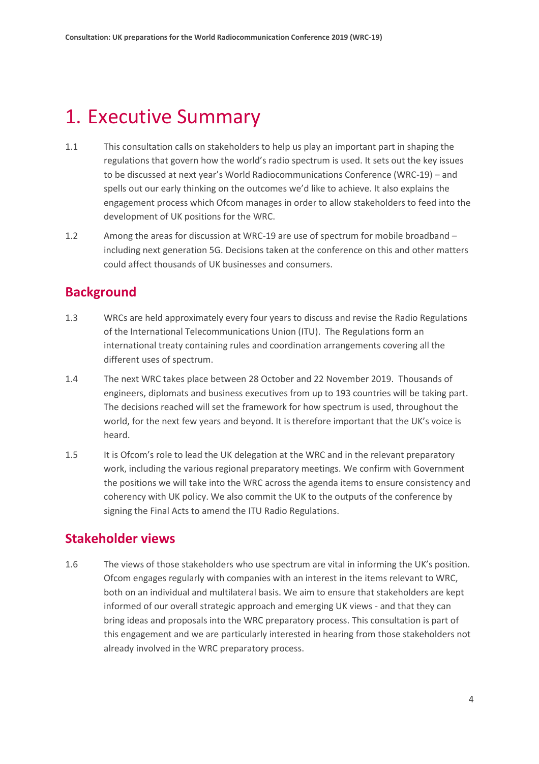# 1. Executive Summary

1.1 This consultation calls on stakeholders to help us play an important part in shaping the regulations that govern how the world's radio spectrum is used. It sets out the key issues to be discussed at next year's World Radiocommunications Conference (WRC-19) – and spells out our early thinking on the outcomes we'd like to achieve. It also explains the engagement process which Ofcom manages in order to allow stakeholders to feed into the development of UK positions for the WRC.

1.2 Among the areas for discussion at WRC-19 are use of spectrum for mobile broadband – including next generation 5G. Decisions taken at the conference on this and other matters could affect thousands of UK businesses and consumers.

## Background

1.3 WRCs are held approximately every four years to discuss and revise the Radio Regulations of the International Telecommunications Union (ITU). The Regulations form an international treaty containing rules and coordination arrangements covering all the different uses of spectrum.

1.4 The next WRC takes place between 28 October and 22 November 2019. Thousands of engineers, diplomats and business executives from up to 193 countries will be taking part. The decisions reached will set the framework for how spectrum is used, throughout the world, for the next few years and beyond. It is therefore important that the UK's voice is heard.

1.5 It is Ofcom's role to lead the UK delegation at the WRC and in the relevant preparatory work, including the various regional preparatory meetings. We confirm with Government the positions we will take into the WRC across the agenda items to ensure consistency and coherency with UK policy. We also commit the UK to the outputs of the conference by signing the Final Acts to amend the ITU Radio Regulations.

## Stakeholder views

1.6 The views of those stakeholders who use spectrum are vital in informing the UK's position. Ofcom engages regularly with companies with an interest in the items relevant to WRC, both on an individual and multilateral basis. We aim to ensure that stakeholders are kept informed of our overall strategic approach and emerging UK views - and that they can bring ideas and proposals into the WRC preparatory process. This consultation is part of this engagement and we are particularly interested in hearing from those stakeholders not already involved in the WRC preparatory process.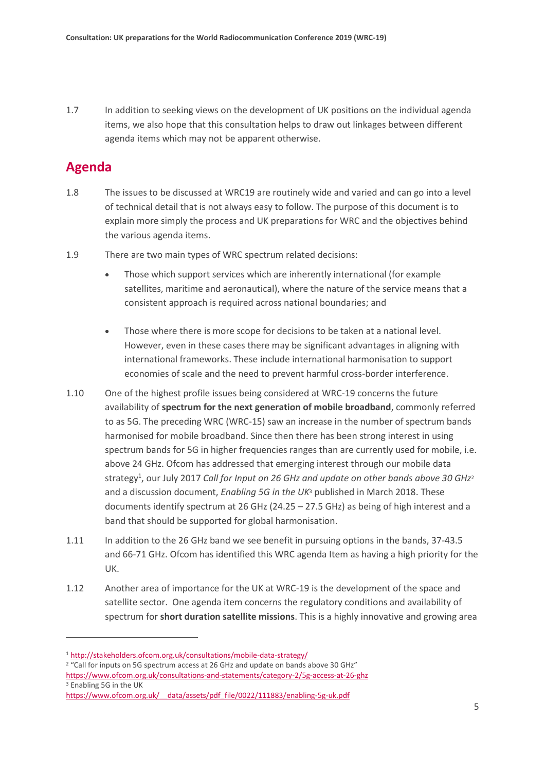1.7 In addition to seeking views on the development of UK positions on the individual agenda items, we also hope that this consultation helps to draw out linkages between different agenda items which may not be apparent otherwise.

## Agenda

1.8 The issues to be discussed at WRC19 are routinely wide and varied and can go into a level of technical detail that is not always easy to follow. The purpose of this document is to explain more simply the process and UK preparations for WRC and the objectives behind the various agenda items.

1.9 There are two main types of WRC spectrum related decisions:

- Those which support services which are inherently international (for example satellites, maritime and aeronautical), where the nature of the service means that a consistent approach is required across national boundaries; and
- Those where there is more scope for decisions to be taken at a national level. However, even in these cases there may be significant advantages in aligning with international frameworks. These include international harmonisation to support economies of scale and the need to prevent harmful cross-border interference.

1.10 One of the highest profile issues being considered at WRC-19 concerns the future availability of **spectrum for the next generation of mobile broadband**, commonly referred to as 5G. The preceding WRC (WRC-15) saw an increase in the number of spectrum bands harmonised for mobile broadband. Since then there has been strong interest in using spectrum bands for 5G in higher frequencies ranges than are currently used for mobile, i.e. above 24 GHz. Ofcom has addressed that emerging interest through our mobile data strategy[1], our July 2017 *Call for Input on 26 GHz and update on other bands above 30 GHz*[2] and a discussion document, *Enabling 5G in the UK*[3] published in March 2018. These documents identify spectrum at 26 GHz (24.25 – 27.5 GHz) as being of high interest and a band that should be supported for global harmonisation.

1.11 In addition to the 26 GHz band we see benefit in pursuing options in the bands, 37-43.5 and 66-71 GHz. Ofcom has identified this WRC agenda Item as having a high priority for the UK.

1.12 Another area of importance for the UK at WRC-19 is the development of the space and satellite sector. One agenda item concerns the regulatory conditions and availability of spectrum for **short duration satellite missions**. This is a highly innovative and growing area

---

[1] http://stakeholders.ofcom.org.uk/consultations/mobile-data-strategy/

[2] "Call for inputs on 5G spectrum access at 26 GHz and update on bands above 30 GHz" https://www.ofcom.org.uk/consultations-and-statements/category-2/5g-access-at-26-ghz

[3] Enabling 5G in the UK https://www.ofcom.org.uk/__data/assets/pdf_file/0022/111883/enabling-5g-uk.pdf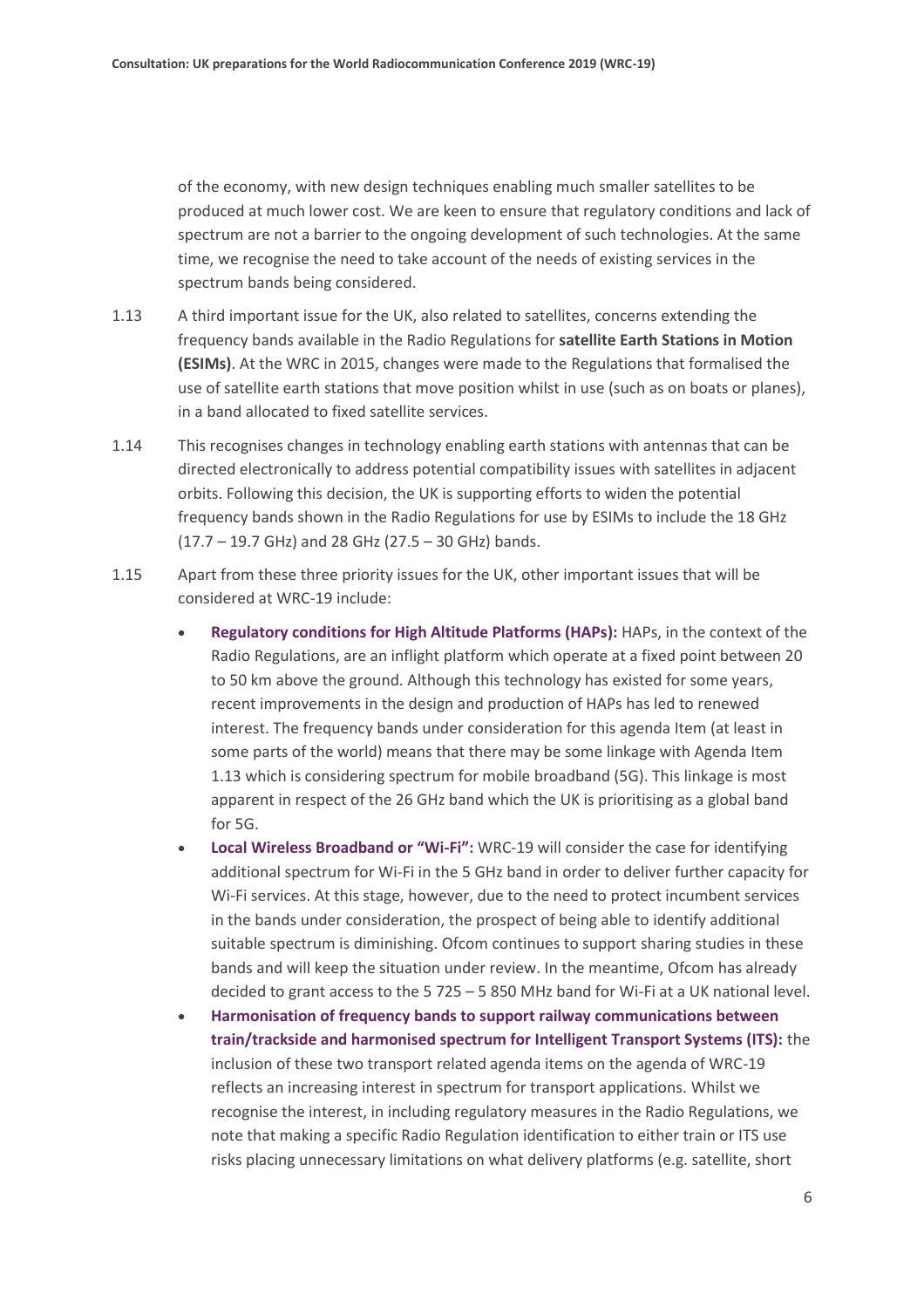of the economy, with new design techniques enabling much smaller satellites to be produced at much lower cost. We are keen to ensure that regulatory conditions and lack of spectrum are not a barrier to the ongoing development of such technologies. At the same time, we recognise the need to take account of the needs of existing services in the spectrum bands being considered.

1.13 A third important issue for the UK, also related to satellites, concerns extending the frequency bands available in the Radio Regulations for **satellite Earth Stations in Motion (ESIMs)**. At the WRC in 2015, changes were made to the Regulations that formalised the use of satellite earth stations that move position whilst in use (such as on boats or planes), in a band allocated to fixed satellite services.

1.14 This recognises changes in technology enabling earth stations with antennas that can be directed electronically to address potential compatibility issues with satellites in adjacent orbits. Following this decision, the UK is supporting efforts to widen the potential frequency bands shown in the Radio Regulations for use by ESIMs to include the 18 GHz (17.7 – 19.7 GHz) and 28 GHz (27.5 – 30 GHz) bands.

1.15 Apart from these three priority issues for the UK, other important issues that will be considered at WRC-19 include:

- **Regulatory conditions for High Altitude Platforms (HAPs):** HAPs, in the context of the Radio Regulations, are an inflight platform which operate at a fixed point between 20 to 50 km above the ground. Although this technology has existed for some years, recent improvements in the design and production of HAPs has led to renewed interest. The frequency bands under consideration for this agenda Item (at least in some parts of the world) means that there may be some linkage with Agenda Item 1.13 which is considering spectrum for mobile broadband (5G). This linkage is most apparent in respect of the 26 GHz band which the UK is prioritising as a global band for 5G.
- **Local Wireless Broadband or "Wi-Fi":** WRC-19 will consider the case for identifying additional spectrum for Wi-Fi in the 5 GHz band in order to deliver further capacity for Wi-Fi services. At this stage, however, due to the need to protect incumbent services in the bands under consideration, the prospect of being able to identify additional suitable spectrum is diminishing. Ofcom continues to support sharing studies in these bands and will keep the situation under review. In the meantime, Ofcom has already decided to grant access to the 5 725 – 5 850 MHz band for Wi-Fi at a UK national level.
- **Harmonisation of frequency bands to support railway communications between train/trackside and harmonised spectrum for Intelligent Transport Systems (ITS):** the inclusion of these two transport related agenda items on the agenda of WRC-19 reflects an increasing interest in spectrum for transport applications. Whilst we recognise the interest, in including regulatory measures in the Radio Regulations, we note that making a specific Radio Regulation identification to either train or ITS use risks placing unnecessary limitations on what delivery platforms (e.g. satellite, short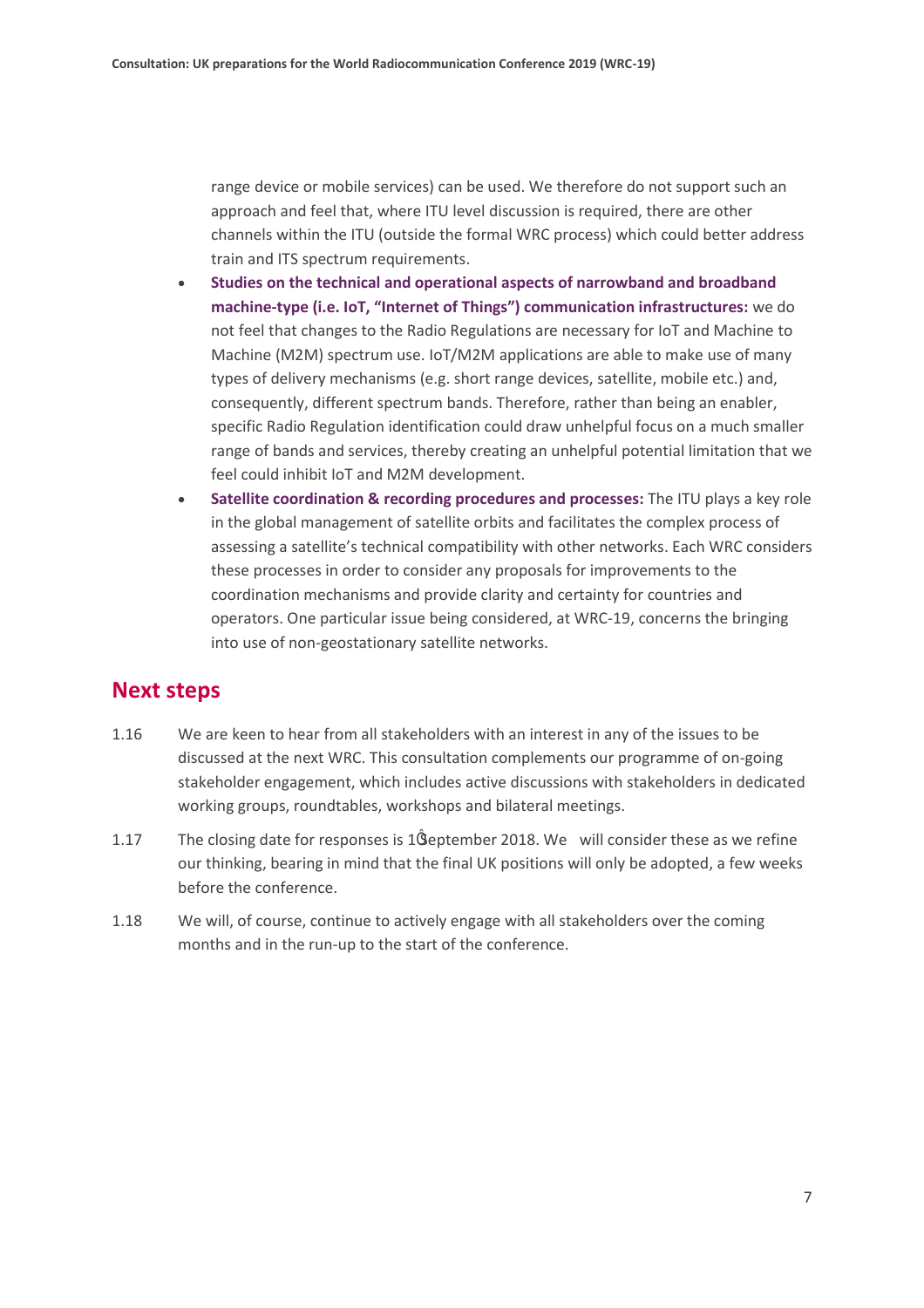range device or mobile services) can be used. We therefore do not support such an approach and feel that, where ITU level discussion is required, there are other channels within the ITU (outside the formal WRC process) which could better address train and ITS spectrum requirements.

- **Studies on the technical and operational aspects of narrowband and broadband machine-type (i.e. IoT, "Internet of Things") communication infrastructures:** we do not feel that changes to the Radio Regulations are necessary for IoT and Machine to Machine (M2M) spectrum use. IoT/M2M applications are able to make use of many types of delivery mechanisms (e.g. short range devices, satellite, mobile etc.) and, consequently, different spectrum bands. Therefore, rather than being an enabler, specific Radio Regulation identification could draw unhelpful focus on a much smaller range of bands and services, thereby creating an unhelpful potential limitation that we feel could inhibit IoT and M2M development.
- **Satellite coordination & recording procedures and processes:** The ITU plays a key role in the global management of satellite orbits and facilitates the complex process of assessing a satellite's technical compatibility with other networks. Each WRC considers these processes in order to consider any proposals for improvements to the coordination mechanisms and provide clarity and certainty for countries and operators. One particular issue being considered, at WRC-19, concerns the bringing into use of non-geostationary satellite networks.

## Next steps

1.16 We are keen to hear from all stakeholders with an interest in any of the issues to be discussed at the next WRC. This consultation complements our programme of on-going stakeholder engagement, which includes active discussions with stakeholders in dedicated working groups, roundtables, workshops and bilateral meetings.

1.17 The closing date for responses is 13 September 2018. We will consider these as we refine our thinking, bearing in mind that the final UK positions will only be adopted, a few weeks before the conference.

1.18 We will, of course, continue to actively engage with all stakeholders over the coming months and in the run-up to the start of the conference.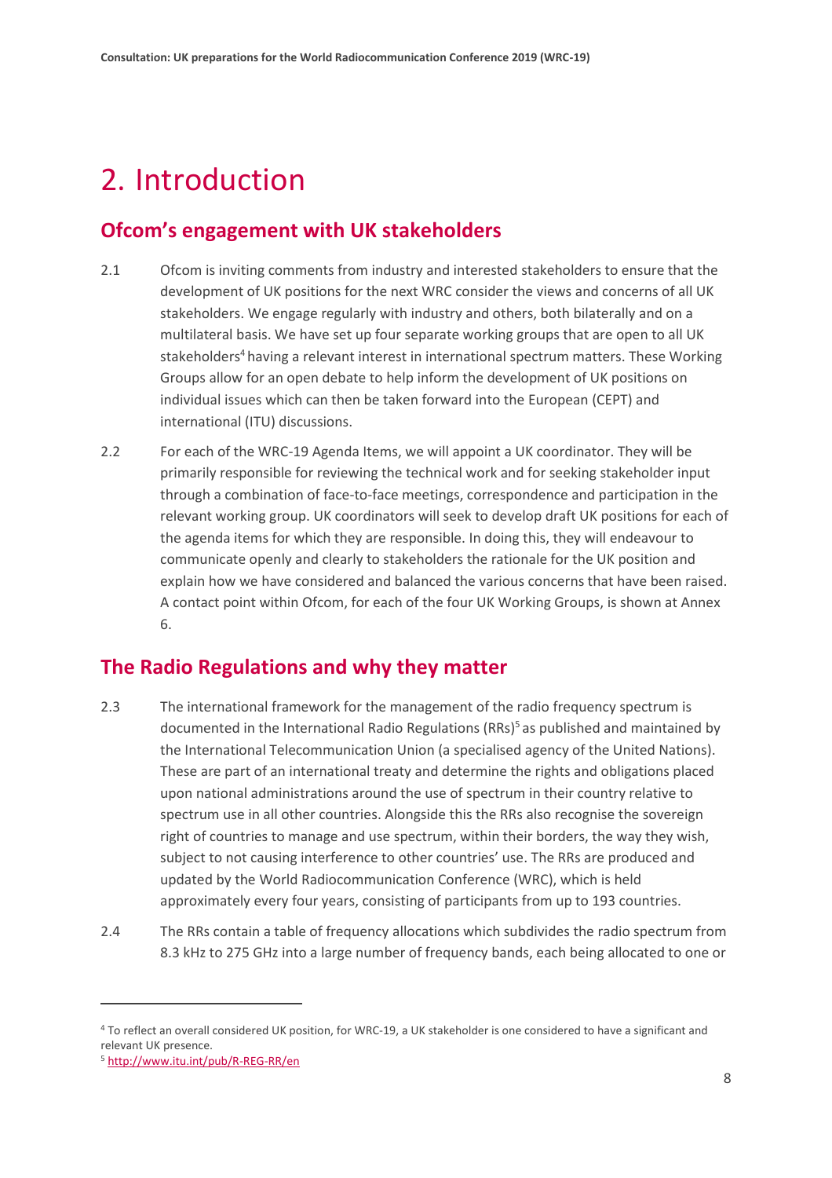# 2. Introduction

## Ofcom's engagement with UK stakeholders

2.1 Ofcom is inviting comments from industry and interested stakeholders to ensure that the development of UK positions for the next WRC consider the views and concerns of all UK stakeholders. We engage regularly with industry and others, both bilaterally and on a multilateral basis. We have set up four separate working groups that are open to all UK stakeholders[4] having a relevant interest in international spectrum matters. These Working Groups allow for an open debate to help inform the development of UK positions on individual issues which can then be taken forward into the European (CEPT) and international (ITU) discussions.

2.2 For each of the WRC-19 Agenda Items, we will appoint a UK coordinator. They will be primarily responsible for reviewing the technical work and for seeking stakeholder input through a combination of face-to-face meetings, correspondence and participation in the relevant working group. UK coordinators will seek to develop draft UK positions for each of the agenda items for which they are responsible. In doing this, they will endeavour to communicate openly and clearly to stakeholders the rationale for the UK position and explain how we have considered and balanced the various concerns that have been raised. A contact point within Ofcom, for each of the four UK Working Groups, is shown at Annex 6.

## The Radio Regulations and why they matter

2.3 The international framework for the management of the radio frequency spectrum is documented in the International Radio Regulations (RRs)[5] as published and maintained by the International Telecommunication Union (a specialised agency of the United Nations). These are part of an international treaty and determine the rights and obligations placed upon national administrations around the use of spectrum in their country relative to spectrum use in all other countries. Alongside this the RRs also recognise the sovereign right of countries to manage and use spectrum, within their borders, the way they wish, subject to not causing interference to other countries' use. The RRs are produced and updated by the World Radiocommunication Conference (WRC), which is held approximately every four years, consisting of participants from up to 193 countries.

2.4 The RRs contain a table of frequency allocations which subdivides the radio spectrum from 8.3 kHz to 275 GHz into a large number of frequency bands, each being allocated to one or

[4] To reflect an overall considered UK position, for WRC-19, a UK stakeholder is one considered to have a significant and relevant UK presence.

[5] http://www.itu.int/pub/R-REG-RR/en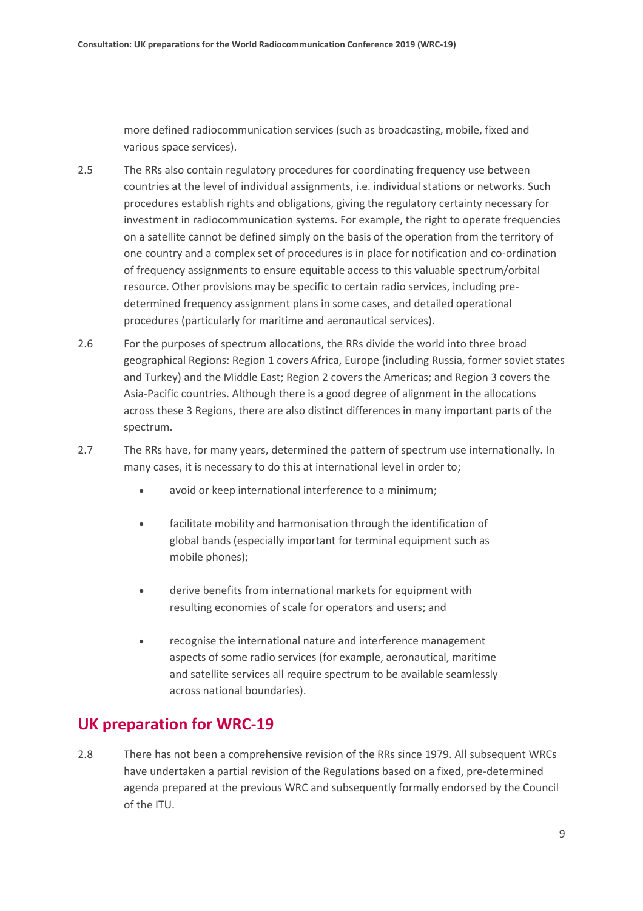more defined radiocommunication services (such as broadcasting, mobile, fixed and various space services).

2.5 The RRs also contain regulatory procedures for coordinating frequency use between countries at the level of individual assignments, i.e. individual stations or networks. Such procedures establish rights and obligations, giving the regulatory certainty necessary for investment in radiocommunication systems. For example, the right to operate frequencies on a satellite cannot be defined simply on the basis of the operation from the territory of one country and a complex set of procedures is in place for notification and co-ordination of frequency assignments to ensure equitable access to this valuable spectrum/orbital resource. Other provisions may be specific to certain radio services, including pre-determined frequency assignment plans in some cases, and detailed operational procedures (particularly for maritime and aeronautical services).

2.6 For the purposes of spectrum allocations, the RRs divide the world into three broad geographical Regions: Region 1 covers Africa, Europe (including Russia, former soviet states and Turkey) and the Middle East; Region 2 covers the Americas; and Region 3 covers the Asia-Pacific countries. Although there is a good degree of alignment in the allocations across these 3 Regions, there are also distinct differences in many important parts of the spectrum.

2.7 The RRs have, for many years, determined the pattern of spectrum use internationally. In many cases, it is necessary to do this at international level in order to;

- avoid or keep international interference to a minimum;
- facilitate mobility and harmonisation through the identification of global bands (especially important for terminal equipment such as mobile phones);
- derive benefits from international markets for equipment with resulting economies of scale for operators and users; and
- recognise the international nature and interference management aspects of some radio services (for example, aeronautical, maritime and satellite services all require spectrum to be available seamlessly across national boundaries).

## UK preparation for WRC-19

2.8 There has not been a comprehensive revision of the RRs since 1979. All subsequent WRCs have undertaken a partial revision of the Regulations based on a fixed, pre-determined agenda prepared at the previous WRC and subsequently formally endorsed by the Council of the ITU.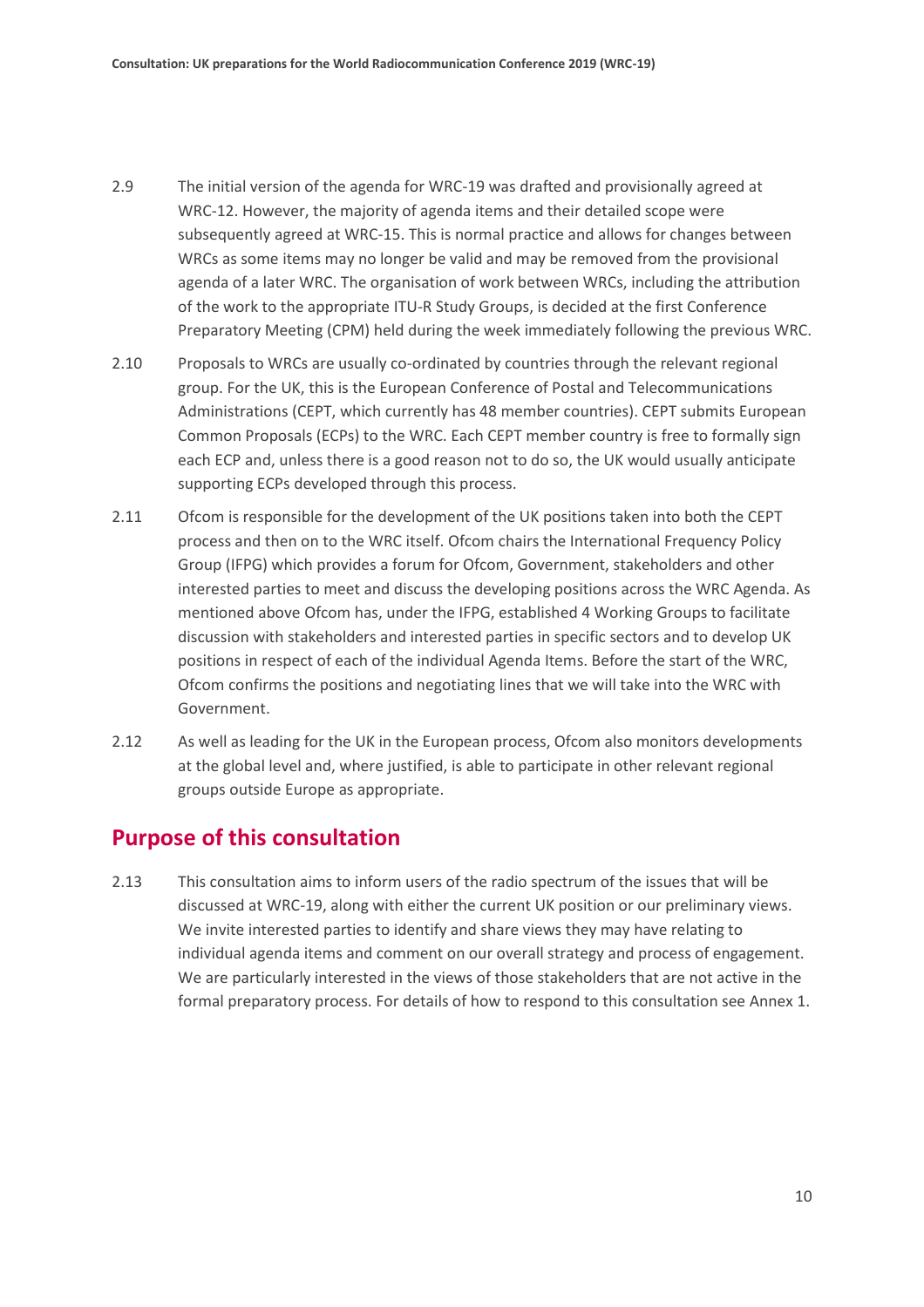2.9 The initial version of the agenda for WRC-19 was drafted and provisionally agreed at WRC-12. However, the majority of agenda items and their detailed scope were subsequently agreed at WRC-15. This is normal practice and allows for changes between WRCs as some items may no longer be valid and may be removed from the provisional agenda of a later WRC. The organisation of work between WRCs, including the attribution of the work to the appropriate ITU-R Study Groups, is decided at the first Conference Preparatory Meeting (CPM) held during the week immediately following the previous WRC.

2.10 Proposals to WRCs are usually co-ordinated by countries through the relevant regional group. For the UK, this is the European Conference of Postal and Telecommunications Administrations (CEPT, which currently has 48 member countries). CEPT submits European Common Proposals (ECPs) to the WRC. Each CEPT member country is free to formally sign each ECP and, unless there is a good reason not to do so, the UK would usually anticipate supporting ECPs developed through this process.

2.11 Ofcom is responsible for the development of the UK positions taken into both the CEPT process and then on to the WRC itself. Ofcom chairs the International Frequency Policy Group (IFPG) which provides a forum for Ofcom, Government, stakeholders and other interested parties to meet and discuss the developing positions across the WRC Agenda. As mentioned above Ofcom has, under the IFPG, established 4 Working Groups to facilitate discussion with stakeholders and interested parties in specific sectors and to develop UK positions in respect of each of the individual Agenda Items. Before the start of the WRC, Ofcom confirms the positions and negotiating lines that we will take into the WRC with Government.

2.12 As well as leading for the UK in the European process, Ofcom also monitors developments at the global level and, where justified, is able to participate in other relevant regional groups outside Europe as appropriate.

## Purpose of this consultation

2.13 This consultation aims to inform users of the radio spectrum of the issues that will be discussed at WRC-19, along with either the current UK position or our preliminary views. We invite interested parties to identify and share views they may have relating to individual agenda items and comment on our overall strategy and process of engagement. We are particularly interested in the views of those stakeholders that are not active in the formal preparatory process. For details of how to respond to this consultation see Annex 1.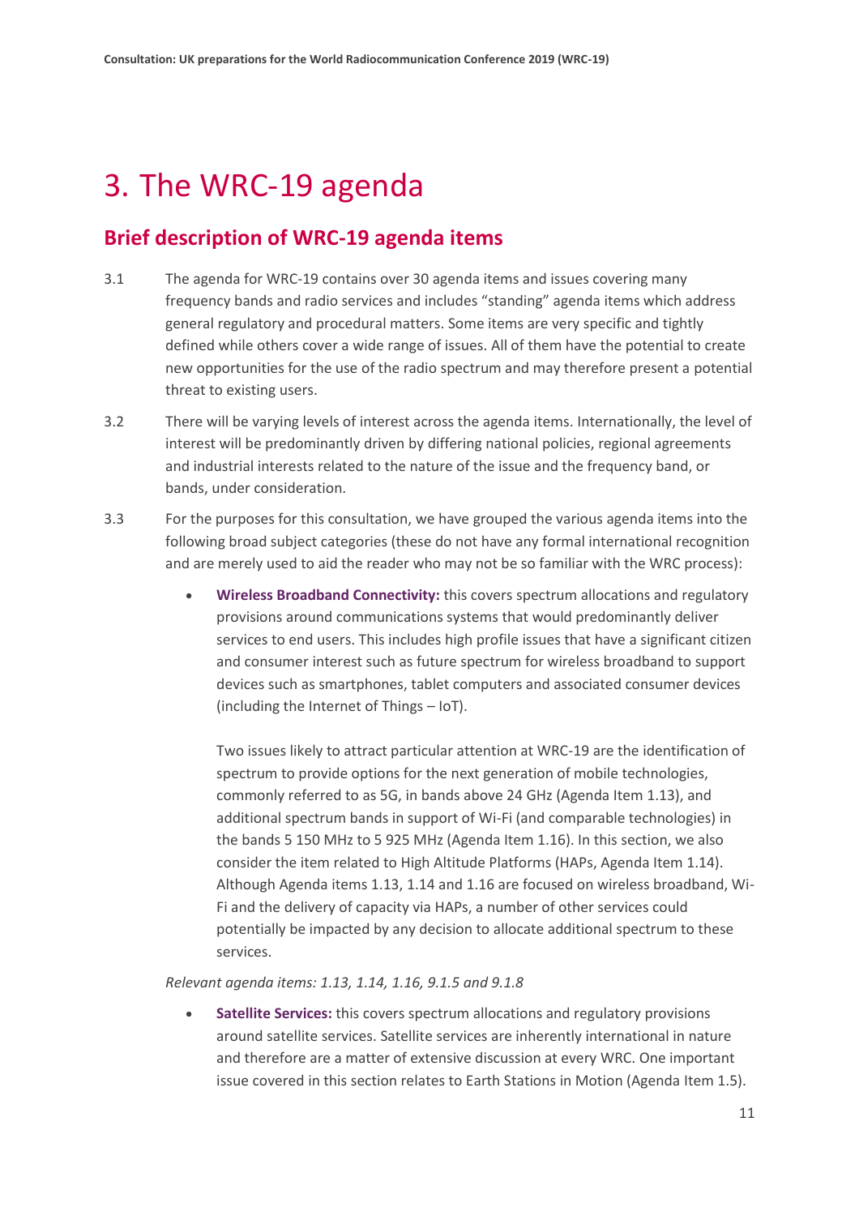# 3. The WRC-19 agenda

## Brief description of WRC-19 agenda items

3.1 The agenda for WRC-19 contains over 30 agenda items and issues covering many frequency bands and radio services and includes "standing" agenda items which address general regulatory and procedural matters. Some items are very specific and tightly defined while others cover a wide range of issues. All of them have the potential to create new opportunities for the use of the radio spectrum and may therefore present a potential threat to existing users.

3.2 There will be varying levels of interest across the agenda items. Internationally, the level of interest will be predominantly driven by differing national policies, regional agreements and industrial interests related to the nature of the issue and the frequency band, or bands, under consideration.

3.3 For the purposes for this consultation, we have grouped the various agenda items into the following broad subject categories (these do not have any formal international recognition and are merely used to aid the reader who may not be so familiar with the WRC process):

- **Wireless Broadband Connectivity:** this covers spectrum allocations and regulatory provisions around communications systems that would predominantly deliver services to end users. This includes high profile issues that have a significant citizen and consumer interest such as future spectrum for wireless broadband to support devices such as smartphones, tablet computers and associated consumer devices (including the Internet of Things – IoT).

  Two issues likely to attract particular attention at WRC-19 are the identification of spectrum to provide options for the next generation of mobile technologies, commonly referred to as 5G, in bands above 24 GHz (Agenda Item 1.13), and additional spectrum bands in support of Wi-Fi (and comparable technologies) in the bands 5 150 MHz to 5 925 MHz (Agenda Item 1.16). In this section, we also consider the item related to High Altitude Platforms (HAPs, Agenda Item 1.14). Although Agenda items 1.13, 1.14 and 1.16 are focused on wireless broadband, Wi-Fi and the delivery of capacity via HAPs, a number of other services could potentially be impacted by any decision to allocate additional spectrum to these services.

*Relevant agenda items: 1.13, 1.14, 1.16, 9.1.5 and 9.1.8*

- **Satellite Services:** this covers spectrum allocations and regulatory provisions around satellite services. Satellite services are inherently international in nature and therefore are a matter of extensive discussion at every WRC. One important issue covered in this section relates to Earth Stations in Motion (Agenda Item 1.5).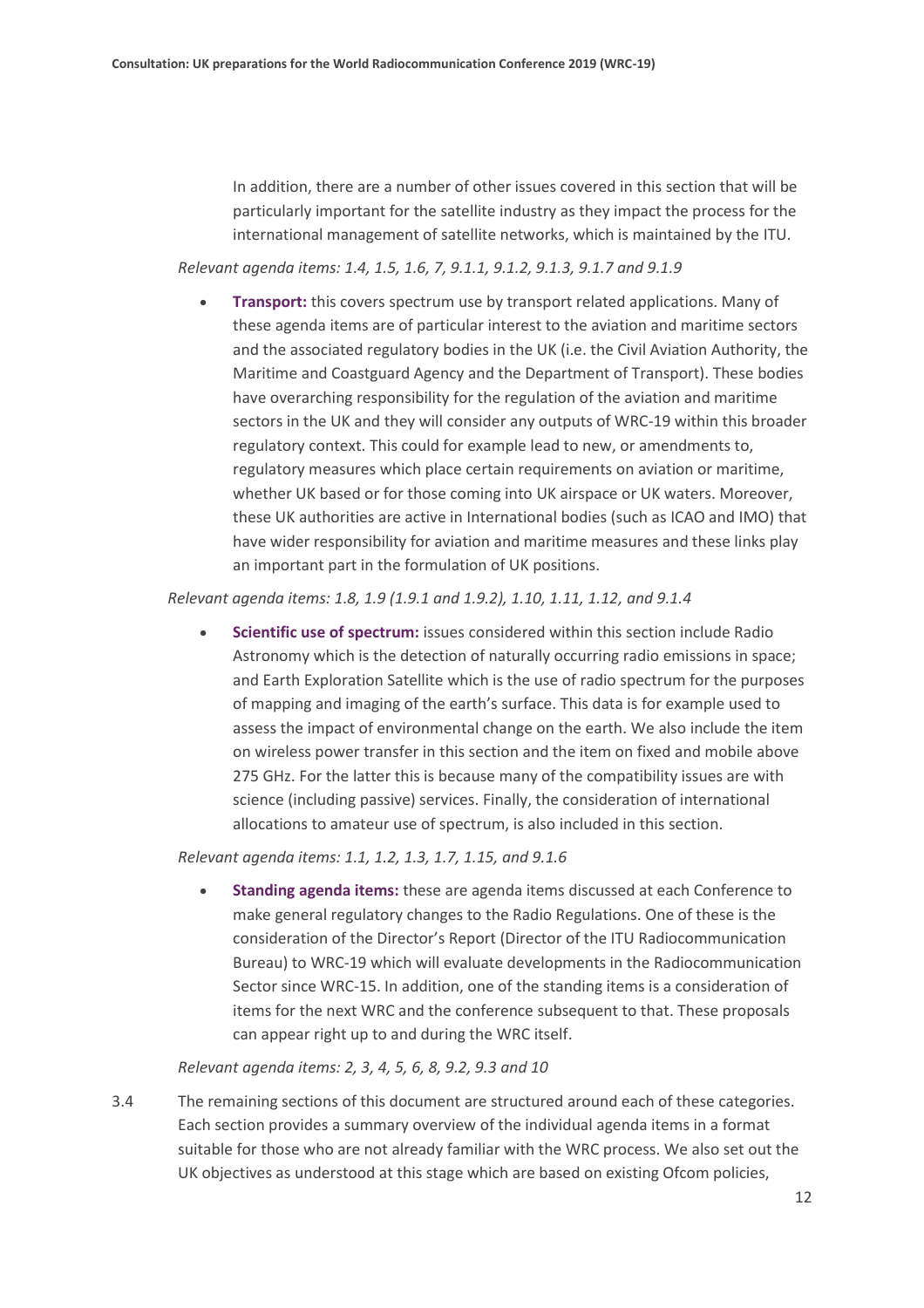In addition, there are a number of other issues covered in this section that will be particularly important for the satellite industry as they impact the process for the international management of satellite networks, which is maintained by the ITU.

*Relevant agenda items: 1.4, 1.5, 1.6, 7, 9.1.1, 9.1.2, 9.1.3, 9.1.7 and 9.1.9*

- **Transport:** this covers spectrum use by transport related applications. Many of these agenda items are of particular interest to the aviation and maritime sectors and the associated regulatory bodies in the UK (i.e. the Civil Aviation Authority, the Maritime and Coastguard Agency and the Department of Transport). These bodies have overarching responsibility for the regulation of the aviation and maritime sectors in the UK and they will consider any outputs of WRC-19 within this broader regulatory context. This could for example lead to new, or amendments to, regulatory measures which place certain requirements on aviation or maritime, whether UK based or for those coming into UK airspace or UK waters. Moreover, these UK authorities are active in International bodies (such as ICAO and IMO) that have wider responsibility for aviation and maritime measures and these links play an important part in the formulation of UK positions.

*Relevant agenda items: 1.8, 1.9 (1.9.1 and 1.9.2), 1.10, 1.11, 1.12, and 9.1.4*

- **Scientific use of spectrum:** issues considered within this section include Radio Astronomy which is the detection of naturally occurring radio emissions in space; and Earth Exploration Satellite which is the use of radio spectrum for the purposes of mapping and imaging of the earth's surface. This data is for example used to assess the impact of environmental change on the earth. We also include the item on wireless power transfer in this section and the item on fixed and mobile above 275 GHz. For the latter this is because many of the compatibility issues are with science (including passive) services. Finally, the consideration of international allocations to amateur use of spectrum, is also included in this section.

*Relevant agenda items: 1.1, 1.2, 1.3, 1.7, 1.15, and 9.1.6*

- **Standing agenda items:** these are agenda items discussed at each Conference to make general regulatory changes to the Radio Regulations. One of these is the consideration of the Director's Report (Director of the ITU Radiocommunication Bureau) to WRC-19 which will evaluate developments in the Radiocommunication Sector since WRC-15. In addition, one of the standing items is a consideration of items for the next WRC and the conference subsequent to that. These proposals can appear right up to and during the WRC itself.

*Relevant agenda items: 2, 3, 4, 5, 6, 8, 9.2, 9.3 and 10*

3.4 The remaining sections of this document are structured around each of these categories. Each section provides a summary overview of the individual agenda items in a format suitable for those who are not already familiar with the WRC process. We also set out the UK objectives as understood at this stage which are based on existing Ofcom policies,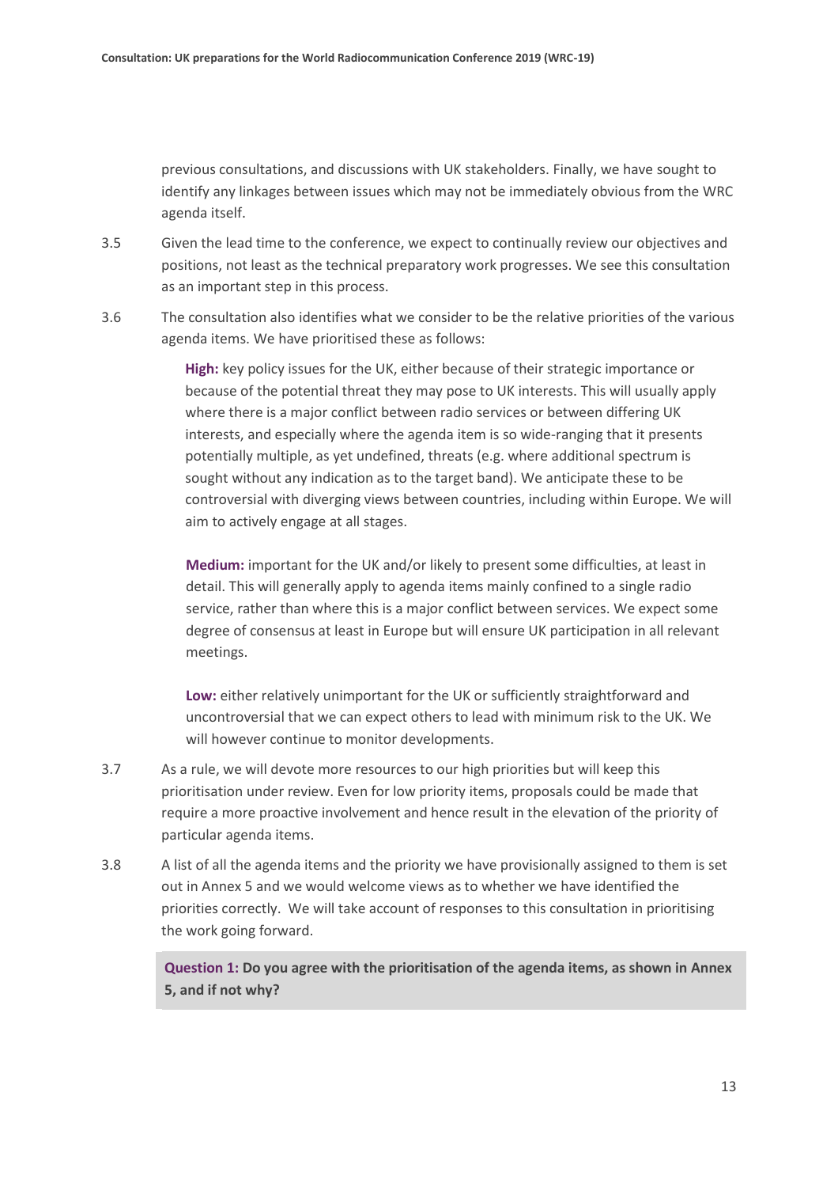previous consultations, and discussions with UK stakeholders. Finally, we have sought to identify any linkages between issues which may not be immediately obvious from the WRC agenda itself.

3.5 Given the lead time to the conference, we expect to continually review our objectives and positions, not least as the technical preparatory work progresses. We see this consultation as an important step in this process.

3.6 The consultation also identifies what we consider to be the relative priorities of the various agenda items. We have prioritised these as follows:

> **High:** key policy issues for the UK, either because of their strategic importance or because of the potential threat they may pose to UK interests. This will usually apply where there is a major conflict between radio services or between differing UK interests, and especially where the agenda item is so wide-ranging that it presents potentially multiple, as yet undefined, threats (e.g. where additional spectrum is sought without any indication as to the target band). We anticipate these to be controversial with diverging views between countries, including within Europe. We will aim to actively engage at all stages.
>
> **Medium:** important for the UK and/or likely to present some difficulties, at least in detail. This will generally apply to agenda items mainly confined to a single radio service, rather than where this is a major conflict between services. We expect some degree of consensus at least in Europe but will ensure UK participation in all relevant meetings.
>
> **Low:** either relatively unimportant for the UK or sufficiently straightforward and uncontroversial that we can expect others to lead with minimum risk to the UK. We will however continue to monitor developments.

3.7 As a rule, we will devote more resources to our high priorities but will keep this prioritisation under review. Even for low priority items, proposals could be made that require a more proactive involvement and hence result in the elevation of the priority of particular agenda items.

3.8 A list of all the agenda items and the priority we have provisionally assigned to them is set out in Annex 5 and we would welcome views as to whether we have identified the priorities correctly. We will take account of responses to this consultation in prioritising the work going forward.

> **Question 1: Do you agree with the prioritisation of the agenda items, as shown in Annex 5, and if not why?**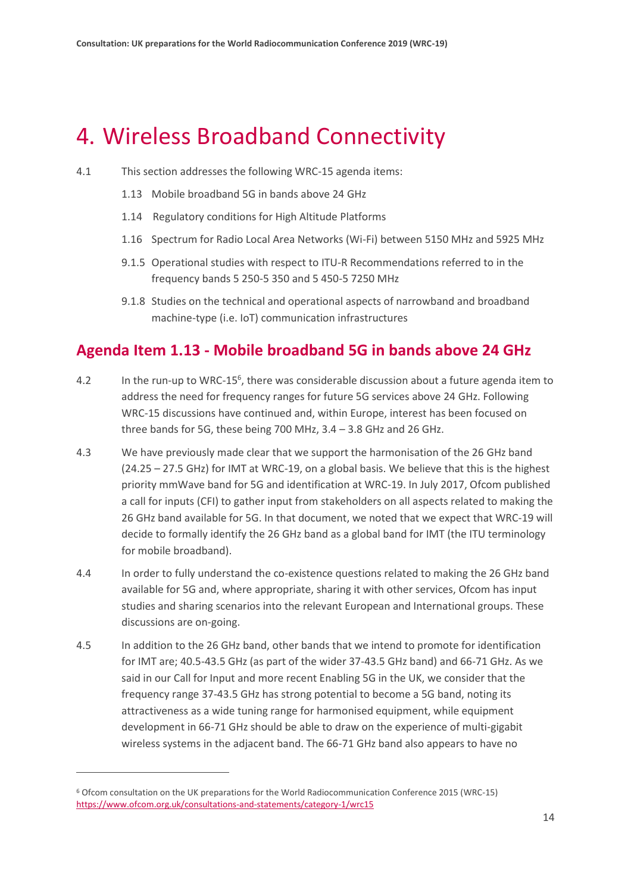# 4. Wireless Broadband Connectivity

4.1 This section addresses the following WRC-15 agenda items:

1.13 Mobile broadband 5G in bands above 24 GHz

1.14 Regulatory conditions for High Altitude Platforms

1.16 Spectrum for Radio Local Area Networks (Wi-Fi) between 5150 MHz and 5925 MHz

9.1.5 Operational studies with respect to ITU-R Recommendations referred to in the frequency bands 5 250-5 350 and 5 450-5 7250 MHz

9.1.8 Studies on the technical and operational aspects of narrowband and broadband machine-type (i.e. IoT) communication infrastructures

## Agenda Item 1.13 - Mobile broadband 5G in bands above 24 GHz

4.2 In the run-up to WRC-15[6], there was considerable discussion about a future agenda item to address the need for frequency ranges for future 5G services above 24 GHz. Following WRC-15 discussions have continued and, within Europe, interest has been focused on three bands for 5G, these being 700 MHz, 3.4 – 3.8 GHz and 26 GHz.

4.3 We have previously made clear that we support the harmonisation of the 26 GHz band (24.25 – 27.5 GHz) for IMT at WRC-19, on a global basis. We believe that this is the highest priority mmWave band for 5G and identification at WRC-19. In July 2017, Ofcom published a call for inputs (CFI) to gather input from stakeholders on all aspects related to making the 26 GHz band available for 5G. In that document, we noted that we expect that WRC-19 will decide to formally identify the 26 GHz band as a global band for IMT (the ITU terminology for mobile broadband).

4.4 In order to fully understand the co-existence questions related to making the 26 GHz band available for 5G and, where appropriate, sharing it with other services, Ofcom has input studies and sharing scenarios into the relevant European and International groups. These discussions are on-going.

4.5 In addition to the 26 GHz band, other bands that we intend to promote for identification for IMT are; 40.5-43.5 GHz (as part of the wider 37-43.5 GHz band) and 66-71 GHz. As we said in our Call for Input and more recent Enabling 5G in the UK, we consider that the frequency range 37-43.5 GHz has strong potential to become a 5G band, noting its attractiveness as a wide tuning range for harmonised equipment, while equipment development in 66-71 GHz should be able to draw on the experience of multi-gigabit wireless systems in the adjacent band. The 66-71 GHz band also appears to have no

[6] Ofcom consultation on the UK preparations for the World Radiocommunication Conference 2015 (WRC-15) https://www.ofcom.org.uk/consultations-and-statements/category-1/wrc15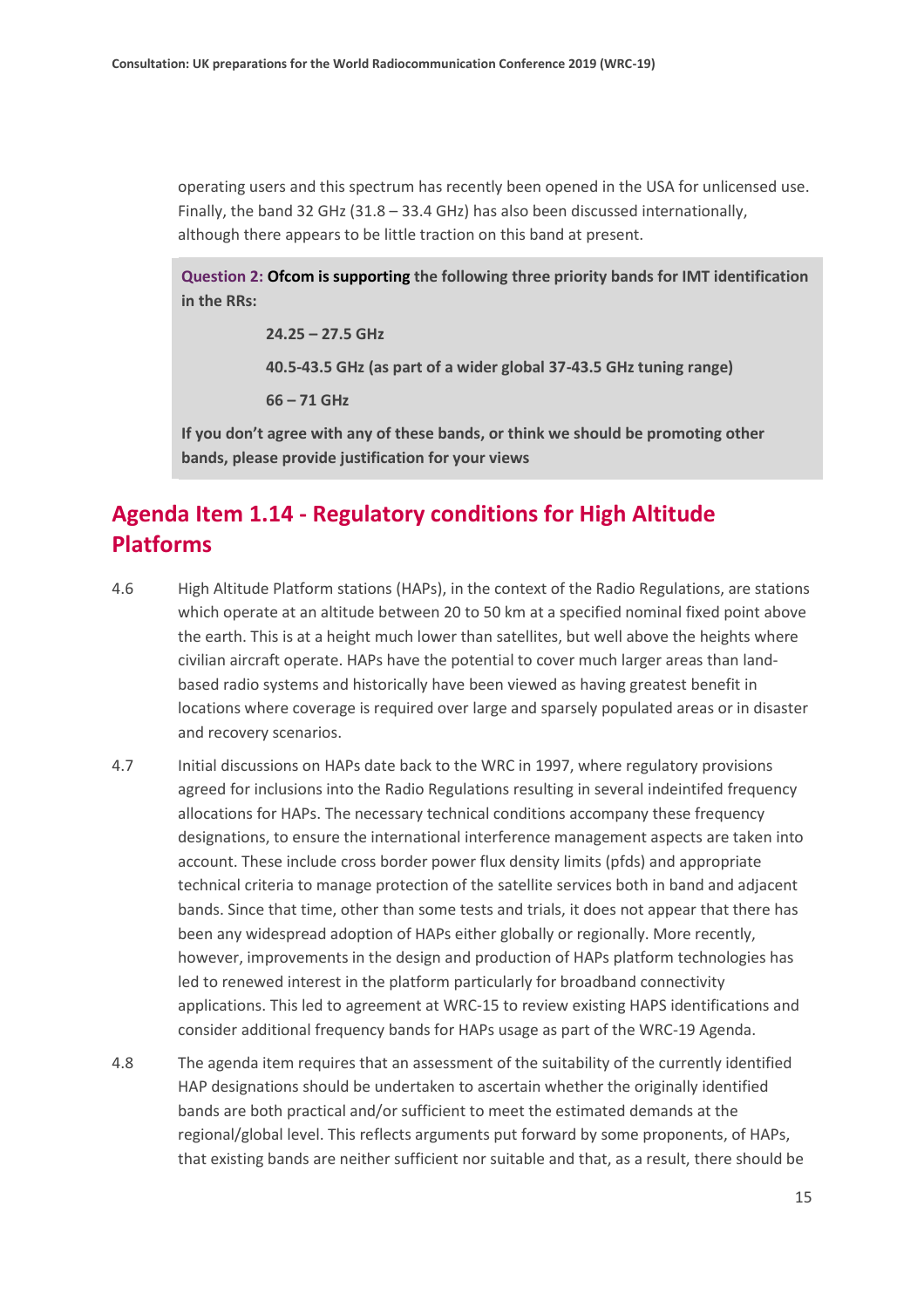operating users and this spectrum has recently been opened in the USA for unlicensed use. Finally, the band 32 GHz (31.8 – 33.4 GHz) has also been discussed internationally, although there appears to be little traction on this band at present.

> **Question 2: Ofcom is supporting the following three priority bands for IMT identification in the RRs:**
>
> **24.25 – 27.5 GHz**
>
> **40.5-43.5 GHz (as part of a wider global 37-43.5 GHz tuning range)**
>
> **66 – 71 GHz**
>
> **If you don't agree with any of these bands, or think we should be promoting other bands, please provide justification for your views**

## Agenda Item 1.14 - Regulatory conditions for High Altitude Platforms

4.6 High Altitude Platform stations (HAPs), in the context of the Radio Regulations, are stations which operate at an altitude between 20 to 50 km at a specified nominal fixed point above the earth. This is at a height much lower than satellites, but well above the heights where civilian aircraft operate. HAPs have the potential to cover much larger areas than land-based radio systems and historically have been viewed as having greatest benefit in locations where coverage is required over large and sparsely populated areas or in disaster and recovery scenarios.

4.7 Initial discussions on HAPs date back to the WRC in 1997, where regulatory provisions agreed for inclusions into the Radio Regulations resulting in several indeintifed frequency allocations for HAPs. The necessary technical conditions accompany these frequency designations, to ensure the international interference management aspects are taken into account. These include cross border power flux density limits (pfds) and appropriate technical criteria to manage protection of the satellite services both in band and adjacent bands. Since that time, other than some tests and trials, it does not appear that there has been any widespread adoption of HAPs either globally or regionally. More recently, however, improvements in the design and production of HAPs platform technologies has led to renewed interest in the platform particularly for broadband connectivity applications. This led to agreement at WRC-15 to review existing HAPS identifications and consider additional frequency bands for HAPs usage as part of the WRC-19 Agenda.

4.8 The agenda item requires that an assessment of the suitability of the currently identified HAP designations should be undertaken to ascertain whether the originally identified bands are both practical and/or sufficient to meet the estimated demands at the regional/global level. This reflects arguments put forward by some proponents, of HAPs, that existing bands are neither sufficient nor suitable and that, as a result, there should be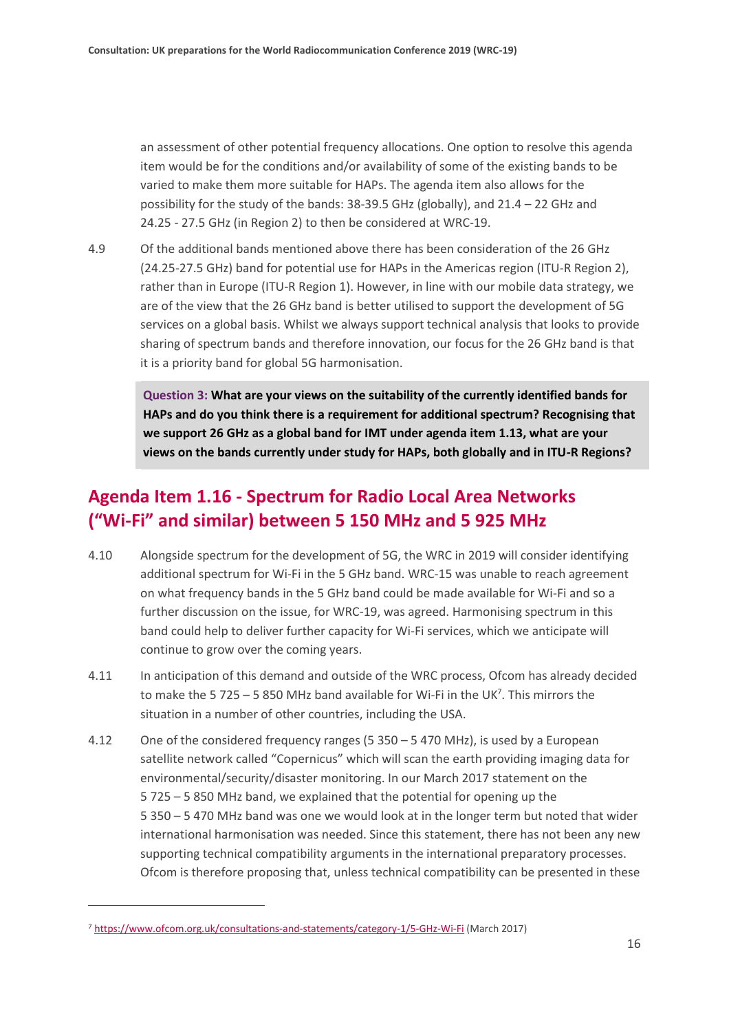an assessment of other potential frequency allocations. One option to resolve this agenda item would be for the conditions and/or availability of some of the existing bands to be varied to make them more suitable for HAPs. The agenda item also allows for the possibility for the study of the bands: 38-39.5 GHz (globally), and 21.4 – 22 GHz and 24.25 - 27.5 GHz (in Region 2) to then be considered at WRC-19.

4.9 Of the additional bands mentioned above there has been consideration of the 26 GHz (24.25-27.5 GHz) band for potential use for HAPs in the Americas region (ITU-R Region 2), rather than in Europe (ITU-R Region 1). However, in line with our mobile data strategy, we are of the view that the 26 GHz band is better utilised to support the development of 5G services on a global basis. Whilst we always support technical analysis that looks to provide sharing of spectrum bands and therefore innovation, our focus for the 26 GHz band is that it is a priority band for global 5G harmonisation.

> **Question 3: What are your views on the suitability of the currently identified bands for HAPs and do you think there is a requirement for additional spectrum? Recognising that we support 26 GHz as a global band for IMT under agenda item 1.13, what are your views on the bands currently under study for HAPs, both globally and in ITU-R Regions?**

## Agenda Item 1.16 - Spectrum for Radio Local Area Networks ("Wi-Fi" and similar) between 5 150 MHz and 5 925 MHz

4.10 Alongside spectrum for the development of 5G, the WRC in 2019 will consider identifying additional spectrum for Wi-Fi in the 5 GHz band. WRC-15 was unable to reach agreement on what frequency bands in the 5 GHz band could be made available for Wi-Fi and so a further discussion on the issue, for WRC-19, was agreed. Harmonising spectrum in this band could help to deliver further capacity for Wi-Fi services, which we anticipate will continue to grow over the coming years.

4.11 In anticipation of this demand and outside of the WRC process, Ofcom has already decided to make the 5 725 – 5 850 MHz band available for Wi-Fi in the UK[7]. This mirrors the situation in a number of other countries, including the USA.

4.12 One of the considered frequency ranges (5 350 – 5 470 MHz), is used by a European satellite network called "Copernicus" which will scan the earth providing imaging data for environmental/security/disaster monitoring. In our March 2017 statement on the 5 725 – 5 850 MHz band, we explained that the potential for opening up the 5 350 – 5 470 MHz band was one we would look at in the longer term but noted that wider international harmonisation was needed. Since this statement, there has not been any new supporting technical compatibility arguments in the international preparatory processes. Ofcom is therefore proposing that, unless technical compatibility can be presented in these

[7] https://www.ofcom.org.uk/consultations-and-statements/category-1/5-GHz-Wi-Fi (March 2017)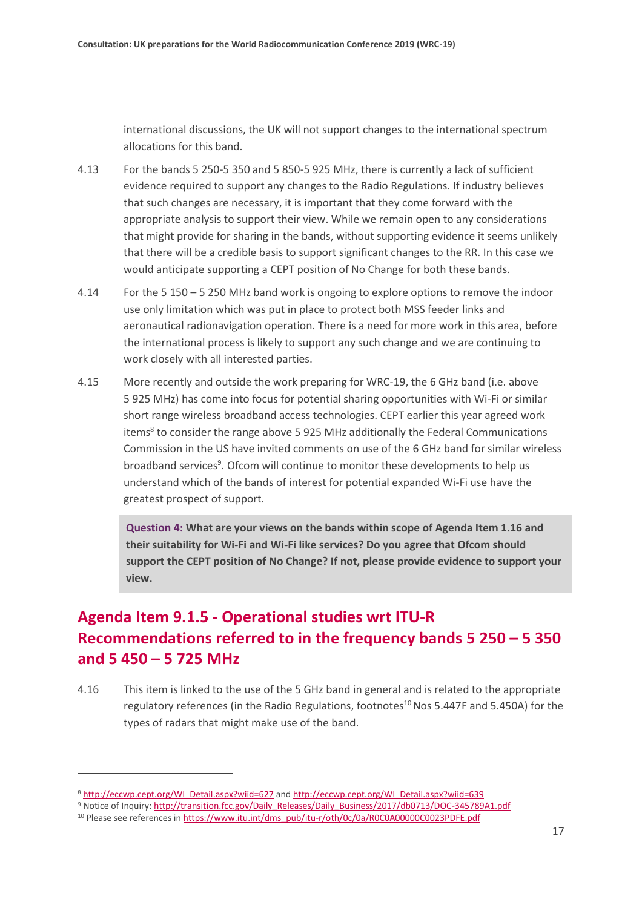international discussions, the UK will not support changes to the international spectrum allocations for this band.

4.13 For the bands 5 250-5 350 and 5 850-5 925 MHz, there is currently a lack of sufficient evidence required to support any changes to the Radio Regulations. If industry believes that such changes are necessary, it is important that they come forward with the appropriate analysis to support their view. While we remain open to any considerations that might provide for sharing in the bands, without supporting evidence it seems unlikely that there will be a credible basis to support significant changes to the RR. In this case we would anticipate supporting a CEPT position of No Change for both these bands.

4.14 For the 5 150 – 5 250 MHz band work is ongoing to explore options to remove the indoor use only limitation which was put in place to protect both MSS feeder links and aeronautical radionavigation operation. There is a need for more work in this area, before the international process is likely to support any such change and we are continuing to work closely with all interested parties.

4.15 More recently and outside the work preparing for WRC-19, the 6 GHz band (i.e. above 5 925 MHz) has come into focus for potential sharing opportunities with Wi-Fi or similar short range wireless broadband access technologies. CEPT earlier this year agreed work items[8] to consider the range above 5 925 MHz additionally the Federal Communications Commission in the US have invited comments on use of the 6 GHz band for similar wireless broadband services[9]. Ofcom will continue to monitor these developments to help us understand which of the bands of interest for potential expanded Wi-Fi use have the greatest prospect of support.

> **Question 4: What are your views on the bands within scope of Agenda Item 1.16 and their suitability for Wi-Fi and Wi-Fi like services? Do you agree that Ofcom should support the CEPT position of No Change? If not, please provide evidence to support your view.**

## Agenda Item 9.1.5 - Operational studies wrt ITU-R Recommendations referred to in the frequency bands 5 250 – 5 350 and 5 450 – 5 725 MHz

4.16 This item is linked to the use of the 5 GHz band in general and is related to the appropriate regulatory references (in the Radio Regulations, footnotes[10] Nos 5.447F and 5.450A) for the types of radars that might make use of the band.

---

[8] http://eccwp.cept.org/WI_Detail.aspx?wiid=627 and http://eccwp.cept.org/WI_Detail.aspx?wiid=639

[9] Notice of Inquiry: http://transition.fcc.gov/Daily_Releases/Daily_Business/2017/db0713/DOC-345789A1.pdf

[10] Please see references in https://www.itu.int/dms_pub/itu-r/oth/0c/0a/R0C0A00000C0023PDFE.pdf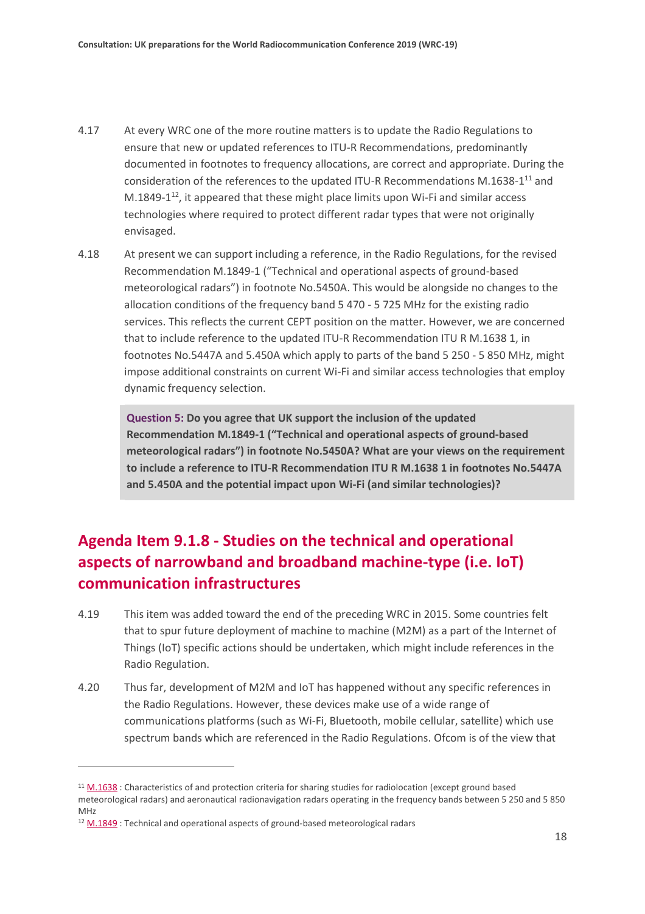4.17 At every WRC one of the more routine matters is to update the Radio Regulations to ensure that new or updated references to ITU-R Recommendations, predominantly documented in footnotes to frequency allocations, are correct and appropriate. During the consideration of the references to the updated ITU-R Recommendations M.1638-1[11] and M.1849-1[12], it appeared that these might place limits upon Wi-Fi and similar access technologies where required to protect different radar types that were not originally envisaged.

4.18 At present we can support including a reference, in the Radio Regulations, for the revised Recommendation M.1849-1 ("Technical and operational aspects of ground-based meteorological radars") in footnote No.5450A. This would be alongside no changes to the allocation conditions of the frequency band 5 470 - 5 725 MHz for the existing radio services. This reflects the current CEPT position on the matter. However, we are concerned that to include reference to the updated ITU-R Recommendation ITU R M.1638 1, in footnotes No.5447A and 5.450A which apply to parts of the band 5 250 - 5 850 MHz, might impose additional constraints on current Wi-Fi and similar access technologies that employ dynamic frequency selection.

> **Question 5: Do you agree that UK support the inclusion of the updated Recommendation M.1849-1 ("Technical and operational aspects of ground-based meteorological radars") in footnote No.5450A? What are your views on the requirement to include a reference to ITU-R Recommendation ITU R M.1638 1 in footnotes No.5447A and 5.450A and the potential impact upon Wi-Fi (and similar technologies)?**

## Agenda Item 9.1.8 - Studies on the technical and operational aspects of narrowband and broadband machine-type (i.e. IoT) communication infrastructures

4.19 This item was added toward the end of the preceding WRC in 2015. Some countries felt that to spur future deployment of machine to machine (M2M) as a part of the Internet of Things (IoT) specific actions should be undertaken, which might include references in the Radio Regulation.

4.20 Thus far, development of M2M and IoT has happened without any specific references in the Radio Regulations. However, these devices make use of a wide range of communications platforms (such as Wi-Fi, Bluetooth, mobile cellular, satellite) which use spectrum bands which are referenced in the Radio Regulations. Ofcom is of the view that

---

[11] M.1638 : Characteristics of and protection criteria for sharing studies for radiolocation (except ground based meteorological radars) and aeronautical radionavigation radars operating in the frequency bands between 5 250 and 5 850 MHz

[12] M.1849 : Technical and operational aspects of ground-based meteorological radars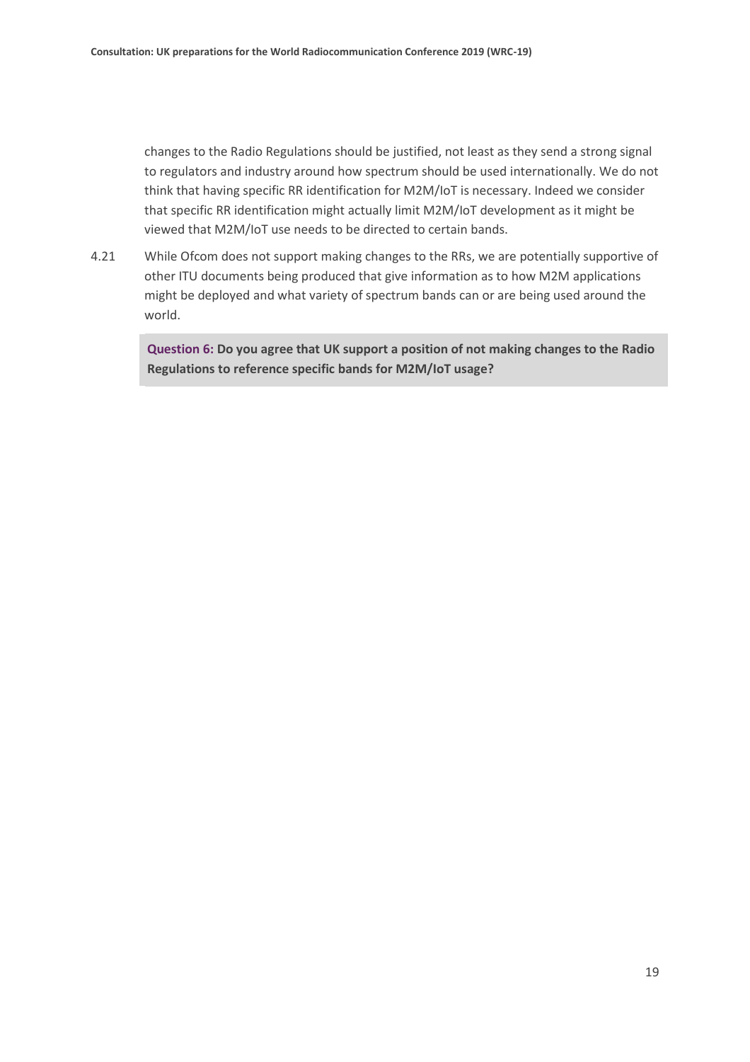changes to the Radio Regulations should be justified, not least as they send a strong signal to regulators and industry around how spectrum should be used internationally. We do not think that having specific RR identification for M2M/IoT is necessary. Indeed we consider that specific RR identification might actually limit M2M/IoT development as it might be viewed that M2M/IoT use needs to be directed to certain bands.

4.21 While Ofcom does not support making changes to the RRs, we are potentially supportive of other ITU documents being produced that give information as to how M2M applications might be deployed and what variety of spectrum bands can or are being used around the world.

**Question 6: Do you agree that UK support a position of not making changes to the Radio Regulations to reference specific bands for M2M/IoT usage?**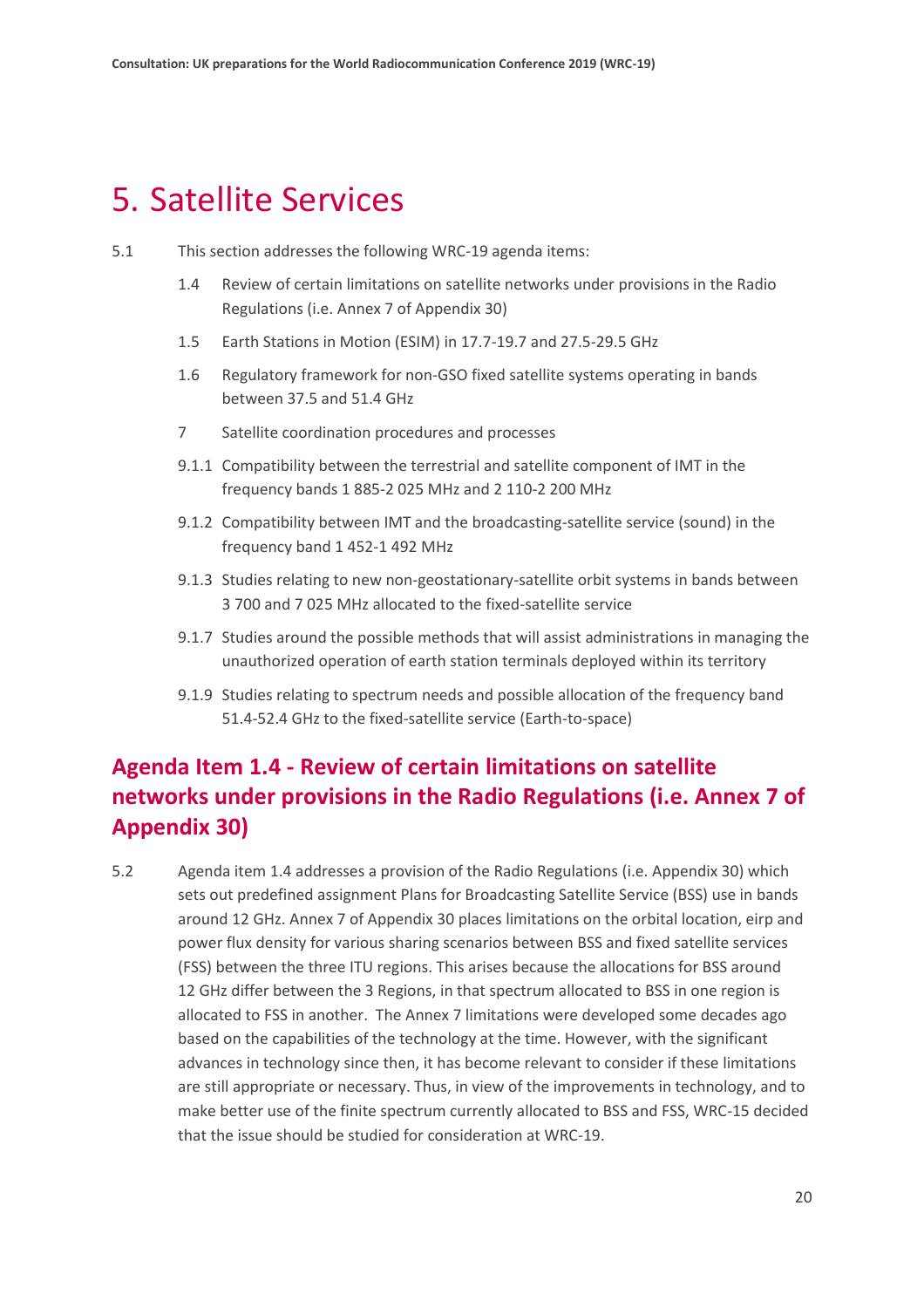# 5. Satellite Services

5.1 This section addresses the following WRC-19 agenda items:

- 1.4 Review of certain limitations on satellite networks under provisions in the Radio Regulations (i.e. Annex 7 of Appendix 30)
- 1.5 Earth Stations in Motion (ESIM) in 17.7-19.7 and 27.5-29.5 GHz
- 1.6 Regulatory framework for non-GSO fixed satellite systems operating in bands between 37.5 and 51.4 GHz
- 7 Satellite coordination procedures and processes
- 9.1.1 Compatibility between the terrestrial and satellite component of IMT in the frequency bands 1 885-2 025 MHz and 2 110-2 200 MHz
- 9.1.2 Compatibility between IMT and the broadcasting-satellite service (sound) in the frequency band 1 452-1 492 MHz
- 9.1.3 Studies relating to new non-geostationary-satellite orbit systems in bands between 3 700 and 7 025 MHz allocated to the fixed-satellite service
- 9.1.7 Studies around the possible methods that will assist administrations in managing the unauthorized operation of earth station terminals deployed within its territory
- 9.1.9 Studies relating to spectrum needs and possible allocation of the frequency band 51.4-52.4 GHz to the fixed-satellite service (Earth-to-space)

## Agenda Item 1.4 - Review of certain limitations on satellite networks under provisions in the Radio Regulations (i.e. Annex 7 of Appendix 30)

5.2 Agenda item 1.4 addresses a provision of the Radio Regulations (i.e. Appendix 30) which sets out predefined assignment Plans for Broadcasting Satellite Service (BSS) use in bands around 12 GHz. Annex 7 of Appendix 30 places limitations on the orbital location, eirp and power flux density for various sharing scenarios between BSS and fixed satellite services (FSS) between the three ITU regions. This arises because the allocations for BSS around 12 GHz differ between the 3 Regions, in that spectrum allocated to BSS in one region is allocated to FSS in another. The Annex 7 limitations were developed some decades ago based on the capabilities of the technology at the time. However, with the significant advances in technology since then, it has become relevant to consider if these limitations are still appropriate or necessary. Thus, in view of the improvements in technology, and to make better use of the finite spectrum currently allocated to BSS and FSS, WRC-15 decided that the issue should be studied for consideration at WRC-19.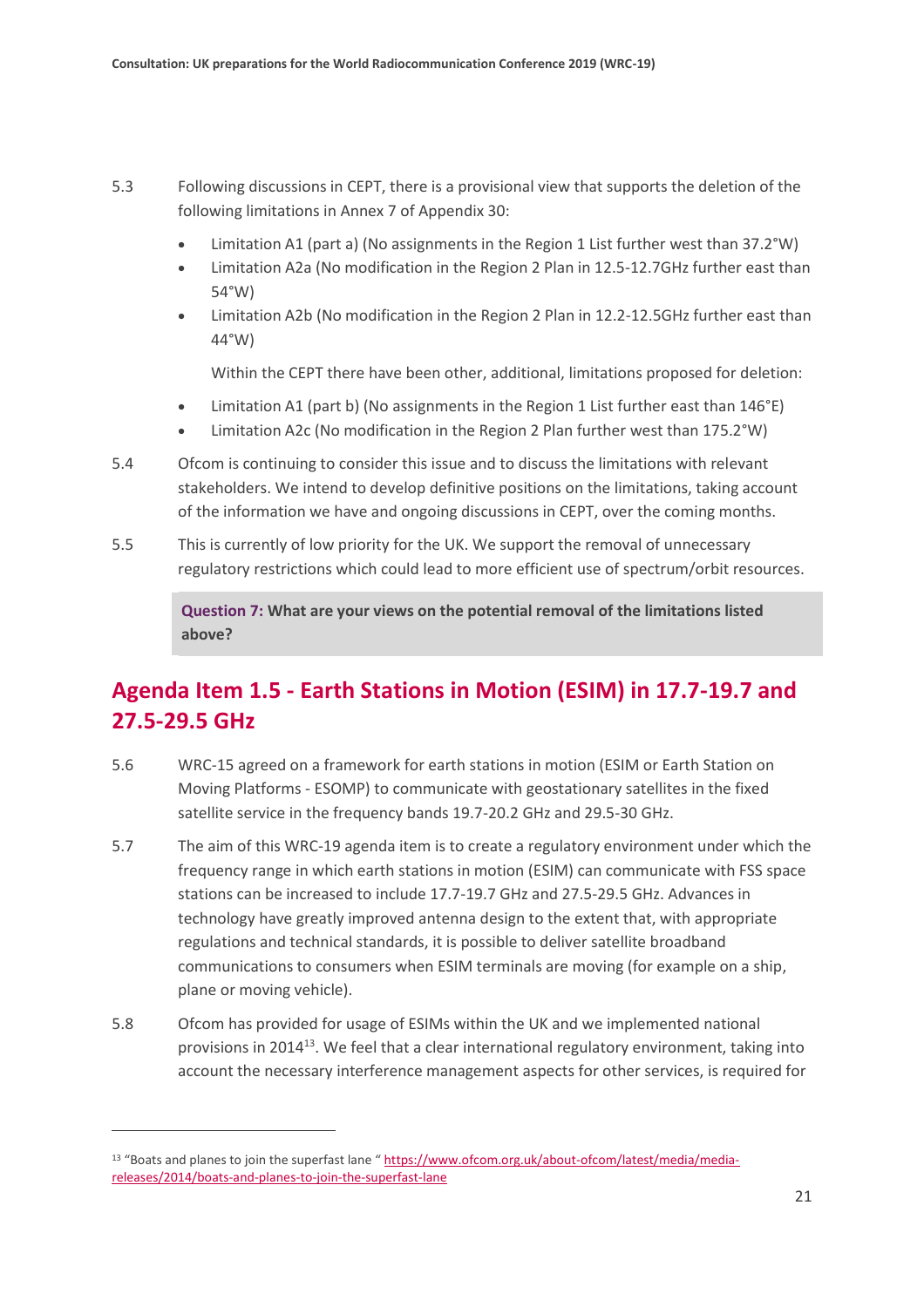5.3 Following discussions in CEPT, there is a provisional view that supports the deletion of the following limitations in Annex 7 of Appendix 30:

- Limitation A1 (part a) (No assignments in the Region 1 List further west than 37.2°W)
- Limitation A2a (No modification in the Region 2 Plan in 12.5-12.7GHz further east than 54°W)
- Limitation A2b (No modification in the Region 2 Plan in 12.2-12.5GHz further east than 44°W)

  Within the CEPT there have been other, additional, limitations proposed for deletion:

- Limitation A1 (part b) (No assignments in the Region 1 List further east than 146°E)
- Limitation A2c (No modification in the Region 2 Plan further west than 175.2°W)

5.4 Ofcom is continuing to consider this issue and to discuss the limitations with relevant stakeholders. We intend to develop definitive positions on the limitations, taking account of the information we have and ongoing discussions in CEPT, over the coming months.

5.5 This is currently of low priority for the UK. We support the removal of unnecessary regulatory restrictions which could lead to more efficient use of spectrum/orbit resources.

> **Question 7: What are your views on the potential removal of the limitations listed above?**

## Agenda Item 1.5 - Earth Stations in Motion (ESIM) in 17.7-19.7 and 27.5-29.5 GHz

5.6 WRC-15 agreed on a framework for earth stations in motion (ESIM or Earth Station on Moving Platforms - ESOMP) to communicate with geostationary satellites in the fixed satellite service in the frequency bands 19.7-20.2 GHz and 29.5-30 GHz.

5.7 The aim of this WRC-19 agenda item is to create a regulatory environment under which the frequency range in which earth stations in motion (ESIM) can communicate with FSS space stations can be increased to include 17.7-19.7 GHz and 27.5-29.5 GHz. Advances in technology have greatly improved antenna design to the extent that, with appropriate regulations and technical standards, it is possible to deliver satellite broadband communications to consumers when ESIM terminals are moving (for example on a ship, plane or moving vehicle).

5.8 Ofcom has provided for usage of ESIMs within the UK and we implemented national provisions in 2014[13]. We feel that a clear international regulatory environment, taking into account the necessary interference management aspects for other services, is required for

[13] "Boats and planes to join the superfast lane " https://www.ofcom.org.uk/about-ofcom/latest/media/media-releases/2014/boats-and-planes-to-join-the-superfast-lane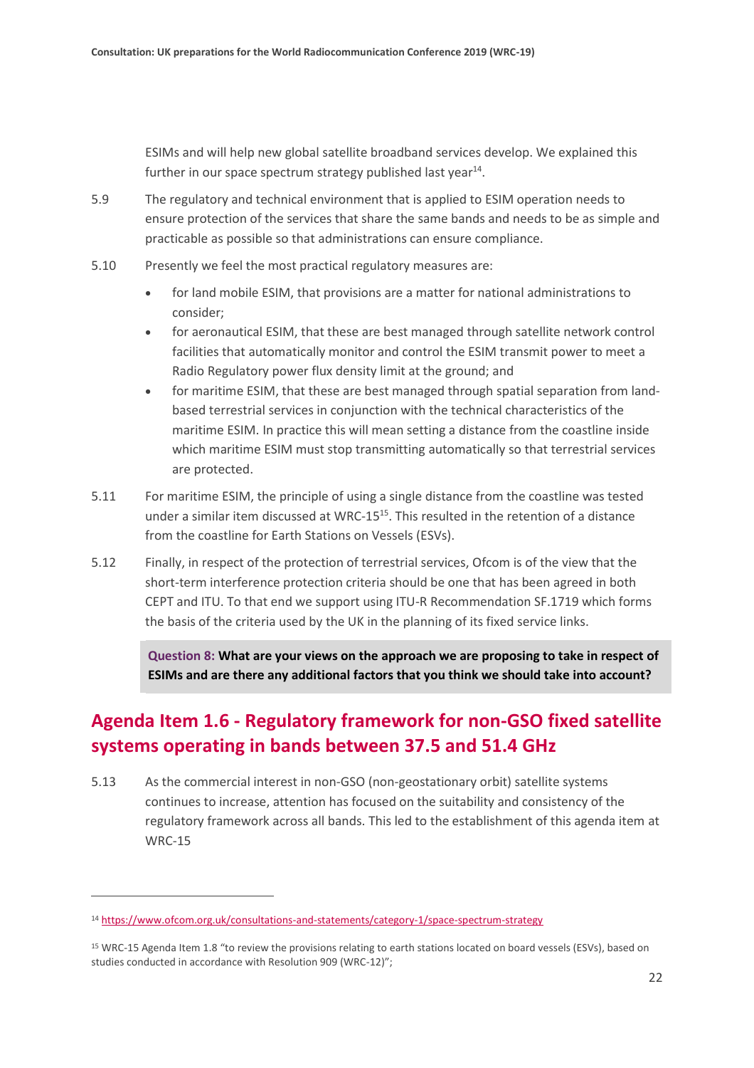ESIMs and will help new global satellite broadband services develop. We explained this further in our space spectrum strategy published last year[14].

5.9 The regulatory and technical environment that is applied to ESIM operation needs to ensure protection of the services that share the same bands and needs to be as simple and practicable as possible so that administrations can ensure compliance.

5.10 Presently we feel the most practical regulatory measures are:

- for land mobile ESIM, that provisions are a matter for national administrations to consider;
- for aeronautical ESIM, that these are best managed through satellite network control facilities that automatically monitor and control the ESIM transmit power to meet a Radio Regulatory power flux density limit at the ground; and
- for maritime ESIM, that these are best managed through spatial separation from land-based terrestrial services in conjunction with the technical characteristics of the maritime ESIM. In practice this will mean setting a distance from the coastline inside which maritime ESIM must stop transmitting automatically so that terrestrial services are protected.

5.11 For maritime ESIM, the principle of using a single distance from the coastline was tested under a similar item discussed at WRC-15[15]. This resulted in the retention of a distance from the coastline for Earth Stations on Vessels (ESVs).

5.12 Finally, in respect of the protection of terrestrial services, Ofcom is of the view that the short-term interference protection criteria should be one that has been agreed in both CEPT and ITU. To that end we support using ITU-R Recommendation SF.1719 which forms the basis of the criteria used by the UK in the planning of its fixed service links.

> **Question 8: What are your views on the approach we are proposing to take in respect of ESIMs and are there any additional factors that you think we should take into account?**

## Agenda Item 1.6 - Regulatory framework for non-GSO fixed satellite systems operating in bands between 37.5 and 51.4 GHz

5.13 As the commercial interest in non-GSO (non-geostationary orbit) satellite systems continues to increase, attention has focused on the suitability and consistency of the regulatory framework across all bands. This led to the establishment of this agenda item at WRC-15

---

[14] https://www.ofcom.org.uk/consultations-and-statements/category-1/space-spectrum-strategy

[15] WRC-15 Agenda Item 1.8 "to review the provisions relating to earth stations located on board vessels (ESVs), based on studies conducted in accordance with Resolution 909 (WRC-12)";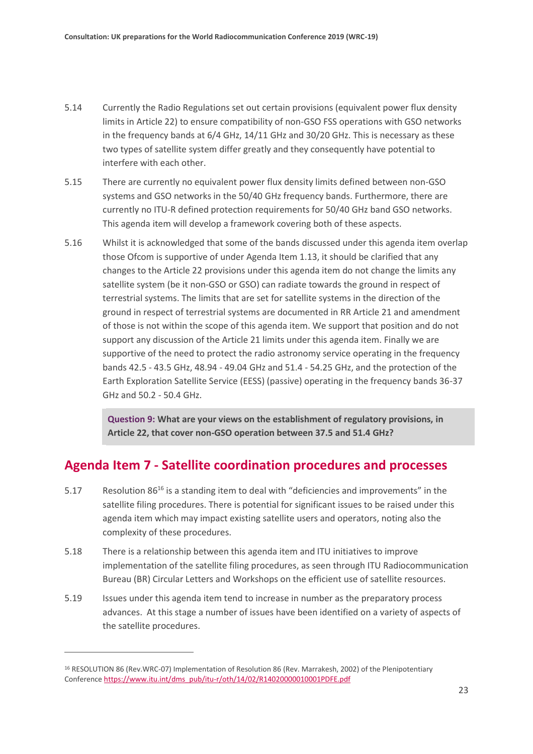5.14 Currently the Radio Regulations set out certain provisions (equivalent power flux density limits in Article 22) to ensure compatibility of non-GSO FSS operations with GSO networks in the frequency bands at 6/4 GHz, 14/11 GHz and 30/20 GHz. This is necessary as these two types of satellite system differ greatly and they consequently have potential to interfere with each other.

5.15 There are currently no equivalent power flux density limits defined between non-GSO systems and GSO networks in the 50/40 GHz frequency bands. Furthermore, there are currently no ITU-R defined protection requirements for 50/40 GHz band GSO networks. This agenda item will develop a framework covering both of these aspects.

5.16 Whilst it is acknowledged that some of the bands discussed under this agenda item overlap those Ofcom is supportive of under Agenda Item 1.13, it should be clarified that any changes to the Article 22 provisions under this agenda item do not change the limits any satellite system (be it non-GSO or GSO) can radiate towards the ground in respect of terrestrial systems. The limits that are set for satellite systems in the direction of the ground in respect of terrestrial systems are documented in RR Article 21 and amendment of those is not within the scope of this agenda item. We support that position and do not support any discussion of the Article 21 limits under this agenda item. Finally we are supportive of the need to protect the radio astronomy service operating in the frequency bands 42.5 - 43.5 GHz, 48.94 - 49.04 GHz and 51.4 - 54.25 GHz, and the protection of the Earth Exploration Satellite Service (EESS) (passive) operating in the frequency bands 36-37 GHz and 50.2 - 50.4 GHz.

> **Question 9: What are your views on the establishment of regulatory provisions, in Article 22, that cover non-GSO operation between 37.5 and 51.4 GHz?**

## Agenda Item 7 - Satellite coordination procedures and processes

5.17 Resolution 86[16] is a standing item to deal with "deficiencies and improvements" in the satellite filing procedures. There is potential for significant issues to be raised under this agenda item which may impact existing satellite users and operators, noting also the complexity of these procedures.

5.18 There is a relationship between this agenda item and ITU initiatives to improve implementation of the satellite filing procedures, as seen through ITU Radiocommunication Bureau (BR) Circular Letters and Workshops on the efficient use of satellite resources.

5.19 Issues under this agenda item tend to increase in number as the preparatory process advances. At this stage a number of issues have been identified on a variety of aspects of the satellite procedures.

---

[16] RESOLUTION 86 (Rev.WRC-07) Implementation of Resolution 86 (Rev. Marrakesh, 2002) of the Plenipotentiary Conference https://www.itu.int/dms_pub/itu-r/oth/14/02/R14020000010001PDFE.pdf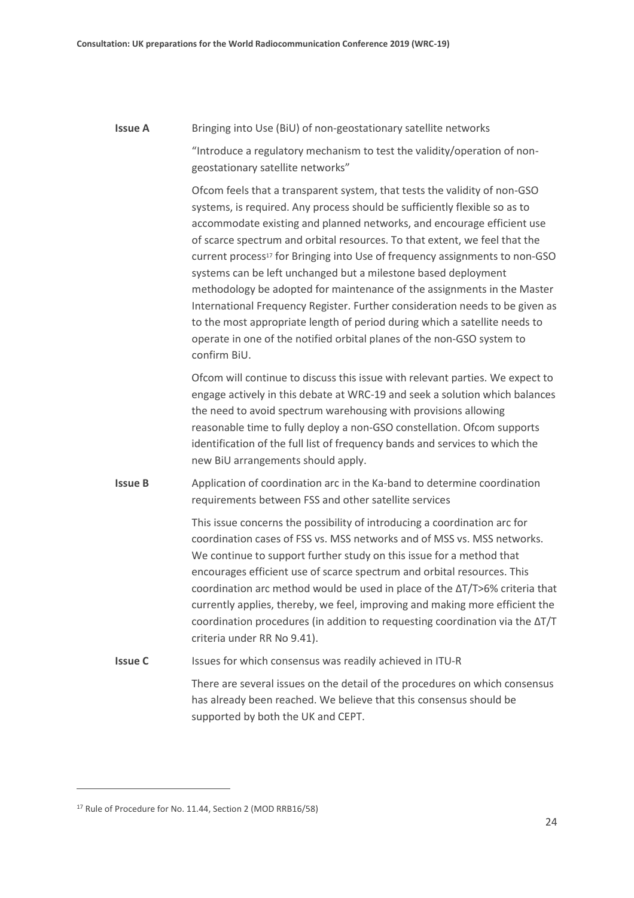**Issue A** Bringing into Use (BiU) of non-geostationary satellite networks

"Introduce a regulatory mechanism to test the validity/operation of non-geostationary satellite networks"

Ofcom feels that a transparent system, that tests the validity of non-GSO systems, is required. Any process should be sufficiently flexible so as to accommodate existing and planned networks, and encourage efficient use of scarce spectrum and orbital resources. To that extent, we feel that the current process[17] for Bringing into Use of frequency assignments to non-GSO systems can be left unchanged but a milestone based deployment methodology be adopted for maintenance of the assignments in the Master International Frequency Register. Further consideration needs to be given as to the most appropriate length of period during which a satellite needs to operate in one of the notified orbital planes of the non-GSO system to confirm BiU.

Ofcom will continue to discuss this issue with relevant parties. We expect to engage actively in this debate at WRC-19 and seek a solution which balances the need to avoid spectrum warehousing with provisions allowing reasonable time to fully deploy a non-GSO constellation. Ofcom supports identification of the full list of frequency bands and services to which the new BiU arrangements should apply.

**Issue B** Application of coordination arc in the Ka-band to determine coordination requirements between FSS and other satellite services

This issue concerns the possibility of introducing a coordination arc for coordination cases of FSS vs. MSS networks and of MSS vs. MSS networks. We continue to support further study on this issue for a method that encourages efficient use of scarce spectrum and orbital resources. This coordination arc method would be used in place of the $\Delta T/T > 6\%$ criteria that currently applies, thereby, we feel, improving and making more efficient the coordination procedures (in addition to requesting coordination via the $\Delta T/T$ criteria under RR No 9.41).

**Issue C** Issues for which consensus was readily achieved in ITU-R

There are several issues on the detail of the procedures on which consensus has already been reached. We believe that this consensus should be supported by both the UK and CEPT.

---

[17] Rule of Procedure for No. 11.44, Section 2 (MOD RRB16/58)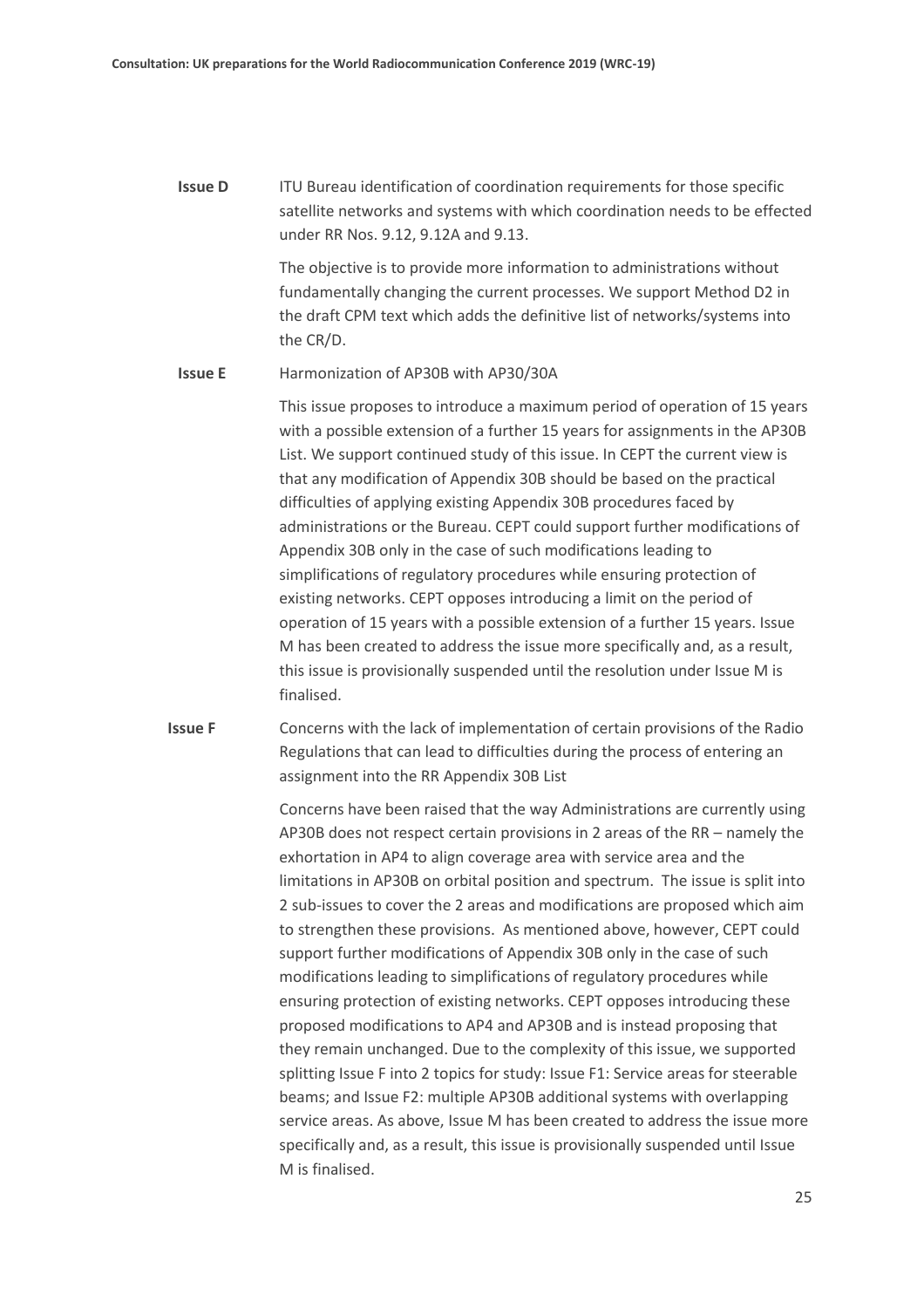**Issue D** ITU Bureau identification of coordination requirements for those specific satellite networks and systems with which coordination needs to be effected under RR Nos. 9.12, 9.12A and 9.13.

The objective is to provide more information to administrations without fundamentally changing the current processes. We support Method D2 in the draft CPM text which adds the definitive list of networks/systems into the CR/D.

**Issue E** Harmonization of AP30B with AP30/30A

This issue proposes to introduce a maximum period of operation of 15 years with a possible extension of a further 15 years for assignments in the AP30B List. We support continued study of this issue. In CEPT the current view is that any modification of Appendix 30B should be based on the practical difficulties of applying existing Appendix 30B procedures faced by administrations or the Bureau. CEPT could support further modifications of Appendix 30B only in the case of such modifications leading to simplifications of regulatory procedures while ensuring protection of existing networks. CEPT opposes introducing a limit on the period of operation of 15 years with a possible extension of a further 15 years. Issue M has been created to address the issue more specifically and, as a result, this issue is provisionally suspended until the resolution under Issue M is finalised.

**Issue F** Concerns with the lack of implementation of certain provisions of the Radio Regulations that can lead to difficulties during the process of entering an assignment into the RR Appendix 30B List

Concerns have been raised that the way Administrations are currently using AP30B does not respect certain provisions in 2 areas of the RR – namely the exhortation in AP4 to align coverage area with service area and the limitations in AP30B on orbital position and spectrum. The issue is split into 2 sub-issues to cover the 2 areas and modifications are proposed which aim to strengthen these provisions. As mentioned above, however, CEPT could support further modifications of Appendix 30B only in the case of such modifications leading to simplifications of regulatory procedures while ensuring protection of existing networks. CEPT opposes introducing these proposed modifications to AP4 and AP30B and is instead proposing that they remain unchanged. Due to the complexity of this issue, we supported splitting Issue F into 2 topics for study: Issue F1: Service areas for steerable beams; and Issue F2: multiple AP30B additional systems with overlapping service areas. As above, Issue M has been created to address the issue more specifically and, as a result, this issue is provisionally suspended until Issue M is finalised.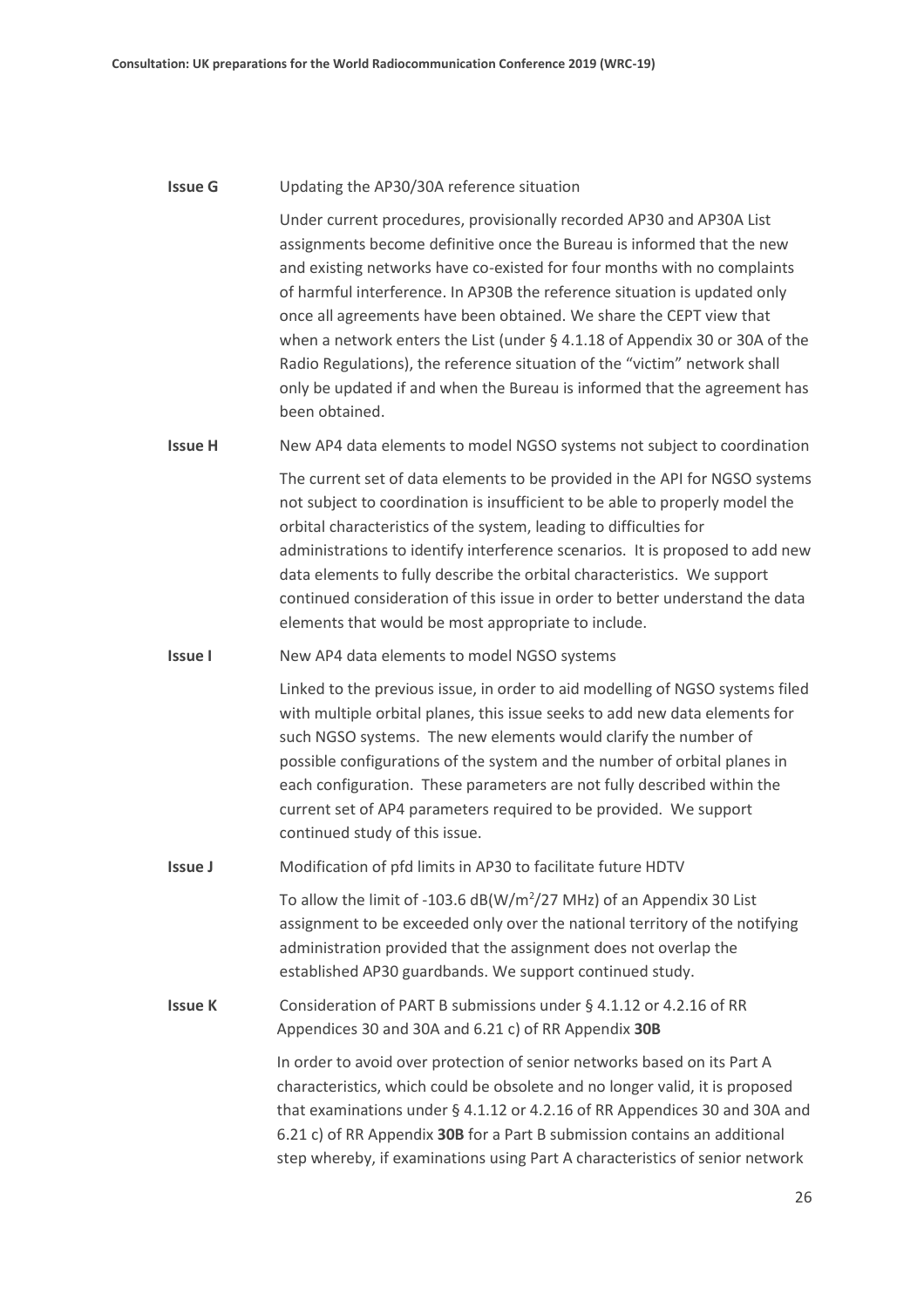**Issue G** Updating the AP30/30A reference situation

Under current procedures, provisionally recorded AP30 and AP30A List assignments become definitive once the Bureau is informed that the new and existing networks have co-existed for four months with no complaints of harmful interference. In AP30B the reference situation is updated only once all agreements have been obtained. We share the CEPT view that when a network enters the List (under § 4.1.18 of Appendix 30 or 30A of the Radio Regulations), the reference situation of the "victim" network shall only be updated if and when the Bureau is informed that the agreement has been obtained.

**Issue H** New AP4 data elements to model NGSO systems not subject to coordination

The current set of data elements to be provided in the API for NGSO systems not subject to coordination is insufficient to be able to properly model the orbital characteristics of the system, leading to difficulties for administrations to identify interference scenarios. It is proposed to add new data elements to fully describe the orbital characteristics. We support continued consideration of this issue in order to better understand the data elements that would be most appropriate to include.

**Issue I** New AP4 data elements to model NGSO systems

Linked to the previous issue, in order to aid modelling of NGSO systems filed with multiple orbital planes, this issue seeks to add new data elements for such NGSO systems. The new elements would clarify the number of possible configurations of the system and the number of orbital planes in each configuration. These parameters are not fully described within the current set of AP4 parameters required to be provided. We support continued study of this issue.

**Issue J** Modification of pfd limits in AP30 to facilitate future HDTV

To allow the limit of -103.6 dB(W/m$^2$/27 MHz) of an Appendix 30 List assignment to be exceeded only over the national territory of the notifying administration provided that the assignment does not overlap the established AP30 guardbands. We support continued study.

**Issue K** Consideration of PART B submissions under § 4.1.12 or 4.2.16 of RR Appendices 30 and 30A and 6.21 c) of RR Appendix **30B**

In order to avoid over protection of senior networks based on its Part A characteristics, which could be obsolete and no longer valid, it is proposed that examinations under § 4.1.12 or 4.2.16 of RR Appendices 30 and 30A and 6.21 c) of RR Appendix **30B** for a Part B submission contains an additional step whereby, if examinations using Part A characteristics of senior network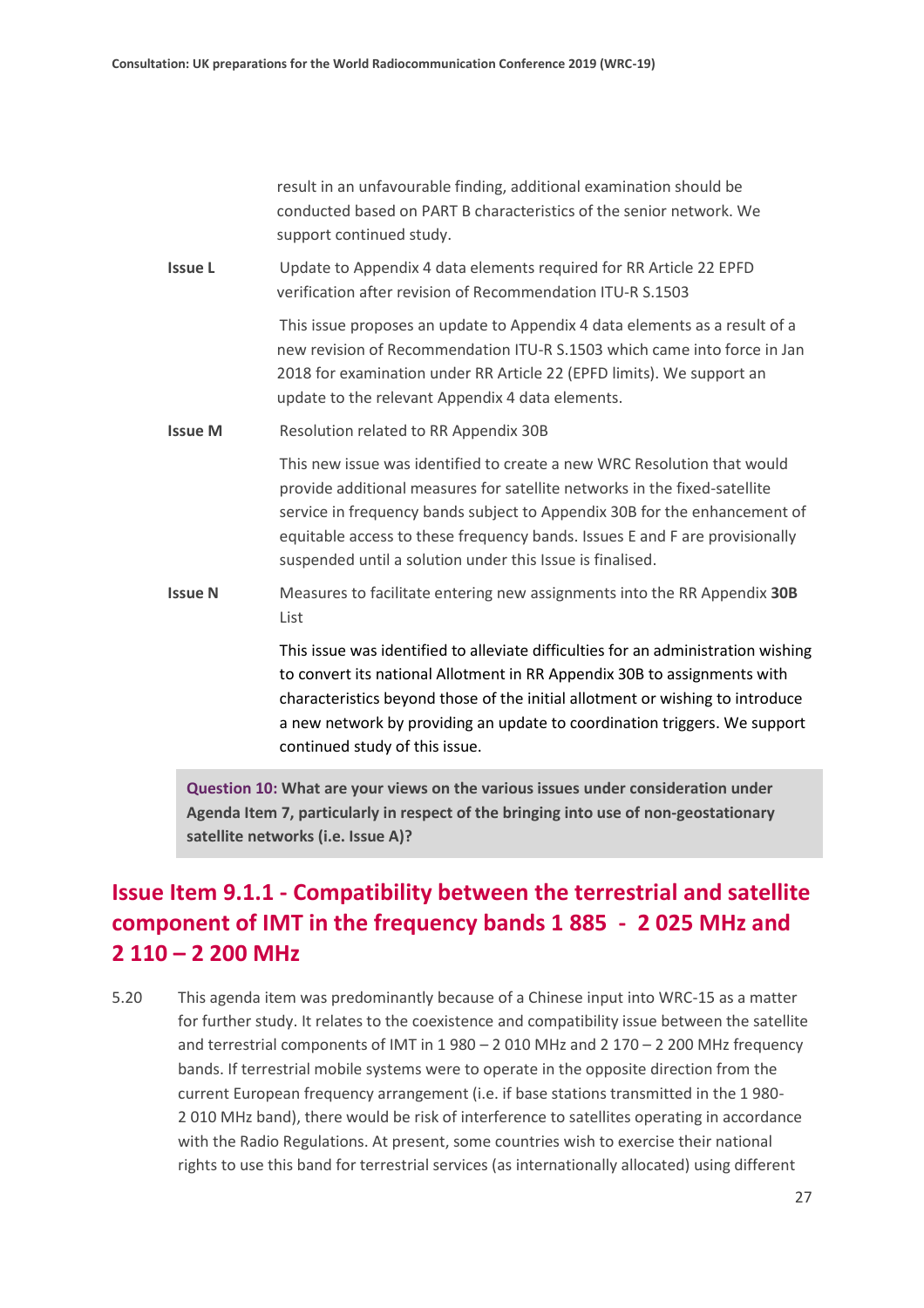result in an unfavourable finding, additional examination should be conducted based on PART B characteristics of the senior network. We support continued study.

**Issue L** Update to Appendix 4 data elements required for RR Article 22 EPFD verification after revision of Recommendation ITU-R S.1503

This issue proposes an update to Appendix 4 data elements as a result of a new revision of Recommendation ITU-R S.1503 which came into force in Jan 2018 for examination under RR Article 22 (EPFD limits). We support an update to the relevant Appendix 4 data elements.

**Issue M** Resolution related to RR Appendix 30B

This new issue was identified to create a new WRC Resolution that would provide additional measures for satellite networks in the fixed-satellite service in frequency bands subject to Appendix 30B for the enhancement of equitable access to these frequency bands. Issues E and F are provisionally suspended until a solution under this Issue is finalised.

**Issue N** Measures to facilitate entering new assignments into the RR Appendix **30B** List

This issue was identified to alleviate difficulties for an administration wishing to convert its national Allotment in RR Appendix 30B to assignments with characteristics beyond those of the initial allotment or wishing to introduce a new network by providing an update to coordination triggers. We support continued study of this issue.

**Question 10: What are your views on the various issues under consideration under Agenda Item 7, particularly in respect of the bringing into use of non-geostationary satellite networks (i.e. Issue A)?**

## Issue Item 9.1.1 - Compatibility between the terrestrial and satellite component of IMT in the frequency bands 1 885 - 2 025 MHz and 2 110 – 2 200 MHz

5.20 This agenda item was predominantly because of a Chinese input into WRC-15 as a matter for further study. It relates to the coexistence and compatibility issue between the satellite and terrestrial components of IMT in 1 980 – 2 010 MHz and 2 170 – 2 200 MHz frequency bands. If terrestrial mobile systems were to operate in the opposite direction from the current European frequency arrangement (i.e. if base stations transmitted in the 1 980-2 010 MHz band), there would be risk of interference to satellites operating in accordance with the Radio Regulations. At present, some countries wish to exercise their national rights to use this band for terrestrial services (as internationally allocated) using different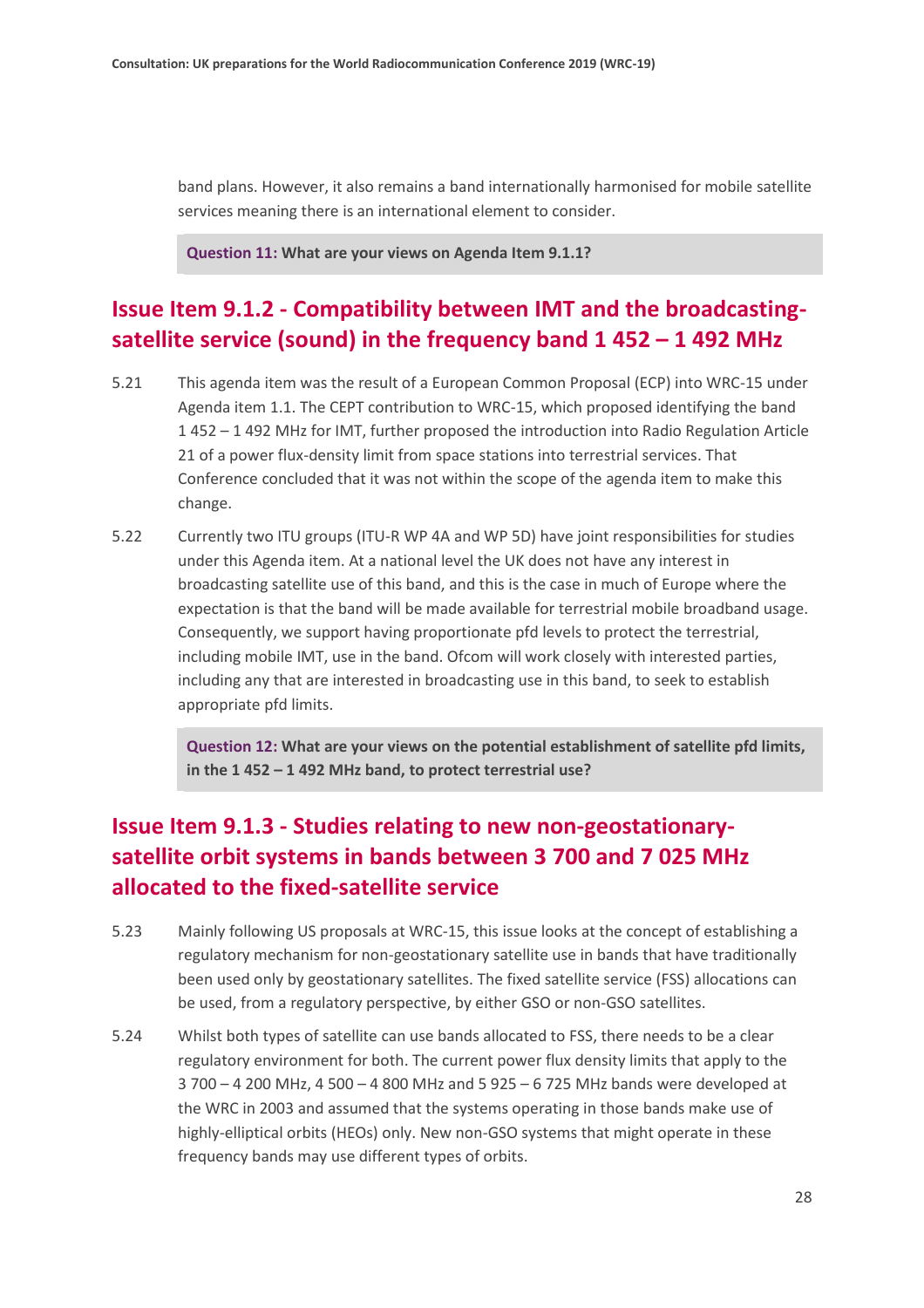band plans. However, it also remains a band internationally harmonised for mobile satellite services meaning there is an international element to consider.

> **Question 11: What are your views on Agenda Item 9.1.1?**

## Issue Item 9.1.2 - Compatibility between IMT and the broadcasting-satellite service (sound) in the frequency band 1 452 – 1 492 MHz

5.21 This agenda item was the result of a European Common Proposal (ECP) into WRC-15 under Agenda item 1.1. The CEPT contribution to WRC-15, which proposed identifying the band 1 452 – 1 492 MHz for IMT, further proposed the introduction into Radio Regulation Article 21 of a power flux-density limit from space stations into terrestrial services. That Conference concluded that it was not within the scope of the agenda item to make this change.

5.22 Currently two ITU groups (ITU-R WP 4A and WP 5D) have joint responsibilities for studies under this Agenda item. At a national level the UK does not have any interest in broadcasting satellite use of this band, and this is the case in much of Europe where the expectation is that the band will be made available for terrestrial mobile broadband usage. Consequently, we support having proportionate pfd levels to protect the terrestrial, including mobile IMT, use in the band. Ofcom will work closely with interested parties, including any that are interested in broadcasting use in this band, to seek to establish appropriate pfd limits.

> **Question 12: What are your views on the potential establishment of satellite pfd limits, in the 1 452 – 1 492 MHz band, to protect terrestrial use?**

## Issue Item 9.1.3 - Studies relating to new non-geostationary-satellite orbit systems in bands between 3 700 and 7 025 MHz allocated to the fixed-satellite service

5.23 Mainly following US proposals at WRC-15, this issue looks at the concept of establishing a regulatory mechanism for non-geostationary satellite use in bands that have traditionally been used only by geostationary satellites. The fixed satellite service (FSS) allocations can be used, from a regulatory perspective, by either GSO or non-GSO satellites.

5.24 Whilst both types of satellite can use bands allocated to FSS, there needs to be a clear regulatory environment for both. The current power flux density limits that apply to the 3 700 – 4 200 MHz, 4 500 – 4 800 MHz and 5 925 – 6 725 MHz bands were developed at the WRC in 2003 and assumed that the systems operating in those bands make use of highly-elliptical orbits (HEOs) only. New non-GSO systems that might operate in these frequency bands may use different types of orbits.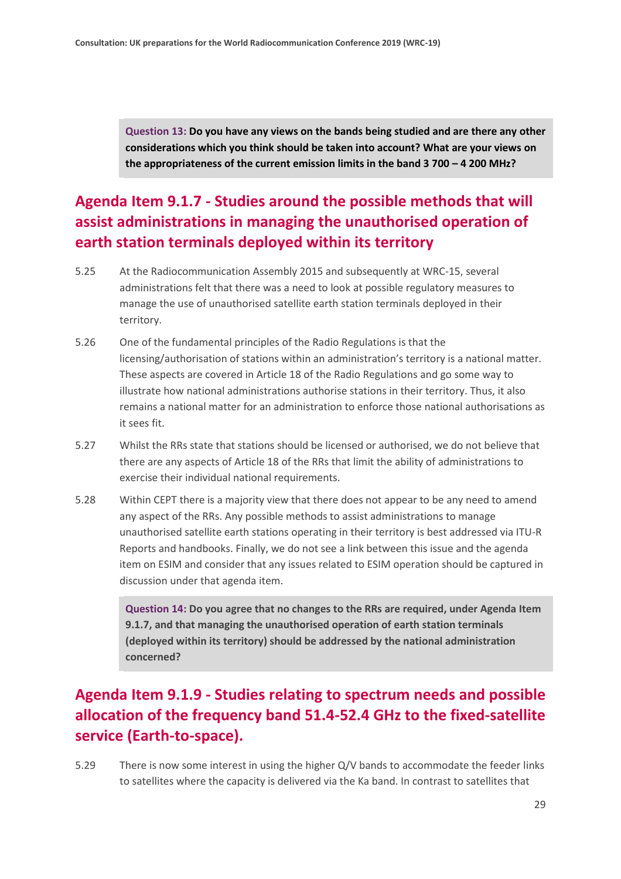**Question 13:** **Do you have any views on the bands being studied and are there any other considerations which you think should be taken into account? What are your views on the appropriateness of the current emission limits in the band 3 700 – 4 200 MHz?**

## Agenda Item 9.1.7 - Studies around the possible methods that will assist administrations in managing the unauthorised operation of earth station terminals deployed within its territory

5.25 At the Radiocommunication Assembly 2015 and subsequently at WRC-15, several administrations felt that there was a need to look at possible regulatory measures to manage the use of unauthorised satellite earth station terminals deployed in their territory.

5.26 One of the fundamental principles of the Radio Regulations is that the licensing/authorisation of stations within an administration's territory is a national matter. These aspects are covered in Article 18 of the Radio Regulations and go some way to illustrate how national administrations authorise stations in their territory. Thus, it also remains a national matter for an administration to enforce those national authorisations as it sees fit.

5.27 Whilst the RRs state that stations should be licensed or authorised, we do not believe that there are any aspects of Article 18 of the RRs that limit the ability of administrations to exercise their individual national requirements.

5.28 Within CEPT there is a majority view that there does not appear to be any need to amend any aspect of the RRs. Any possible methods to assist administrations to manage unauthorised satellite earth stations operating in their territory is best addressed via ITU-R Reports and handbooks. Finally, we do not see a link between this issue and the agenda item on ESIM and consider that any issues related to ESIM operation should be captured in discussion under that agenda item.

**Question 14:** **Do you agree that no changes to the RRs are required, under Agenda Item 9.1.7, and that managing the unauthorised operation of earth station terminals (deployed within its territory) should be addressed by the national administration concerned?**

## Agenda Item 9.1.9 - Studies relating to spectrum needs and possible allocation of the frequency band 51.4-52.4 GHz to the fixed-satellite service (Earth-to-space).

5.29 There is now some interest in using the higher Q/V bands to accommodate the feeder links to satellites where the capacity is delivered via the Ka band. In contrast to satellites that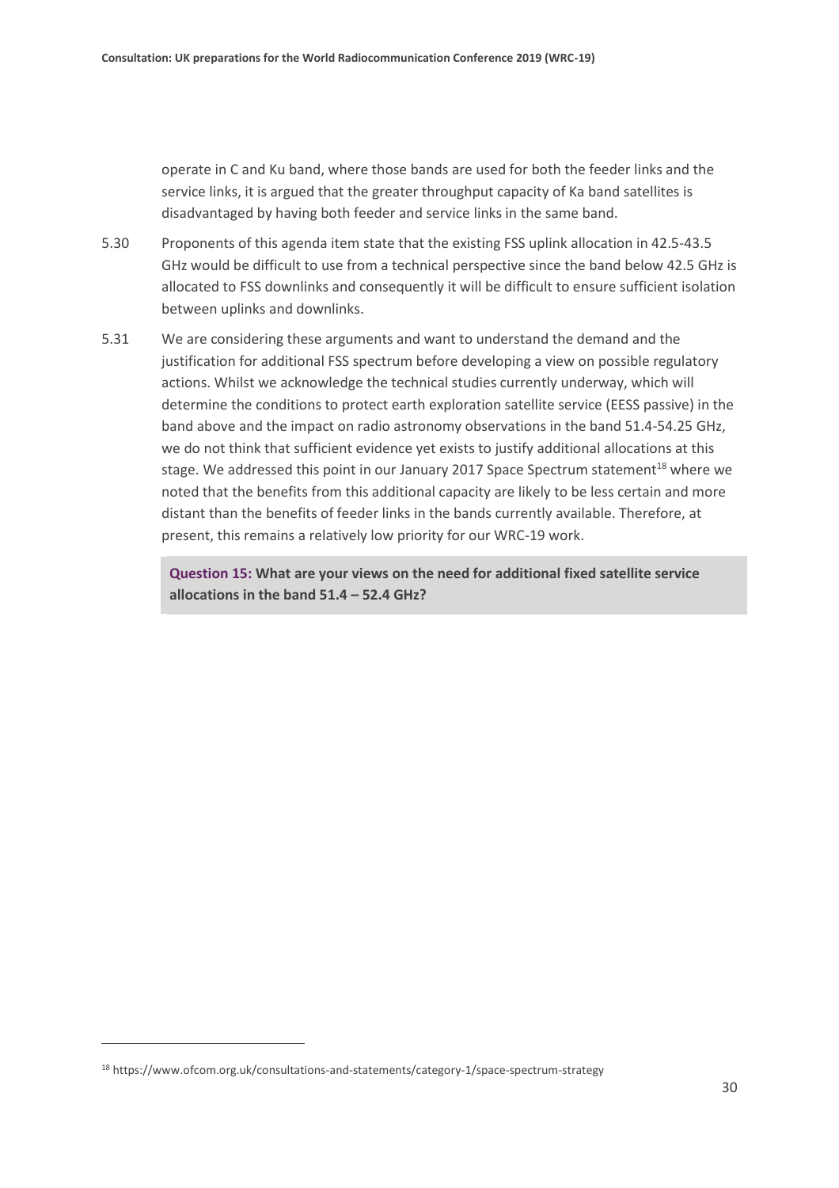operate in C and Ku band, where those bands are used for both the feeder links and the service links, it is argued that the greater throughput capacity of Ka band satellites is disadvantaged by having both feeder and service links in the same band.

5.30 Proponents of this agenda item state that the existing FSS uplink allocation in 42.5-43.5 GHz would be difficult to use from a technical perspective since the band below 42.5 GHz is allocated to FSS downlinks and consequently it will be difficult to ensure sufficient isolation between uplinks and downlinks.

5.31 We are considering these arguments and want to understand the demand and the justification for additional FSS spectrum before developing a view on possible regulatory actions. Whilst we acknowledge the technical studies currently underway, which will determine the conditions to protect earth exploration satellite service (EESS passive) in the band above and the impact on radio astronomy observations in the band 51.4-54.25 GHz, we do not think that sufficient evidence yet exists to justify additional allocations at this stage. We addressed this point in our January 2017 Space Spectrum statement[18] where we noted that the benefits from this additional capacity are likely to be less certain and more distant than the benefits of feeder links in the bands currently available. Therefore, at present, this remains a relatively low priority for our WRC-19 work.

> **Question 15: What are your views on the need for additional fixed satellite service allocations in the band 51.4 – 52.4 GHz?**

[18] https://www.ofcom.org.uk/consultations-and-statements/category-1/space-spectrum-strategy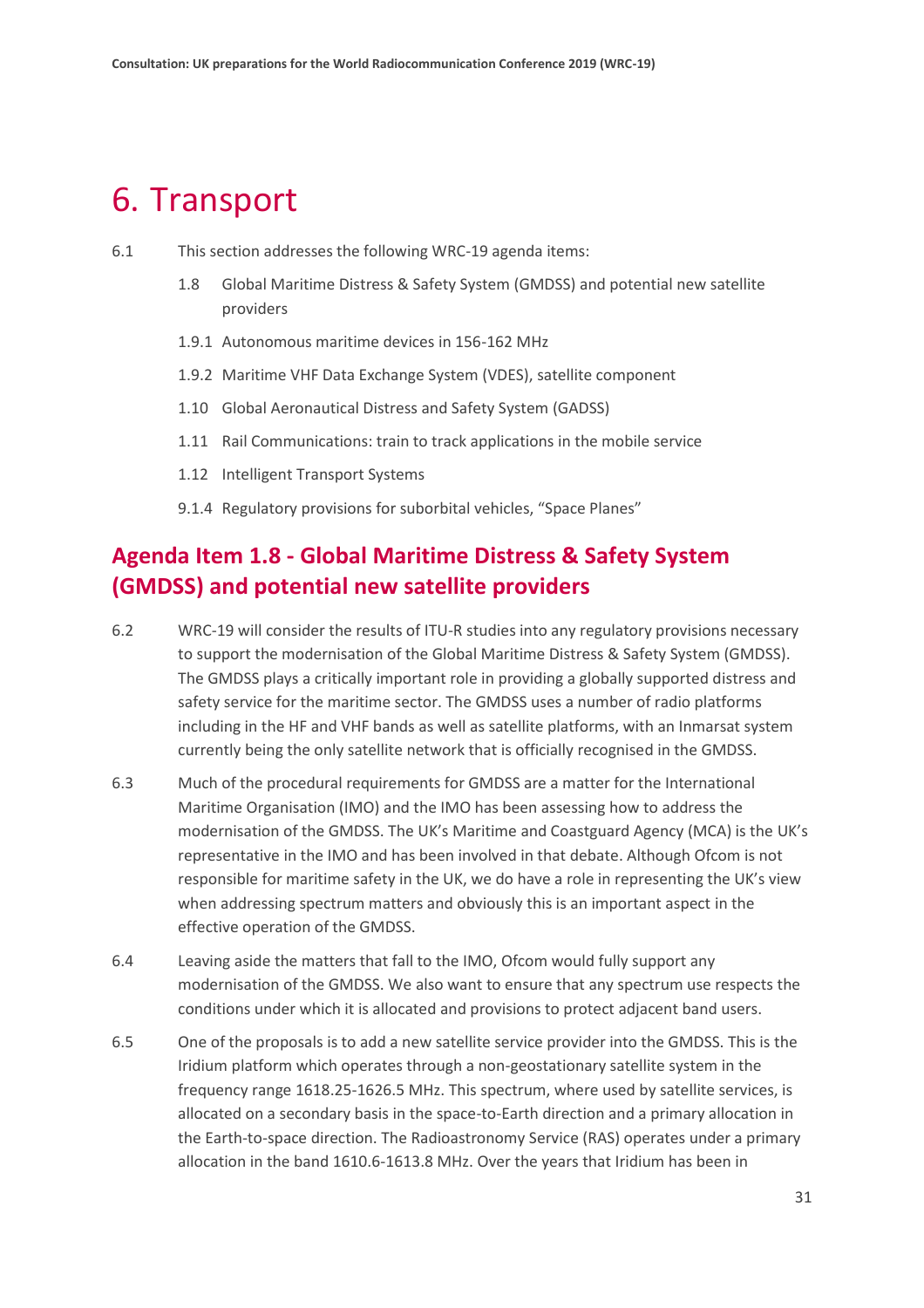# 6. Transport

6.1 This section addresses the following WRC-19 agenda items:

- 1.8 Global Maritime Distress & Safety System (GMDSS) and potential new satellite providers
- 1.9.1 Autonomous maritime devices in 156-162 MHz
- 1.9.2 Maritime VHF Data Exchange System (VDES), satellite component
- 1.10 Global Aeronautical Distress and Safety System (GADSS)
- 1.11 Rail Communications: train to track applications in the mobile service
- 1.12 Intelligent Transport Systems
- 9.1.4 Regulatory provisions for suborbital vehicles, "Space Planes"

## Agenda Item 1.8 - Global Maritime Distress & Safety System (GMDSS) and potential new satellite providers

6.2 WRC-19 will consider the results of ITU-R studies into any regulatory provisions necessary to support the modernisation of the Global Maritime Distress & Safety System (GMDSS). The GMDSS plays a critically important role in providing a globally supported distress and safety service for the maritime sector. The GMDSS uses a number of radio platforms including in the HF and VHF bands as well as satellite platforms, with an Inmarsat system currently being the only satellite network that is officially recognised in the GMDSS.

6.3 Much of the procedural requirements for GMDSS are a matter for the International Maritime Organisation (IMO) and the IMO has been assessing how to address the modernisation of the GMDSS. The UK's Maritime and Coastguard Agency (MCA) is the UK's representative in the IMO and has been involved in that debate. Although Ofcom is not responsible for maritime safety in the UK, we do have a role in representing the UK's view when addressing spectrum matters and obviously this is an important aspect in the effective operation of the GMDSS.

6.4 Leaving aside the matters that fall to the IMO, Ofcom would fully support any modernisation of the GMDSS. We also want to ensure that any spectrum use respects the conditions under which it is allocated and provisions to protect adjacent band users.

6.5 One of the proposals is to add a new satellite service provider into the GMDSS. This is the Iridium platform which operates through a non-geostationary satellite system in the frequency range 1618.25-1626.5 MHz. This spectrum, where used by satellite services, is allocated on a secondary basis in the space-to-Earth direction and a primary allocation in the Earth-to-space direction. The Radioastronomy Service (RAS) operates under a primary allocation in the band 1610.6-1613.8 MHz. Over the years that Iridium has been in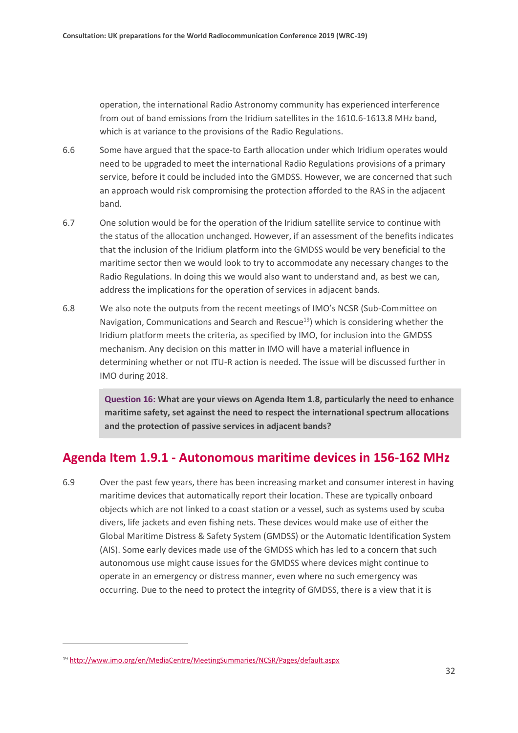operation, the international Radio Astronomy community has experienced interference from out of band emissions from the Iridium satellites in the 1610.6-1613.8 MHz band, which is at variance to the provisions of the Radio Regulations.

6.6 Some have argued that the space-to Earth allocation under which Iridium operates would need to be upgraded to meet the international Radio Regulations provisions of a primary service, before it could be included into the GMDSS. However, we are concerned that such an approach would risk compromising the protection afforded to the RAS in the adjacent band.

6.7 One solution would be for the operation of the Iridium satellite service to continue with the status of the allocation unchanged. However, if an assessment of the benefits indicates that the inclusion of the Iridium platform into the GMDSS would be very beneficial to the maritime sector then we would look to try to accommodate any necessary changes to the Radio Regulations. In doing this we would also want to understand and, as best we can, address the implications for the operation of services in adjacent bands.

6.8 We also note the outputs from the recent meetings of IMO's NCSR (Sub-Committee on Navigation, Communications and Search and Rescue[19]) which is considering whether the Iridium platform meets the criteria, as specified by IMO, for inclusion into the GMDSS mechanism. Any decision on this matter in IMO will have a material influence in determining whether or not ITU-R action is needed. The issue will be discussed further in IMO during 2018.

> **Question 16: What are your views on Agenda Item 1.8, particularly the need to enhance maritime safety, set against the need to respect the international spectrum allocations and the protection of passive services in adjacent bands?**

## Agenda Item 1.9.1 - Autonomous maritime devices in 156-162 MHz

6.9 Over the past few years, there has been increasing market and consumer interest in having maritime devices that automatically report their location. These are typically onboard objects which are not linked to a coast station or a vessel, such as systems used by scuba divers, life jackets and even fishing nets. These devices would make use of either the Global Maritime Distress & Safety System (GMDSS) or the Automatic Identification System (AIS). Some early devices made use of the GMDSS which has led to a concern that such autonomous use might cause issues for the GMDSS where devices might continue to operate in an emergency or distress manner, even where no such emergency was occurring. Due to the need to protect the integrity of GMDSS, there is a view that it is

[19] http://www.imo.org/en/MediaCentre/MeetingSummaries/NCSR/Pages/default.aspx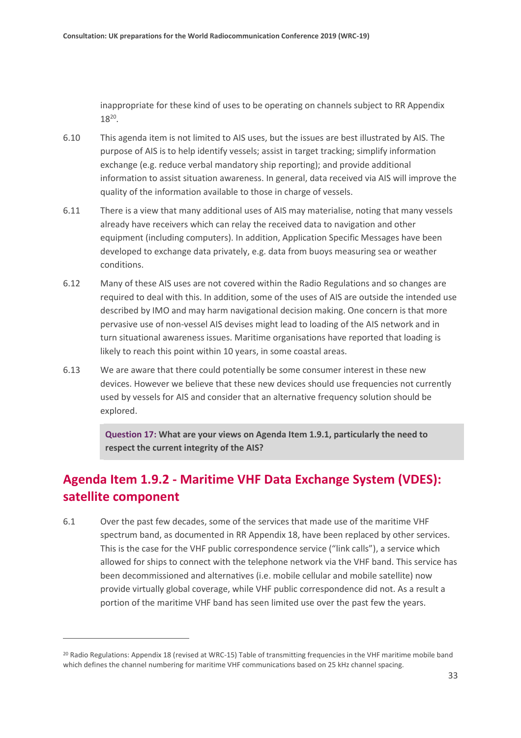inappropriate for these kind of uses to be operating on channels subject to RR Appendix 18[20].

6.10 This agenda item is not limited to AIS uses, but the issues are best illustrated by AIS. The purpose of AIS is to help identify vessels; assist in target tracking; simplify information exchange (e.g. reduce verbal mandatory ship reporting); and provide additional information to assist situation awareness. In general, data received via AIS will improve the quality of the information available to those in charge of vessels.

6.11 There is a view that many additional uses of AIS may materialise, noting that many vessels already have receivers which can relay the received data to navigation and other equipment (including computers). In addition, Application Specific Messages have been developed to exchange data privately, e.g. data from buoys measuring sea or weather conditions.

6.12 Many of these AIS uses are not covered within the Radio Regulations and so changes are required to deal with this. In addition, some of the uses of AIS are outside the intended use described by IMO and may harm navigational decision making. One concern is that more pervasive use of non-vessel AIS devises might lead to loading of the AIS network and in turn situational awareness issues. Maritime organisations have reported that loading is likely to reach this point within 10 years, in some coastal areas.

6.13 We are aware that there could potentially be some consumer interest in these new devices. However we believe that these new devices should use frequencies not currently used by vessels for AIS and consider that an alternative frequency solution should be explored.

> **Question 17: What are your views on Agenda Item 1.9.1, particularly the need to respect the current integrity of the AIS?**

## Agenda Item 1.9.2 - Maritime VHF Data Exchange System (VDES): satellite component

6.1 Over the past few decades, some of the services that made use of the maritime VHF spectrum band, as documented in RR Appendix 18, have been replaced by other services. This is the case for the VHF public correspondence service ("link calls"), a service which allowed for ships to connect with the telephone network via the VHF band. This service has been decommissioned and alternatives (i.e. mobile cellular and mobile satellite) now provide virtually global coverage, while VHF public correspondence did not. As a result a portion of the maritime VHF band has seen limited use over the past few the years.

[20] Radio Regulations: Appendix 18 (revised at WRC-15) Table of transmitting frequencies in the VHF maritime mobile band which defines the channel numbering for maritime VHF communications based on 25 kHz channel spacing.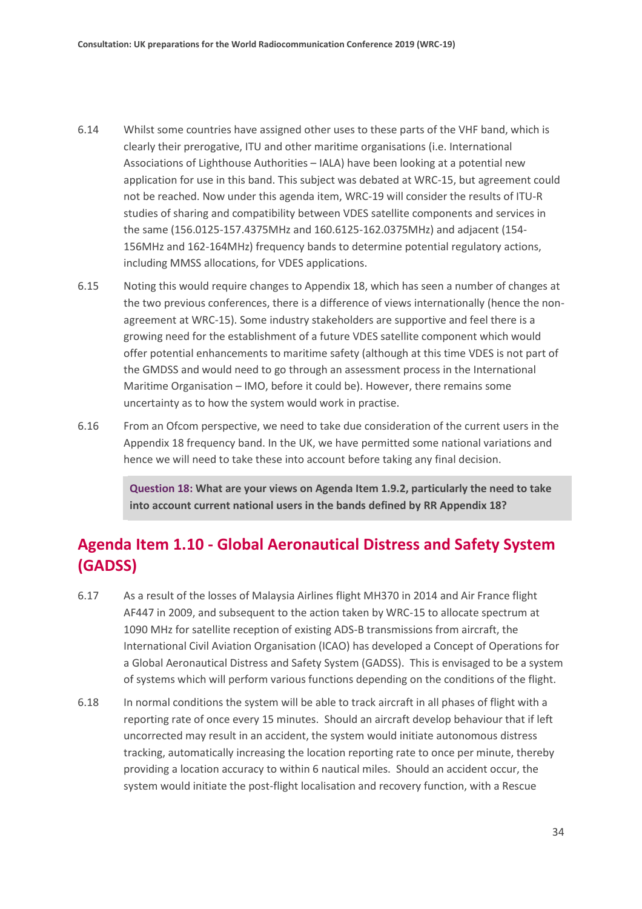6.14 Whilst some countries have assigned other uses to these parts of the VHF band, which is clearly their prerogative, ITU and other maritime organisations (i.e. International Associations of Lighthouse Authorities – IALA) have been looking at a potential new application for use in this band. This subject was debated at WRC-15, but agreement could not be reached. Now under this agenda item, WRC-19 will consider the results of ITU-R studies of sharing and compatibility between VDES satellite components and services in the same (156.0125-157.4375MHz and 160.6125-162.0375MHz) and adjacent (154-156MHz and 162-164MHz) frequency bands to determine potential regulatory actions, including MMSS allocations, for VDES applications.

6.15 Noting this would require changes to Appendix 18, which has seen a number of changes at the two previous conferences, there is a difference of views internationally (hence the non-agreement at WRC-15). Some industry stakeholders are supportive and feel there is a growing need for the establishment of a future VDES satellite component which would offer potential enhancements to maritime safety (although at this time VDES is not part of the GMDSS and would need to go through an assessment process in the International Maritime Organisation – IMO, before it could be). However, there remains some uncertainty as to how the system would work in practise.

6.16 From an Ofcom perspective, we need to take due consideration of the current users in the Appendix 18 frequency band. In the UK, we have permitted some national variations and hence we will need to take these into account before taking any final decision.

> **Question 18: What are your views on Agenda Item 1.9.2, particularly the need to take into account current national users in the bands defined by RR Appendix 18?**

## Agenda Item 1.10 - Global Aeronautical Distress and Safety System (GADSS)

6.17 As a result of the losses of Malaysia Airlines flight MH370 in 2014 and Air France flight AF447 in 2009, and subsequent to the action taken by WRC-15 to allocate spectrum at 1090 MHz for satellite reception of existing ADS-B transmissions from aircraft, the International Civil Aviation Organisation (ICAO) has developed a Concept of Operations for a Global Aeronautical Distress and Safety System (GADSS). This is envisaged to be a system of systems which will perform various functions depending on the conditions of the flight.

6.18 In normal conditions the system will be able to track aircraft in all phases of flight with a reporting rate of once every 15 minutes. Should an aircraft develop behaviour that if left uncorrected may result in an accident, the system would initiate autonomous distress tracking, automatically increasing the location reporting rate to once per minute, thereby providing a location accuracy to within 6 nautical miles. Should an accident occur, the system would initiate the post-flight localisation and recovery function, with a Rescue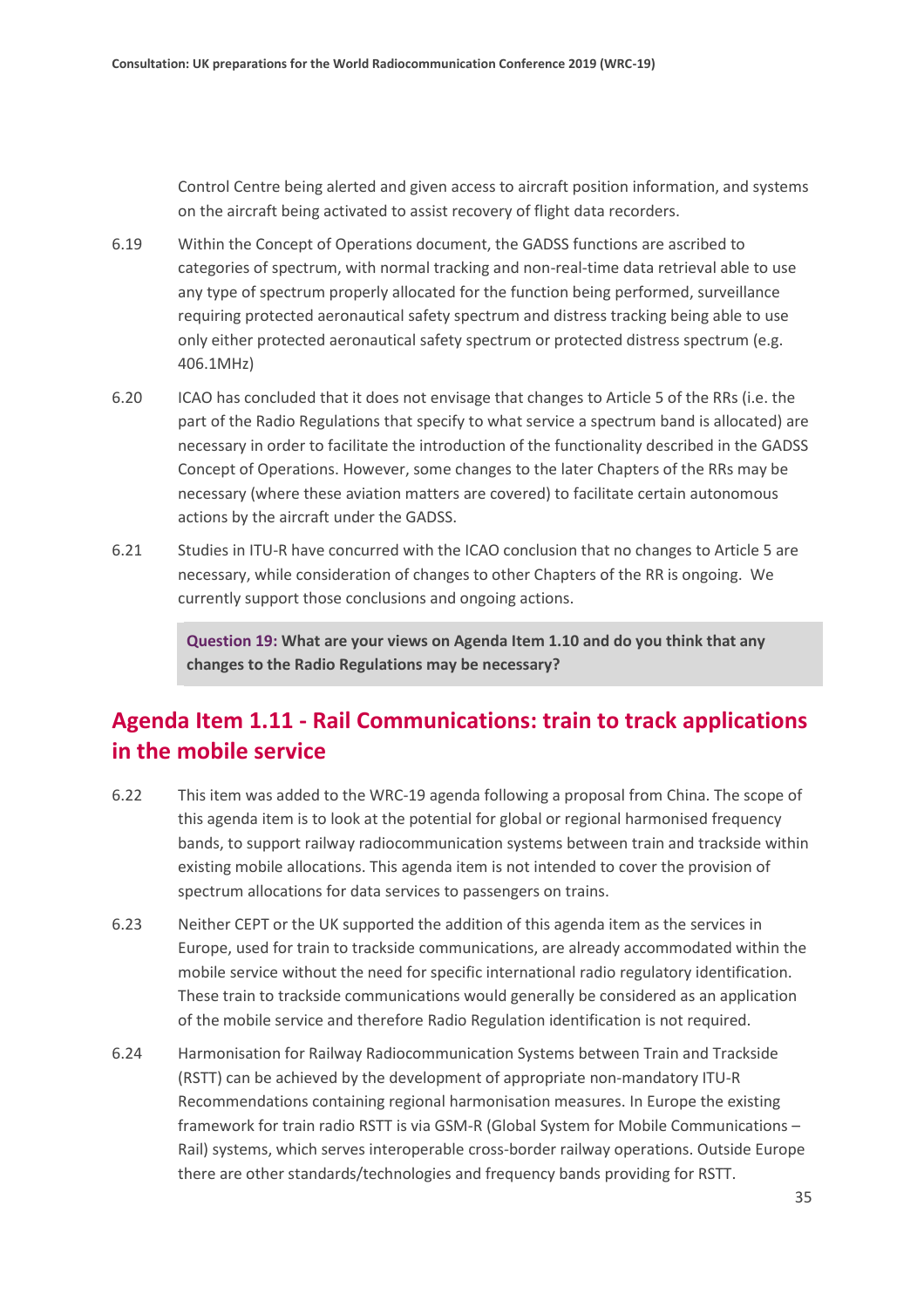Control Centre being alerted and given access to aircraft position information, and systems on the aircraft being activated to assist recovery of flight data recorders.

6.19 Within the Concept of Operations document, the GADSS functions are ascribed to categories of spectrum, with normal tracking and non-real-time data retrieval able to use any type of spectrum properly allocated for the function being performed, surveillance requiring protected aeronautical safety spectrum and distress tracking being able to use only either protected aeronautical safety spectrum or protected distress spectrum (e.g. 406.1MHz)

6.20 ICAO has concluded that it does not envisage that changes to Article 5 of the RRs (i.e. the part of the Radio Regulations that specify to what service a spectrum band is allocated) are necessary in order to facilitate the introduction of the functionality described in the GADSS Concept of Operations. However, some changes to the later Chapters of the RRs may be necessary (where these aviation matters are covered) to facilitate certain autonomous actions by the aircraft under the GADSS.

6.21 Studies in ITU-R have concurred with the ICAO conclusion that no changes to Article 5 are necessary, while consideration of changes to other Chapters of the RR is ongoing. We currently support those conclusions and ongoing actions.

> **Question 19: What are your views on Agenda Item 1.10 and do you think that any changes to the Radio Regulations may be necessary?**

## Agenda Item 1.11 - Rail Communications: train to track applications in the mobile service

6.22 This item was added to the WRC-19 agenda following a proposal from China. The scope of this agenda item is to look at the potential for global or regional harmonised frequency bands, to support railway radiocommunication systems between train and trackside within existing mobile allocations. This agenda item is not intended to cover the provision of spectrum allocations for data services to passengers on trains.

6.23 Neither CEPT or the UK supported the addition of this agenda item as the services in Europe, used for train to trackside communications, are already accommodated within the mobile service without the need for specific international radio regulatory identification. These train to trackside communications would generally be considered as an application of the mobile service and therefore Radio Regulation identification is not required.

6.24 Harmonisation for Railway Radiocommunication Systems between Train and Trackside (RSTT) can be achieved by the development of appropriate non-mandatory ITU-R Recommendations containing regional harmonisation measures. In Europe the existing framework for train radio RSTT is via GSM-R (Global System for Mobile Communications – Rail) systems, which serves interoperable cross-border railway operations. Outside Europe there are other standards/technologies and frequency bands providing for RSTT.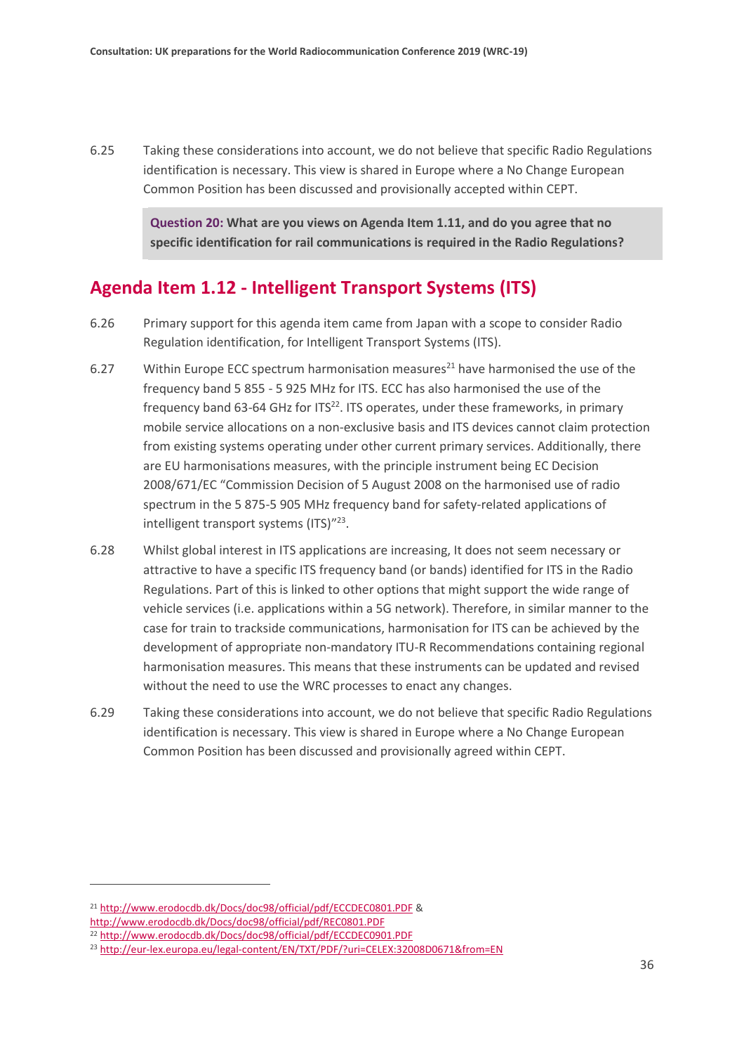6.25 Taking these considerations into account, we do not believe that specific Radio Regulations identification is necessary. This view is shared in Europe where a No Change European Common Position has been discussed and provisionally accepted within CEPT.

> **Question 20: What are you views on Agenda Item 1.11, and do you agree that no specific identification for rail communications is required in the Radio Regulations?**

## Agenda Item 1.12 - Intelligent Transport Systems (ITS)

6.26 Primary support for this agenda item came from Japan with a scope to consider Radio Regulation identification, for Intelligent Transport Systems (ITS).

6.27 Within Europe ECC spectrum harmonisation measures[21] have harmonised the use of the frequency band 5 855 - 5 925 MHz for ITS. ECC has also harmonised the use of the frequency band 63-64 GHz for ITS[22]. ITS operates, under these frameworks, in primary mobile service allocations on a non-exclusive basis and ITS devices cannot claim protection from existing systems operating under other current primary services. Additionally, there are EU harmonisations measures, with the principle instrument being EC Decision 2008/671/EC "Commission Decision of 5 August 2008 on the harmonised use of radio spectrum in the 5 875-5 905 MHz frequency band for safety-related applications of intelligent transport systems (ITS)"[23].

6.28 Whilst global interest in ITS applications are increasing, It does not seem necessary or attractive to have a specific ITS frequency band (or bands) identified for ITS in the Radio Regulations. Part of this is linked to other options that might support the wide range of vehicle services (i.e. applications within a 5G network). Therefore, in similar manner to the case for train to trackside communications, harmonisation for ITS can be achieved by the development of appropriate non-mandatory ITU-R Recommendations containing regional harmonisation measures. This means that these instruments can be updated and revised without the need to use the WRC processes to enact any changes.

6.29 Taking these considerations into account, we do not believe that specific Radio Regulations identification is necessary. This view is shared in Europe where a No Change European Common Position has been discussed and provisionally agreed within CEPT.

---

[21] http://www.erodocdb.dk/Docs/doc98/official/pdf/ECCDEC0801.PDF & http://www.erodocdb.dk/Docs/doc98/official/pdf/REC0801.PDF

[22] http://www.erodocdb.dk/Docs/doc98/official/pdf/ECCDEC0901.PDF

[23] http://eur-lex.europa.eu/legal-content/EN/TXT/PDF/?uri=CELEX:32008D0671&from=EN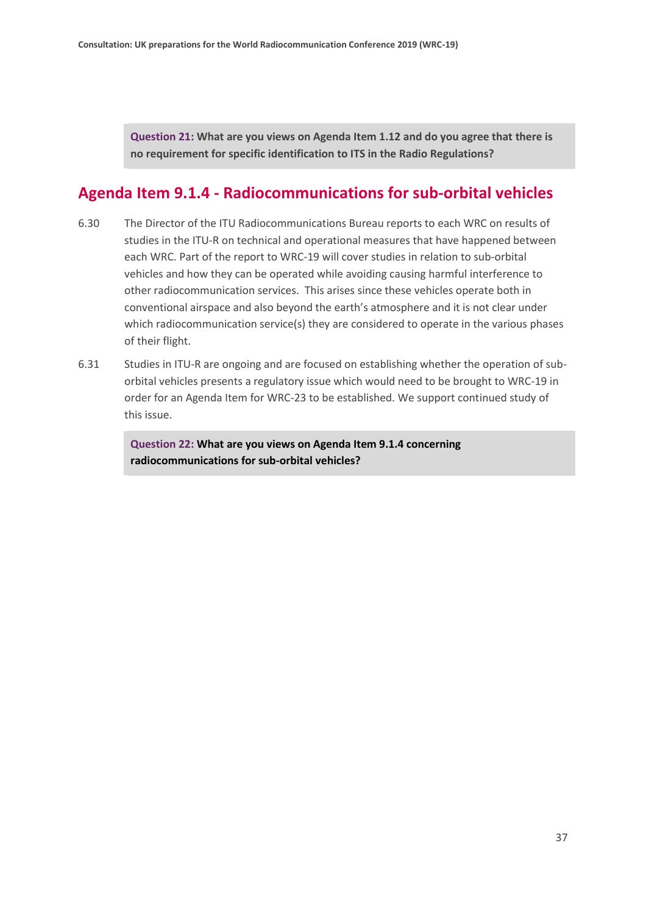> **Question 21:** What are you views on Agenda Item 1.12 and do you agree that there is no requirement for specific identification to ITS in the Radio Regulations?

## Agenda Item 9.1.4 - Radiocommunications for sub-orbital vehicles

6.30 The Director of the ITU Radiocommunications Bureau reports to each WRC on results of studies in the ITU-R on technical and operational measures that have happened between each WRC. Part of the report to WRC-19 will cover studies in relation to sub-orbital vehicles and how they can be operated while avoiding causing harmful interference to other radiocommunication services. This arises since these vehicles operate both in conventional airspace and also beyond the earth's atmosphere and it is not clear under which radiocommunication service(s) they are considered to operate in the various phases of their flight.

6.31 Studies in ITU-R are ongoing and are focused on establishing whether the operation of sub-orbital vehicles presents a regulatory issue which would need to be brought to WRC-19 in order for an Agenda Item for WRC-23 to be established. We support continued study of this issue.

> **Question 22:** What are you views on Agenda Item 9.1.4 concerning radiocommunications for sub-orbital vehicles?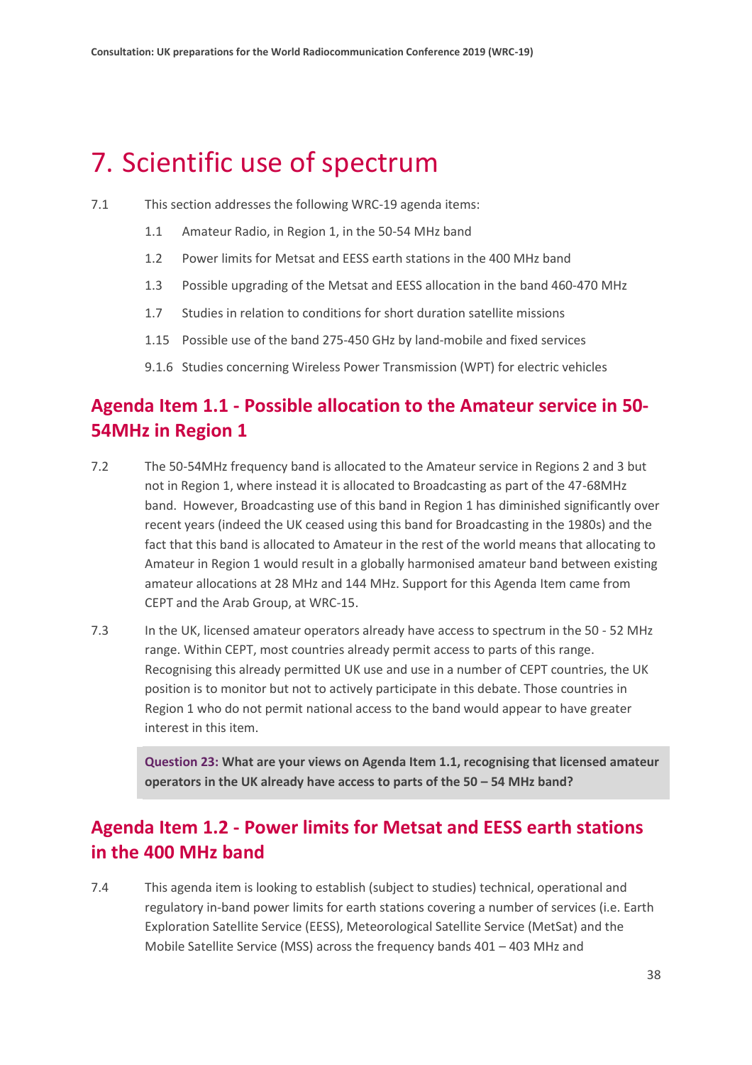# 7. Scientific use of spectrum

7.1 This section addresses the following WRC-19 agenda items:

- 1.1 Amateur Radio, in Region 1, in the 50-54 MHz band
- 1.2 Power limits for Metsat and EESS earth stations in the 400 MHz band
- 1.3 Possible upgrading of the Metsat and EESS allocation in the band 460-470 MHz
- 1.7 Studies in relation to conditions for short duration satellite missions
- 1.15 Possible use of the band 275-450 GHz by land-mobile and fixed services
- 9.1.6 Studies concerning Wireless Power Transmission (WPT) for electric vehicles

## Agenda Item 1.1 - Possible allocation to the Amateur service in 50-54MHz in Region 1

7.2 The 50-54MHz frequency band is allocated to the Amateur service in Regions 2 and 3 but not in Region 1, where instead it is allocated to Broadcasting as part of the 47-68MHz band. However, Broadcasting use of this band in Region 1 has diminished significantly over recent years (indeed the UK ceased using this band for Broadcasting in the 1980s) and the fact that this band is allocated to Amateur in the rest of the world means that allocating to Amateur in Region 1 would result in a globally harmonised amateur band between existing amateur allocations at 28 MHz and 144 MHz. Support for this Agenda Item came from CEPT and the Arab Group, at WRC-15.

7.3 In the UK, licensed amateur operators already have access to spectrum in the 50 - 52 MHz range. Within CEPT, most countries already permit access to parts of this range. Recognising this already permitted UK use and use in a number of CEPT countries, the UK position is to monitor but not to actively participate in this debate. Those countries in Region 1 who do not permit national access to the band would appear to have greater interest in this item.

> **Question 23: What are your views on Agenda Item 1.1, recognising that licensed amateur operators in the UK already have access to parts of the 50 – 54 MHz band?**

## Agenda Item 1.2 - Power limits for Metsat and EESS earth stations in the 400 MHz band

7.4 This agenda item is looking to establish (subject to studies) technical, operational and regulatory in-band power limits for earth stations covering a number of services (i.e. Earth Exploration Satellite Service (EESS), Meteorological Satellite Service (MetSat) and the Mobile Satellite Service (MSS) across the frequency bands 401 – 403 MHz and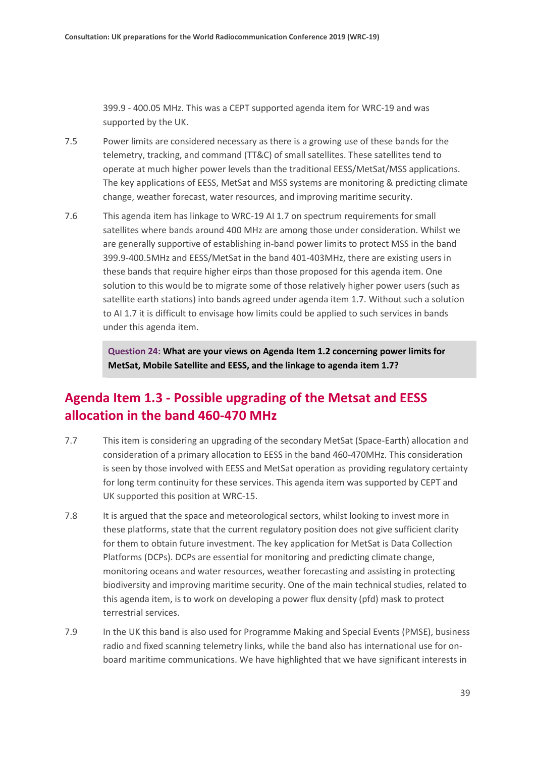399.9 - 400.05 MHz. This was a CEPT supported agenda item for WRC-19 and was supported by the UK.

7.5 Power limits are considered necessary as there is a growing use of these bands for the telemetry, tracking, and command (TT&C) of small satellites. These satellites tend to operate at much higher power levels than the traditional EESS/MetSat/MSS applications. The key applications of EESS, MetSat and MSS systems are monitoring & predicting climate change, weather forecast, water resources, and improving maritime security.

7.6 This agenda item has linkage to WRC-19 AI 1.7 on spectrum requirements for small satellites where bands around 400 MHz are among those under consideration. Whilst we are generally supportive of establishing in-band power limits to protect MSS in the band 399.9-400.5MHz and EESS/MetSat in the band 401-403MHz, there are existing users in these bands that require higher eirps than those proposed for this agenda item. One solution to this would be to migrate some of those relatively higher power users (such as satellite earth stations) into bands agreed under agenda item 1.7. Without such a solution to AI 1.7 it is difficult to envisage how limits could be applied to such services in bands under this agenda item.

> **Question 24: What are your views on Agenda Item 1.2 concerning power limits for MetSat, Mobile Satellite and EESS, and the linkage to agenda item 1.7?**

## Agenda Item 1.3 - Possible upgrading of the Metsat and EESS allocation in the band 460-470 MHz

7.7 This item is considering an upgrading of the secondary MetSat (Space-Earth) allocation and consideration of a primary allocation to EESS in the band 460-470MHz. This consideration is seen by those involved with EESS and MetSat operation as providing regulatory certainty for long term continuity for these services. This agenda item was supported by CEPT and UK supported this position at WRC-15.

7.8 It is argued that the space and meteorological sectors, whilst looking to invest more in these platforms, state that the current regulatory position does not give sufficient clarity for them to obtain future investment. The key application for MetSat is Data Collection Platforms (DCPs). DCPs are essential for monitoring and predicting climate change, monitoring oceans and water resources, weather forecasting and assisting in protecting biodiversity and improving maritime security. One of the main technical studies, related to this agenda item, is to work on developing a power flux density (pfd) mask to protect terrestrial services.

7.9 In the UK this band is also used for Programme Making and Special Events (PMSE), business radio and fixed scanning telemetry links, while the band also has international use for on-board maritime communications. We have highlighted that we have significant interests in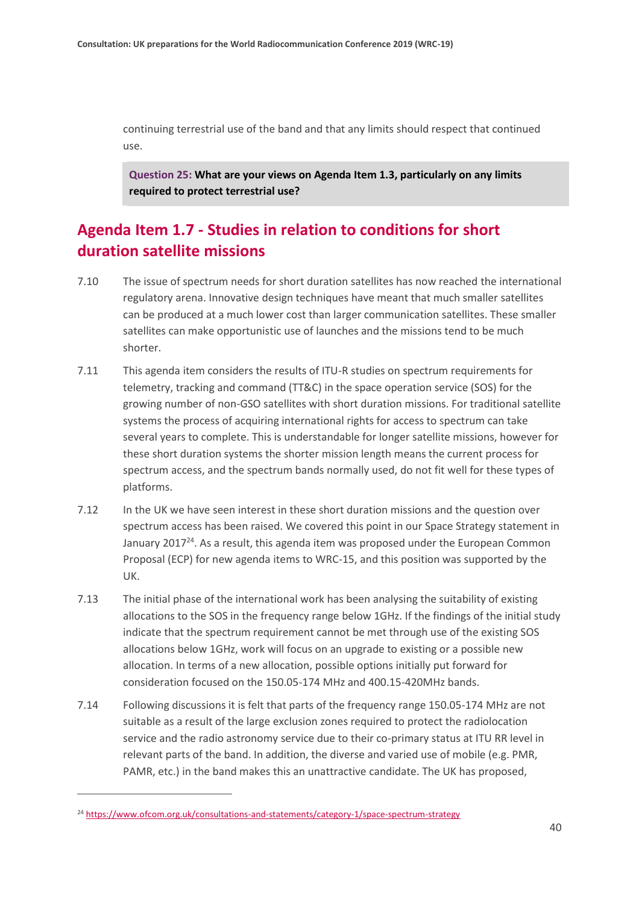continuing terrestrial use of the band and that any limits should respect that continued use.

> **Question 25: What are your views on Agenda Item 1.3, particularly on any limits required to protect terrestrial use?**

## Agenda Item 1.7 - Studies in relation to conditions for short duration satellite missions

7.10 The issue of spectrum needs for short duration satellites has now reached the international regulatory arena. Innovative design techniques have meant that much smaller satellites can be produced at a much lower cost than larger communication satellites. These smaller satellites can make opportunistic use of launches and the missions tend to be much shorter.

7.11 This agenda item considers the results of ITU-R studies on spectrum requirements for telemetry, tracking and command (TT&C) in the space operation service (SOS) for the growing number of non-GSO satellites with short duration missions. For traditional satellite systems the process of acquiring international rights for access to spectrum can take several years to complete. This is understandable for longer satellite missions, however for these short duration systems the shorter mission length means the current process for spectrum access, and the spectrum bands normally used, do not fit well for these types of platforms.

7.12 In the UK we have seen interest in these short duration missions and the question over spectrum access has been raised. We covered this point in our Space Strategy statement in January 2017[24]. As a result, this agenda item was proposed under the European Common Proposal (ECP) for new agenda items to WRC-15, and this position was supported by the UK.

7.13 The initial phase of the international work has been analysing the suitability of existing allocations to the SOS in the frequency range below 1GHz. If the findings of the initial study indicate that the spectrum requirement cannot be met through use of the existing SOS allocations below 1GHz, work will focus on an upgrade to existing or a possible new allocation. In terms of a new allocation, possible options initially put forward for consideration focused on the 150.05-174 MHz and 400.15-420MHz bands.

7.14 Following discussions it is felt that parts of the frequency range 150.05-174 MHz are not suitable as a result of the large exclusion zones required to protect the radiolocation service and the radio astronomy service due to their co-primary status at ITU RR level in relevant parts of the band. In addition, the diverse and varied use of mobile (e.g. PMR, PAMR, etc.) in the band makes this an unattractive candidate. The UK has proposed,

[24] https://www.ofcom.org.uk/consultations-and-statements/category-1/space-spectrum-strategy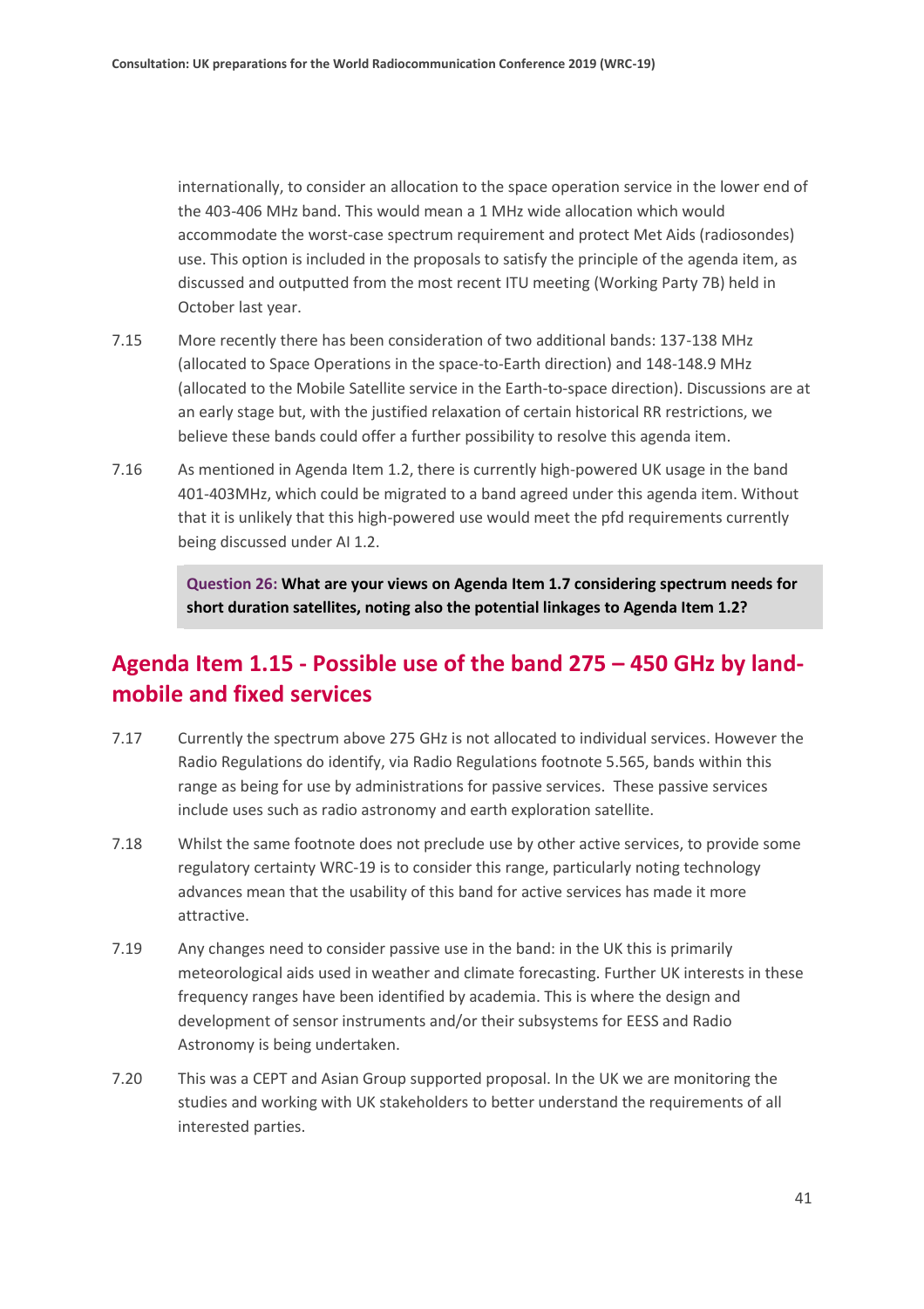internationally, to consider an allocation to the space operation service in the lower end of the 403-406 MHz band. This would mean a 1 MHz wide allocation which would accommodate the worst-case spectrum requirement and protect Met Aids (radiosondes) use. This option is included in the proposals to satisfy the principle of the agenda item, as discussed and outputted from the most recent ITU meeting (Working Party 7B) held in October last year.

7.15 More recently there has been consideration of two additional bands: 137-138 MHz (allocated to Space Operations in the space-to-Earth direction) and 148-148.9 MHz (allocated to the Mobile Satellite service in the Earth-to-space direction). Discussions are at an early stage but, with the justified relaxation of certain historical RR restrictions, we believe these bands could offer a further possibility to resolve this agenda item.

7.16 As mentioned in Agenda Item 1.2, there is currently high-powered UK usage in the band 401-403MHz, which could be migrated to a band agreed under this agenda item. Without that it is unlikely that this high-powered use would meet the pfd requirements currently being discussed under AI 1.2.

> **Question 26: What are your views on Agenda Item 1.7 considering spectrum needs for short duration satellites, noting also the potential linkages to Agenda Item 1.2?**

## Agenda Item 1.15 - Possible use of the band 275 – 450 GHz by land-mobile and fixed services

7.17 Currently the spectrum above 275 GHz is not allocated to individual services. However the Radio Regulations do identify, via Radio Regulations footnote 5.565, bands within this range as being for use by administrations for passive services. These passive services include uses such as radio astronomy and earth exploration satellite.

7.18 Whilst the same footnote does not preclude use by other active services, to provide some regulatory certainty WRC-19 is to consider this range, particularly noting technology advances mean that the usability of this band for active services has made it more attractive.

7.19 Any changes need to consider passive use in the band: in the UK this is primarily meteorological aids used in weather and climate forecasting. Further UK interests in these frequency ranges have been identified by academia. This is where the design and development of sensor instruments and/or their subsystems for EESS and Radio Astronomy is being undertaken.

7.20 This was a CEPT and Asian Group supported proposal. In the UK we are monitoring the studies and working with UK stakeholders to better understand the requirements of all interested parties.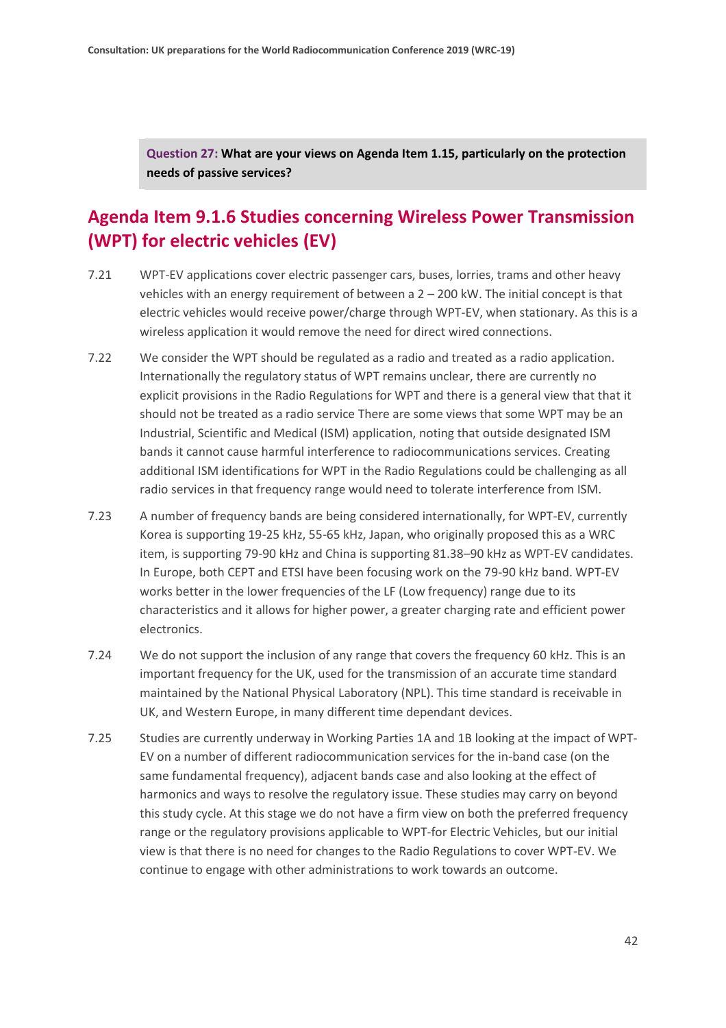> **Question 27:** **What are your views on Agenda Item 1.15, particularly on the protection needs of passive services?**

## Agenda Item 9.1.6 Studies concerning Wireless Power Transmission (WPT) for electric vehicles (EV)

7.21 WPT-EV applications cover electric passenger cars, buses, lorries, trams and other heavy vehicles with an energy requirement of between a 2 – 200 kW. The initial concept is that electric vehicles would receive power/charge through WPT-EV, when stationary. As this is a wireless application it would remove the need for direct wired connections.

7.22 We consider the WPT should be regulated as a radio and treated as a radio application. Internationally the regulatory status of WPT remains unclear, there are currently no explicit provisions in the Radio Regulations for WPT and there is a general view that that it should not be treated as a radio service There are some views that some WPT may be an Industrial, Scientific and Medical (ISM) application, noting that outside designated ISM bands it cannot cause harmful interference to radiocommunications services. Creating additional ISM identifications for WPT in the Radio Regulations could be challenging as all radio services in that frequency range would need to tolerate interference from ISM.

7.23 A number of frequency bands are being considered internationally, for WPT-EV, currently Korea is supporting 19-25 kHz, 55-65 kHz, Japan, who originally proposed this as a WRC item, is supporting 79-90 kHz and China is supporting 81.38–90 kHz as WPT-EV candidates. In Europe, both CEPT and ETSI have been focusing work on the 79-90 kHz band. WPT-EV works better in the lower frequencies of the LF (Low frequency) range due to its characteristics and it allows for higher power, a greater charging rate and efficient power electronics.

7.24 We do not support the inclusion of any range that covers the frequency 60 kHz. This is an important frequency for the UK, used for the transmission of an accurate time standard maintained by the National Physical Laboratory (NPL). This time standard is receivable in UK, and Western Europe, in many different time dependant devices.

7.25 Studies are currently underway in Working Parties 1A and 1B looking at the impact of WPT-EV on a number of different radiocommunication services for the in-band case (on the same fundamental frequency), adjacent bands case and also looking at the effect of harmonics and ways to resolve the regulatory issue. These studies may carry on beyond this study cycle. At this stage we do not have a firm view on both the preferred frequency range or the regulatory provisions applicable to WPT-for Electric Vehicles, but our initial view is that there is no need for changes to the Radio Regulations to cover WPT-EV. We continue to engage with other administrations to work towards an outcome.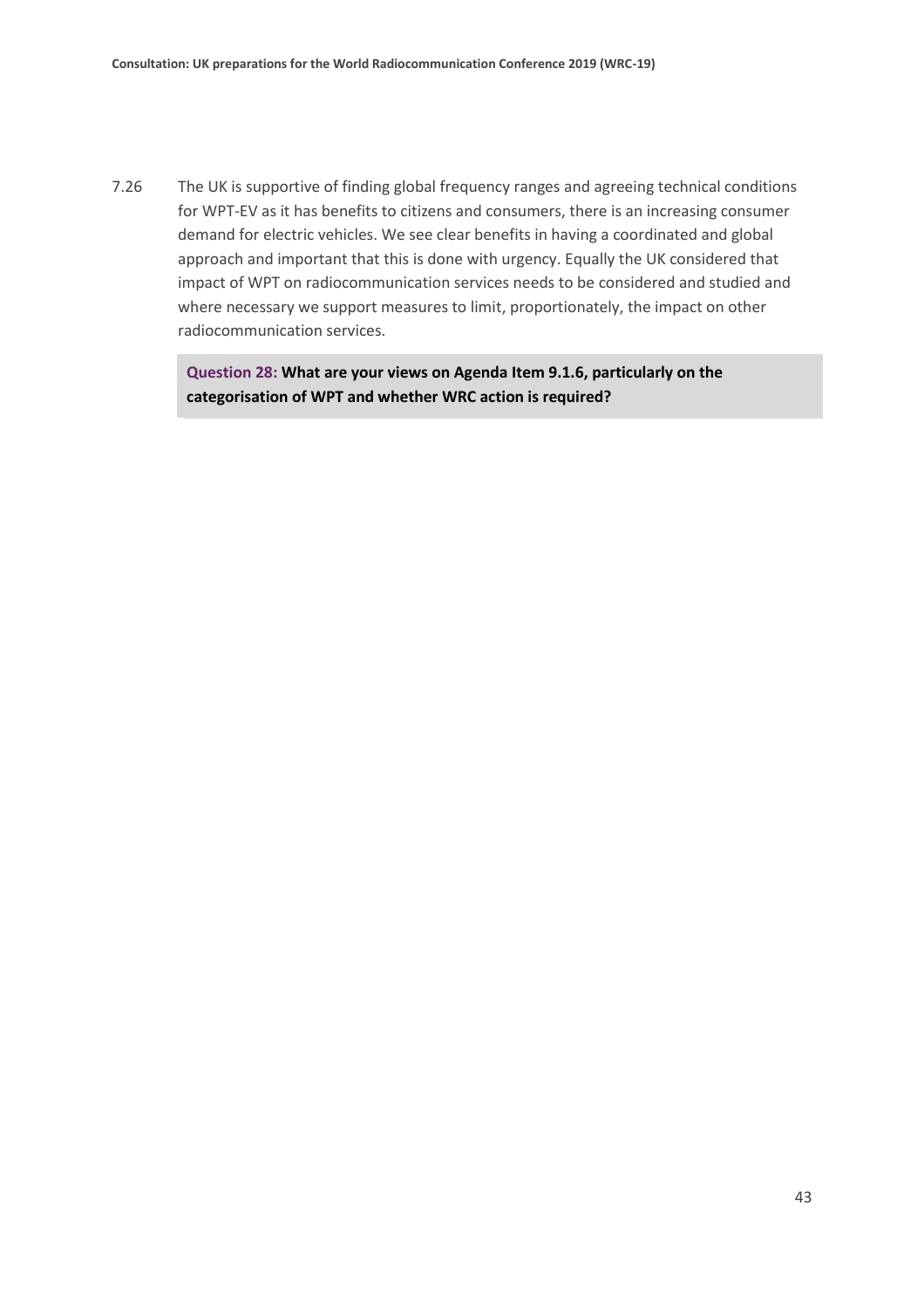7.26 The UK is supportive of finding global frequency ranges and agreeing technical conditions for WPT-EV as it has benefits to citizens and consumers, there is an increasing consumer demand for electric vehicles. We see clear benefits in having a coordinated and global approach and important that this is done with urgency. Equally the UK considered that impact of WPT on radiocommunication services needs to be considered and studied and where necessary we support measures to limit, proportionately, the impact on other radiocommunication services.

> **Question 28: What are your views on Agenda Item 9.1.6, particularly on the categorisation of WPT and whether WRC action is required?**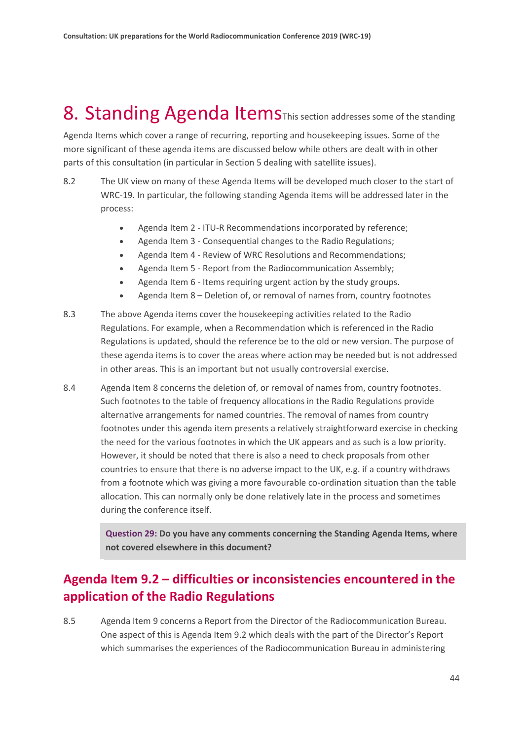# 8. Standing Agenda Items

This section addresses some of the standing Agenda Items which cover a range of recurring, reporting and housekeeping issues. Some of the more significant of these agenda items are discussed below while others are dealt with in other parts of this consultation (in particular in Section 5 dealing with satellite issues).

8.2 The UK view on many of these Agenda Items will be developed much closer to the start of WRC-19. In particular, the following standing Agenda items will be addressed later in the process:

- Agenda Item 2 - ITU-R Recommendations incorporated by reference;
- Agenda Item 3 - Consequential changes to the Radio Regulations;
- Agenda Item 4 - Review of WRC Resolutions and Recommendations;
- Agenda Item 5 - Report from the Radiocommunication Assembly;
- Agenda Item 6 - Items requiring urgent action by the study groups.
- Agenda Item 8 – Deletion of, or removal of names from, country footnotes

8.3 The above Agenda items cover the housekeeping activities related to the Radio Regulations. For example, when a Recommendation which is referenced in the Radio Regulations is updated, should the reference be to the old or new version. The purpose of these agenda items is to cover the areas where action may be needed but is not addressed in other areas. This is an important but not usually controversial exercise.

8.4 Agenda Item 8 concerns the deletion of, or removal of names from, country footnotes. Such footnotes to the table of frequency allocations in the Radio Regulations provide alternative arrangements for named countries. The removal of names from country footnotes under this agenda item presents a relatively straightforward exercise in checking the need for the various footnotes in which the UK appears and as such is a low priority. However, it should be noted that there is also a need to check proposals from other countries to ensure that there is no adverse impact to the UK, e.g. if a country withdraws from a footnote which was giving a more favourable co-ordination situation than the table allocation. This can normally only be done relatively late in the process and sometimes during the conference itself.

> **Question 29: Do you have any comments concerning the Standing Agenda Items, where not covered elsewhere in this document?**

## Agenda Item 9.2 – difficulties or inconsistencies encountered in the application of the Radio Regulations

8.5 Agenda Item 9 concerns a Report from the Director of the Radiocommunication Bureau. One aspect of this is Agenda Item 9.2 which deals with the part of the Director's Report which summarises the experiences of the Radiocommunication Bureau in administering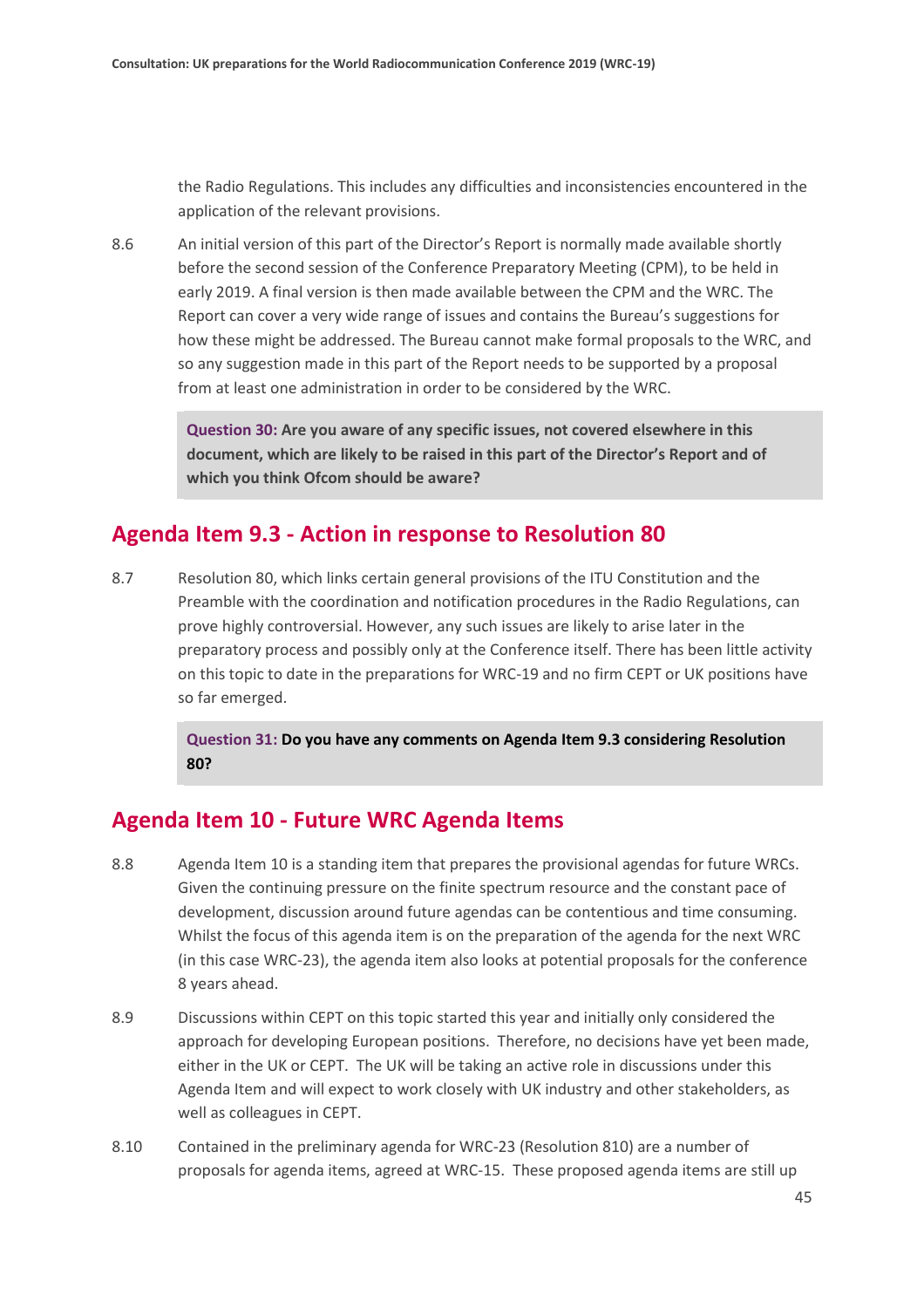the Radio Regulations. This includes any difficulties and inconsistencies encountered in the application of the relevant provisions.

8.6 An initial version of this part of the Director's Report is normally made available shortly before the second session of the Conference Preparatory Meeting (CPM), to be held in early 2019. A final version is then made available between the CPM and the WRC. The Report can cover a very wide range of issues and contains the Bureau's suggestions for how these might be addressed. The Bureau cannot make formal proposals to the WRC, and so any suggestion made in this part of the Report needs to be supported by a proposal from at least one administration in order to be considered by the WRC.

> **Question 30: Are you aware of any specific issues, not covered elsewhere in this document, which are likely to be raised in this part of the Director's Report and of which you think Ofcom should be aware?**

## Agenda Item 9.3 - Action in response to Resolution 80

8.7 Resolution 80, which links certain general provisions of the ITU Constitution and the Preamble with the coordination and notification procedures in the Radio Regulations, can prove highly controversial. However, any such issues are likely to arise later in the preparatory process and possibly only at the Conference itself. There has been little activity on this topic to date in the preparations for WRC-19 and no firm CEPT or UK positions have so far emerged.

> **Question 31: Do you have any comments on Agenda Item 9.3 considering Resolution 80?**

## Agenda Item 10 - Future WRC Agenda Items

8.8 Agenda Item 10 is a standing item that prepares the provisional agendas for future WRCs. Given the continuing pressure on the finite spectrum resource and the constant pace of development, discussion around future agendas can be contentious and time consuming. Whilst the focus of this agenda item is on the preparation of the agenda for the next WRC (in this case WRC-23), the agenda item also looks at potential proposals for the conference 8 years ahead.

8.9 Discussions within CEPT on this topic started this year and initially only considered the approach for developing European positions. Therefore, no decisions have yet been made, either in the UK or CEPT. The UK will be taking an active role in discussions under this Agenda Item and will expect to work closely with UK industry and other stakeholders, as well as colleagues in CEPT.

8.10 Contained in the preliminary agenda for WRC-23 (Resolution 810) are a number of proposals for agenda items, agreed at WRC-15. These proposed agenda items are still up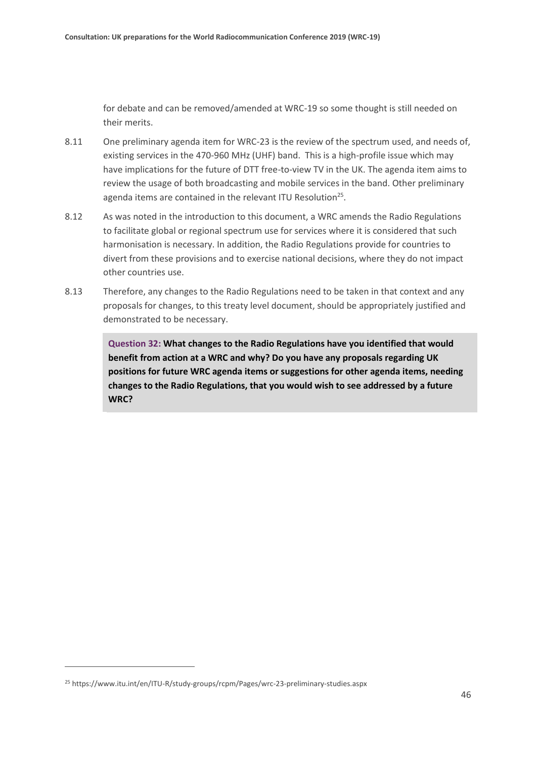for debate and can be removed/amended at WRC-19 so some thought is still needed on their merits.

8.11 One preliminary agenda item for WRC-23 is the review of the spectrum used, and needs of, existing services in the 470-960 MHz (UHF) band. This is a high-profile issue which may have implications for the future of DTT free-to-view TV in the UK. The agenda item aims to review the usage of both broadcasting and mobile services in the band. Other preliminary agenda items are contained in the relevant ITU Resolution[25].

8.12 As was noted in the introduction to this document, a WRC amends the Radio Regulations to facilitate global or regional spectrum use for services where it is considered that such harmonisation is necessary. In addition, the Radio Regulations provide for countries to divert from these provisions and to exercise national decisions, where they do not impact other countries use.

8.13 Therefore, any changes to the Radio Regulations need to be taken in that context and any proposals for changes, to this treaty level document, should be appropriately justified and demonstrated to be necessary.

> **Question 32: What changes to the Radio Regulations have you identified that would benefit from action at a WRC and why? Do you have any proposals regarding UK positions for future WRC agenda items or suggestions for other agenda items, needing changes to the Radio Regulations, that you would wish to see addressed by a future WRC?**

[25] https://www.itu.int/en/ITU-R/study-groups/rcpm/Pages/wrc-23-preliminary-studies.aspx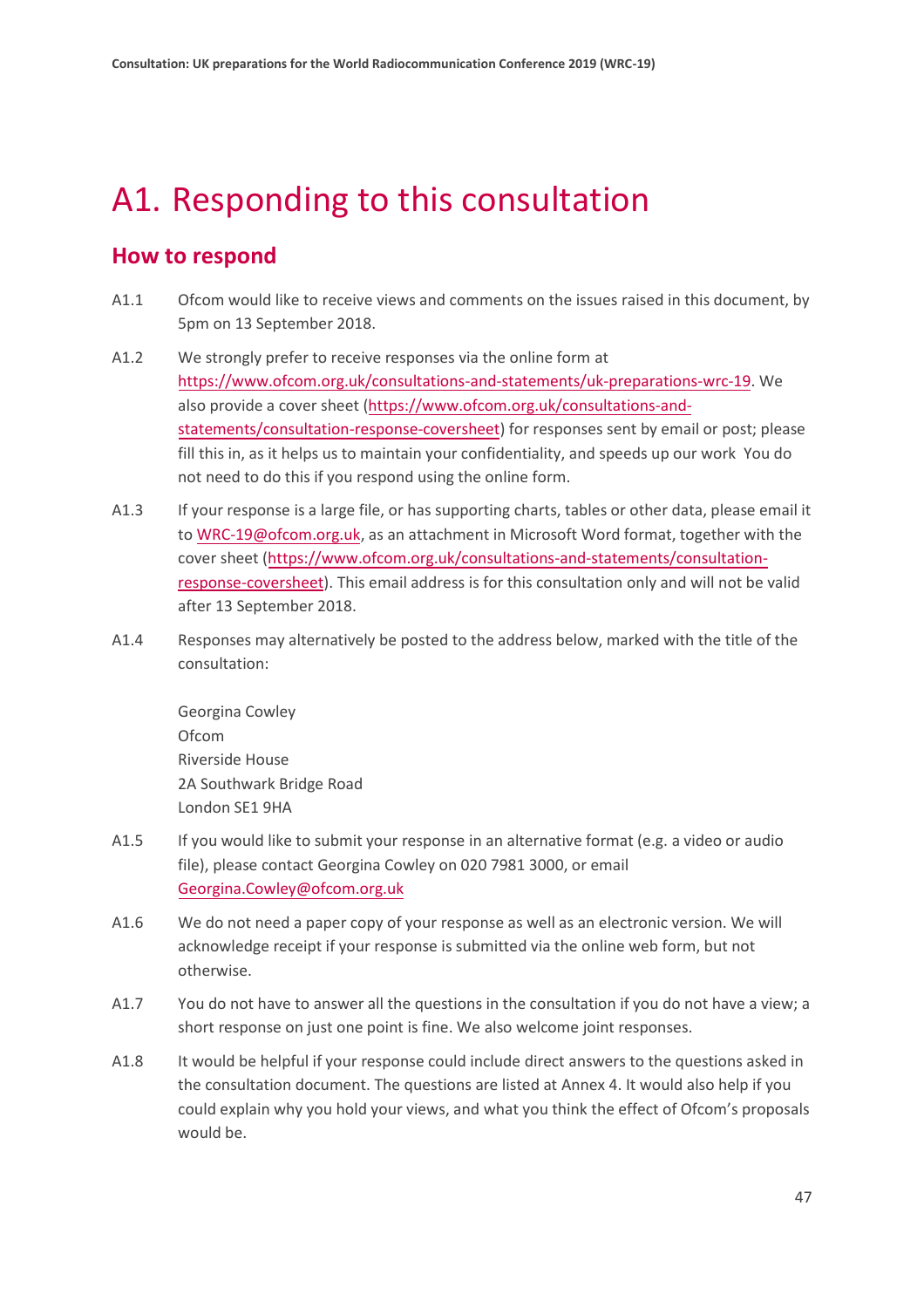# A1. Responding to this consultation

## How to respond

A1.1 Ofcom would like to receive views and comments on the issues raised in this document, by 5pm on 13 September 2018.

A1.2 We strongly prefer to receive responses via the online form at https://www.ofcom.org.uk/consultations-and-statements/uk-preparations-wrc-19. We also provide a cover sheet (https://www.ofcom.org.uk/consultations-and-statements/consultation-response-coversheet) for responses sent by email or post; please fill this in, as it helps us to maintain your confidentiality, and speeds up our work You do not need to do this if you respond using the online form.

A1.3 If your response is a large file, or has supporting charts, tables or other data, please email it to WRC-19@ofcom.org.uk, as an attachment in Microsoft Word format, together with the cover sheet (https://www.ofcom.org.uk/consultations-and-statements/consultation-response-coversheet). This email address is for this consultation only and will not be valid after 13 September 2018.

A1.4 Responses may alternatively be posted to the address below, marked with the title of the consultation:

Georgina Cowley
Ofcom
Riverside House
2A Southwark Bridge Road
London SE1 9HA

A1.5 If you would like to submit your response in an alternative format (e.g. a video or audio file), please contact Georgina Cowley on 020 7981 3000, or email Georgina.Cowley@ofcom.org.uk

A1.6 We do not need a paper copy of your response as well as an electronic version. We will acknowledge receipt if your response is submitted via the online web form, but not otherwise.

A1.7 You do not have to answer all the questions in the consultation if you do not have a view; a short response on just one point is fine. We also welcome joint responses.

A1.8 It would be helpful if your response could include direct answers to the questions asked in the consultation document. The questions are listed at Annex 4. It would also help if you could explain why you hold your views, and what you think the effect of Ofcom's proposals would be.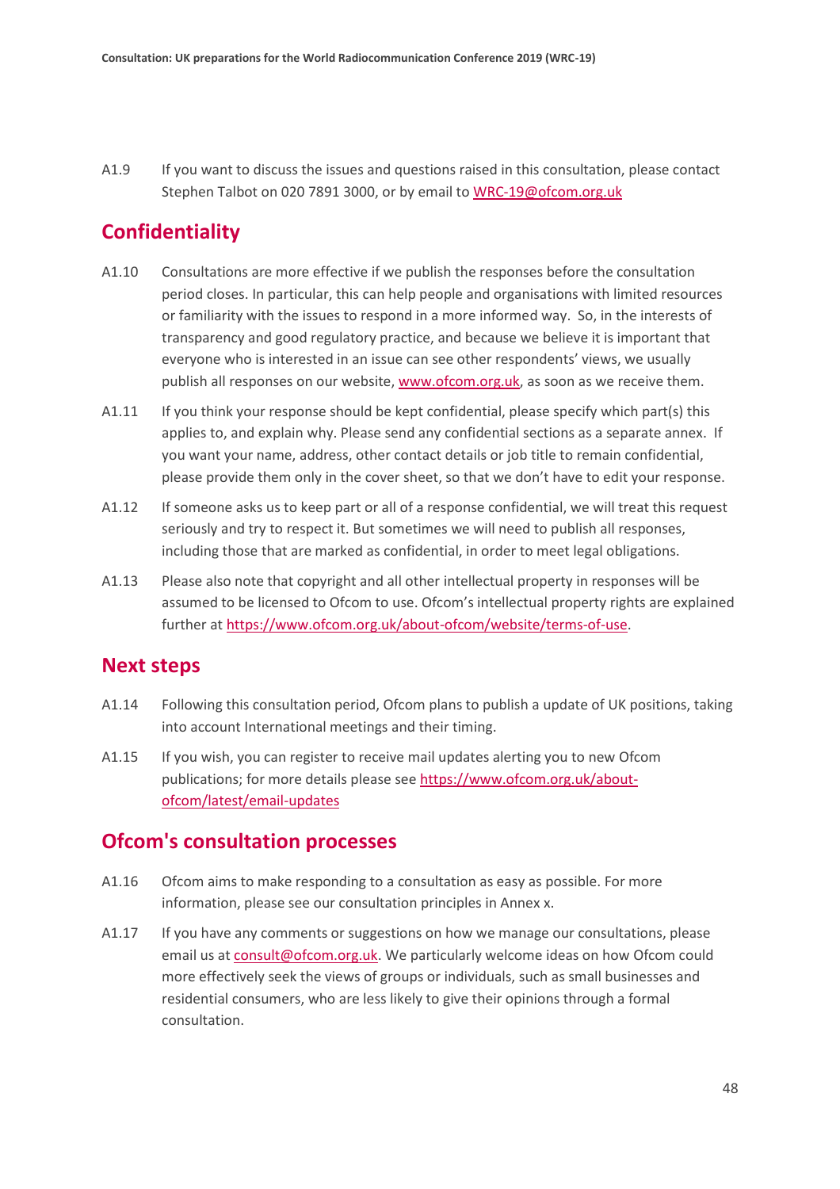A1.9 If you want to discuss the issues and questions raised in this consultation, please contact Stephen Talbot on 020 7891 3000, or by email to WRC-19@ofcom.org.uk

## Confidentiality

A1.10 Consultations are more effective if we publish the responses before the consultation period closes. In particular, this can help people and organisations with limited resources or familiarity with the issues to respond in a more informed way. So, in the interests of transparency and good regulatory practice, and because we believe it is important that everyone who is interested in an issue can see other respondents' views, we usually publish all responses on our website, www.ofcom.org.uk, as soon as we receive them.

A1.11 If you think your response should be kept confidential, please specify which part(s) this applies to, and explain why. Please send any confidential sections as a separate annex. If you want your name, address, other contact details or job title to remain confidential, please provide them only in the cover sheet, so that we don't have to edit your response.

A1.12 If someone asks us to keep part or all of a response confidential, we will treat this request seriously and try to respect it. But sometimes we will need to publish all responses, including those that are marked as confidential, in order to meet legal obligations.

A1.13 Please also note that copyright and all other intellectual property in responses will be assumed to be licensed to Ofcom to use. Ofcom's intellectual property rights are explained further at https://www.ofcom.org.uk/about-ofcom/website/terms-of-use.

## Next steps

A1.14 Following this consultation period, Ofcom plans to publish a update of UK positions, taking into account International meetings and their timing.

A1.15 If you wish, you can register to receive mail updates alerting you to new Ofcom publications; for more details please see https://www.ofcom.org.uk/about-ofcom/latest/email-updates

## Ofcom's consultation processes

A1.16 Ofcom aims to make responding to a consultation as easy as possible. For more information, please see our consultation principles in Annex x.

A1.17 If you have any comments or suggestions on how we manage our consultations, please email us at consult@ofcom.org.uk. We particularly welcome ideas on how Ofcom could more effectively seek the views of groups or individuals, such as small businesses and residential consumers, who are less likely to give their opinions through a formal consultation.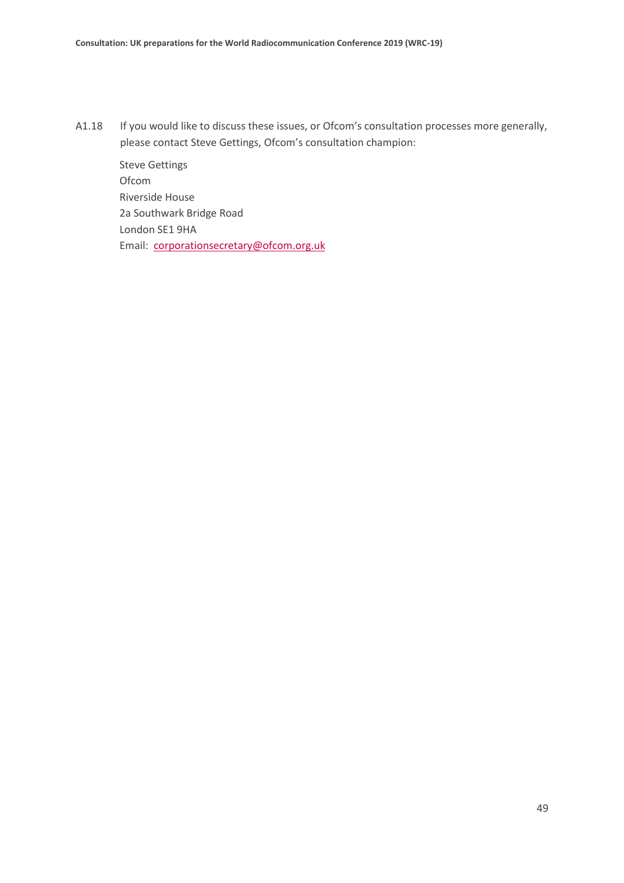A1.18 If you would like to discuss these issues, or Ofcom's consultation processes more generally, please contact Steve Gettings, Ofcom's consultation champion:

Steve Gettings
Ofcom
Riverside House
2a Southwark Bridge Road
London SE1 9HA
Email: corporationsecretary@ofcom.org.uk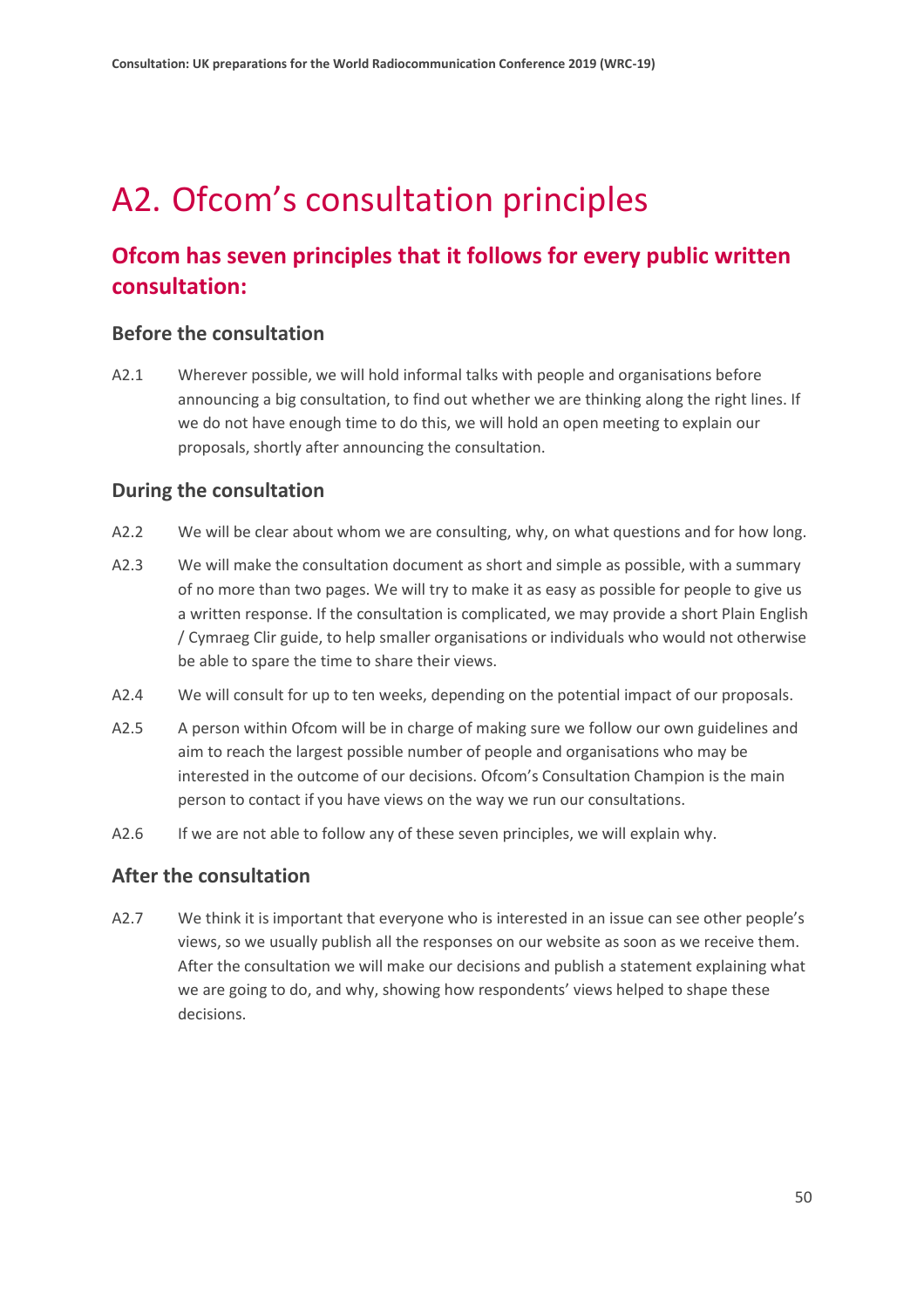# A2. Ofcom's consultation principles

## Ofcom has seven principles that it follows for every public written consultation:

### Before the consultation

A2.1 Wherever possible, we will hold informal talks with people and organisations before announcing a big consultation, to find out whether we are thinking along the right lines. If we do not have enough time to do this, we will hold an open meeting to explain our proposals, shortly after announcing the consultation.

### During the consultation

A2.2 We will be clear about whom we are consulting, why, on what questions and for how long.

A2.3 We will make the consultation document as short and simple as possible, with a summary of no more than two pages. We will try to make it as easy as possible for people to give us a written response. If the consultation is complicated, we may provide a short Plain English / Cymraeg Clir guide, to help smaller organisations or individuals who would not otherwise be able to spare the time to share their views.

A2.4 We will consult for up to ten weeks, depending on the potential impact of our proposals.

A2.5 A person within Ofcom will be in charge of making sure we follow our own guidelines and aim to reach the largest possible number of people and organisations who may be interested in the outcome of our decisions. Ofcom's Consultation Champion is the main person to contact if you have views on the way we run our consultations.

A2.6 If we are not able to follow any of these seven principles, we will explain why.

### After the consultation

A2.7 We think it is important that everyone who is interested in an issue can see other people's views, so we usually publish all the responses on our website as soon as we receive them. After the consultation we will make our decisions and publish a statement explaining what we are going to do, and why, showing how respondents' views helped to shape these decisions.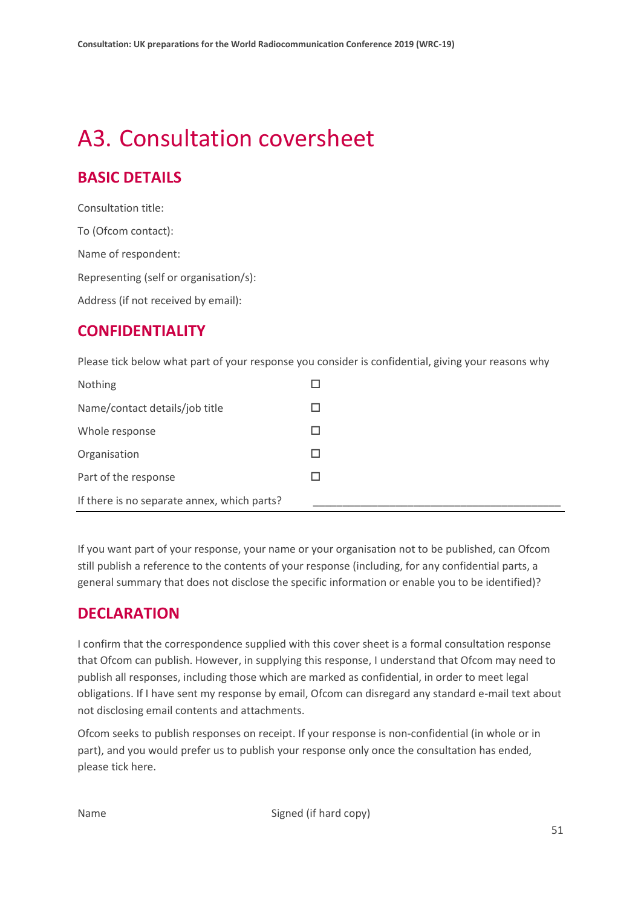# A3. Consultation coversheet

## BASIC DETAILS

Consultation title:

To (Ofcom contact):

Name of respondent:

Representing (self or organisation/s):

Address (if not received by email):

## CONFIDENTIALITY

Please tick below what part of your response you consider is confidential, giving your reasons why

| | |
|---|---|
| Nothing | ☐ |
| Name/contact details/job title | ☐ |
| Whole response | ☐ |
| Organisation | ☐ |
| Part of the response | ☐ |
| If there is no separate annex, which parts? | ___________________________________________ |

If you want part of your response, your name or your organisation not to be published, can Ofcom still publish a reference to the contents of your response (including, for any confidential parts, a general summary that does not disclose the specific information or enable you to be identified)?

## DECLARATION

I confirm that the correspondence supplied with this cover sheet is a formal consultation response that Ofcom can publish. However, in supplying this response, I understand that Ofcom may need to publish all responses, including those which are marked as confidential, in order to meet legal obligations. If I have sent my response by email, Ofcom can disregard any standard e-mail text about not disclosing email contents and attachments.

Ofcom seeks to publish responses on receipt. If your response is non-confidential (in whole or in part), and you would prefer us to publish your response only once the consultation has ended, please tick here.

Name                                        Signed (if hard copy)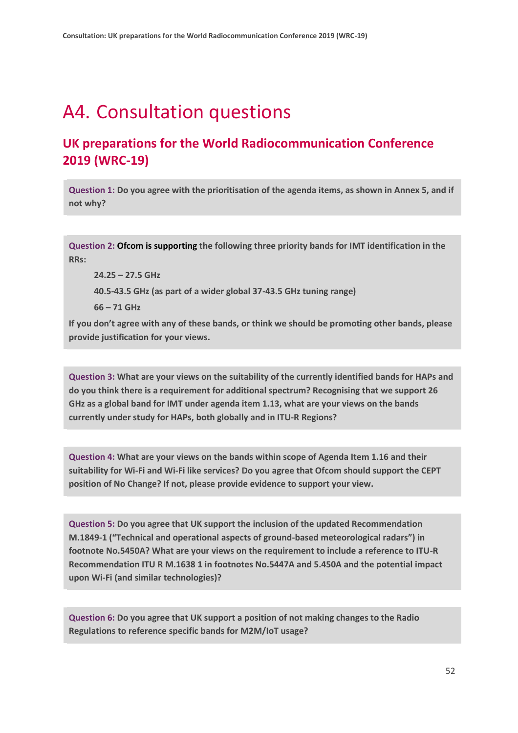# A4. Consultation questions

## UK preparations for the World Radiocommunication Conference 2019 (WRC-19)

**Question 1: Do you agree with the prioritisation of the agenda items, as shown in Annex 5, and if not why?**

**Question 2: Ofcom is supporting the following three priority bands for IMT identification in the RRs:**

**24.25 – 27.5 GHz**

**40.5-43.5 GHz (as part of a wider global 37-43.5 GHz tuning range)**

**66 – 71 GHz**

**If you don't agree with any of these bands, or think we should be promoting other bands, please provide justification for your views.**

**Question 3: What are your views on the suitability of the currently identified bands for HAPs and do you think there is a requirement for additional spectrum? Recognising that we support 26 GHz as a global band for IMT under agenda item 1.13, what are your views on the bands currently under study for HAPs, both globally and in ITU-R Regions?**

**Question 4: What are your views on the bands within scope of Agenda Item 1.16 and their suitability for Wi-Fi and Wi-Fi like services? Do you agree that Ofcom should support the CEPT position of No Change? If not, please provide evidence to support your view.**

**Question 5: Do you agree that UK support the inclusion of the updated Recommendation M.1849-1 ("Technical and operational aspects of ground-based meteorological radars") in footnote No.5450A? What are your views on the requirement to include a reference to ITU-R Recommendation ITU R M.1638 1 in footnotes No.5447A and 5.450A and the potential impact upon Wi-Fi (and similar technologies)?**

**Question 6: Do you agree that UK support a position of not making changes to the Radio Regulations to reference specific bands for M2M/IoT usage?**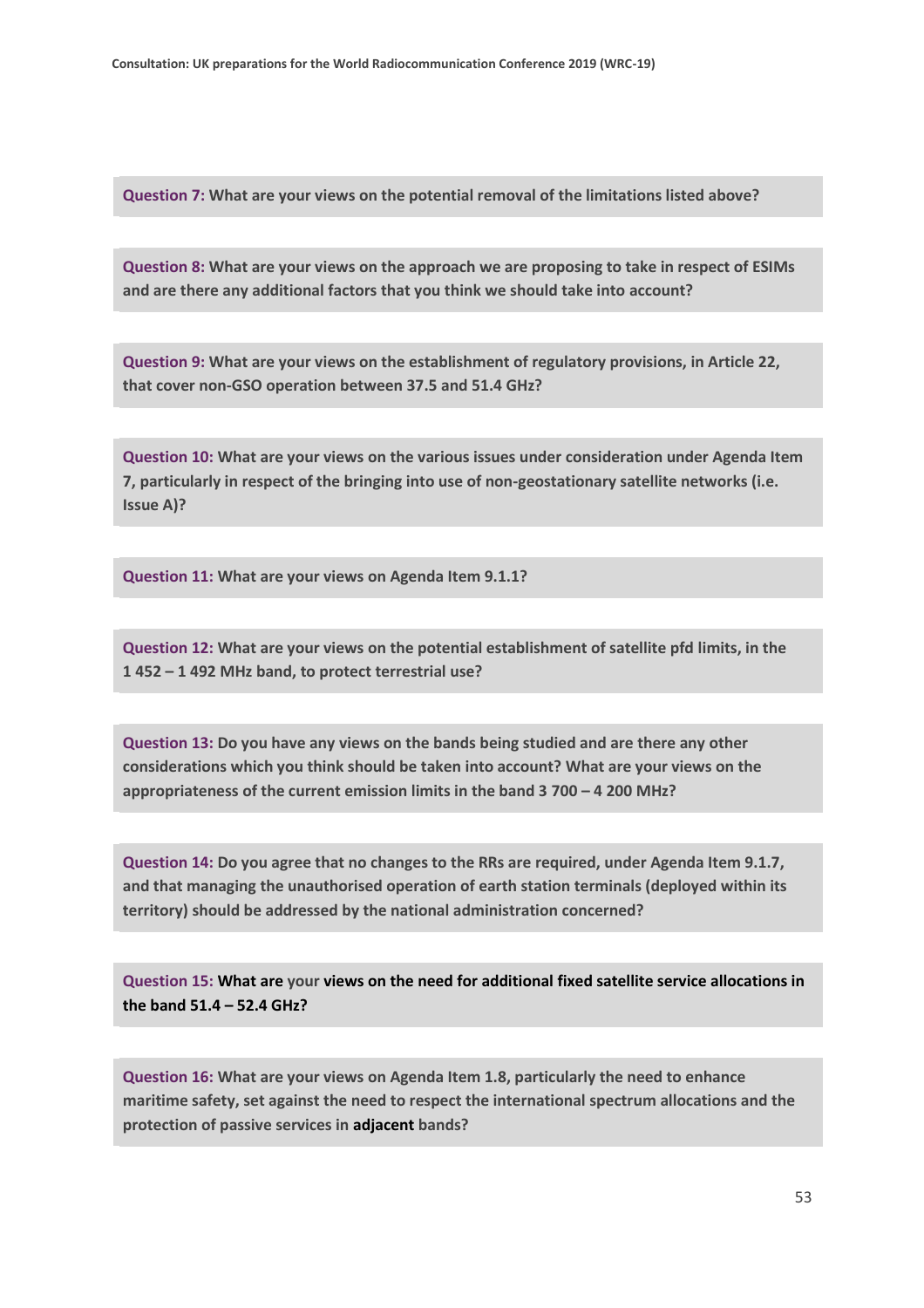**Question 7: What are your views on the potential removal of the limitations listed above?**

**Question 8: What are your views on the approach we are proposing to take in respect of ESIMs and are there any additional factors that you think we should take into account?**

**Question 9: What are your views on the establishment of regulatory provisions, in Article 22, that cover non-GSO operation between 37.5 and 51.4 GHz?**

**Question 10: What are your views on the various issues under consideration under Agenda Item 7, particularly in respect of the bringing into use of non-geostationary satellite networks (i.e. Issue A)?**

**Question 11: What are your views on Agenda Item 9.1.1?**

**Question 12: What are your views on the potential establishment of satellite pfd limits, in the 1 452 – 1 492 MHz band, to protect terrestrial use?**

**Question 13: Do you have any views on the bands being studied and are there any other considerations which you think should be taken into account? What are your views on the appropriateness of the current emission limits in the band 3 700 – 4 200 MHz?**

**Question 14: Do you agree that no changes to the RRs are required, under Agenda Item 9.1.7, and that managing the unauthorised operation of earth station terminals (deployed within its territory) should be addressed by the national administration concerned?**

**Question 15: What are your views on the need for additional fixed satellite service allocations in the band 51.4 – 52.4 GHz?**

**Question 16: What are your views on Agenda Item 1.8, particularly the need to enhance maritime safety, set against the need to respect the international spectrum allocations and the protection of passive services in adjacent bands?**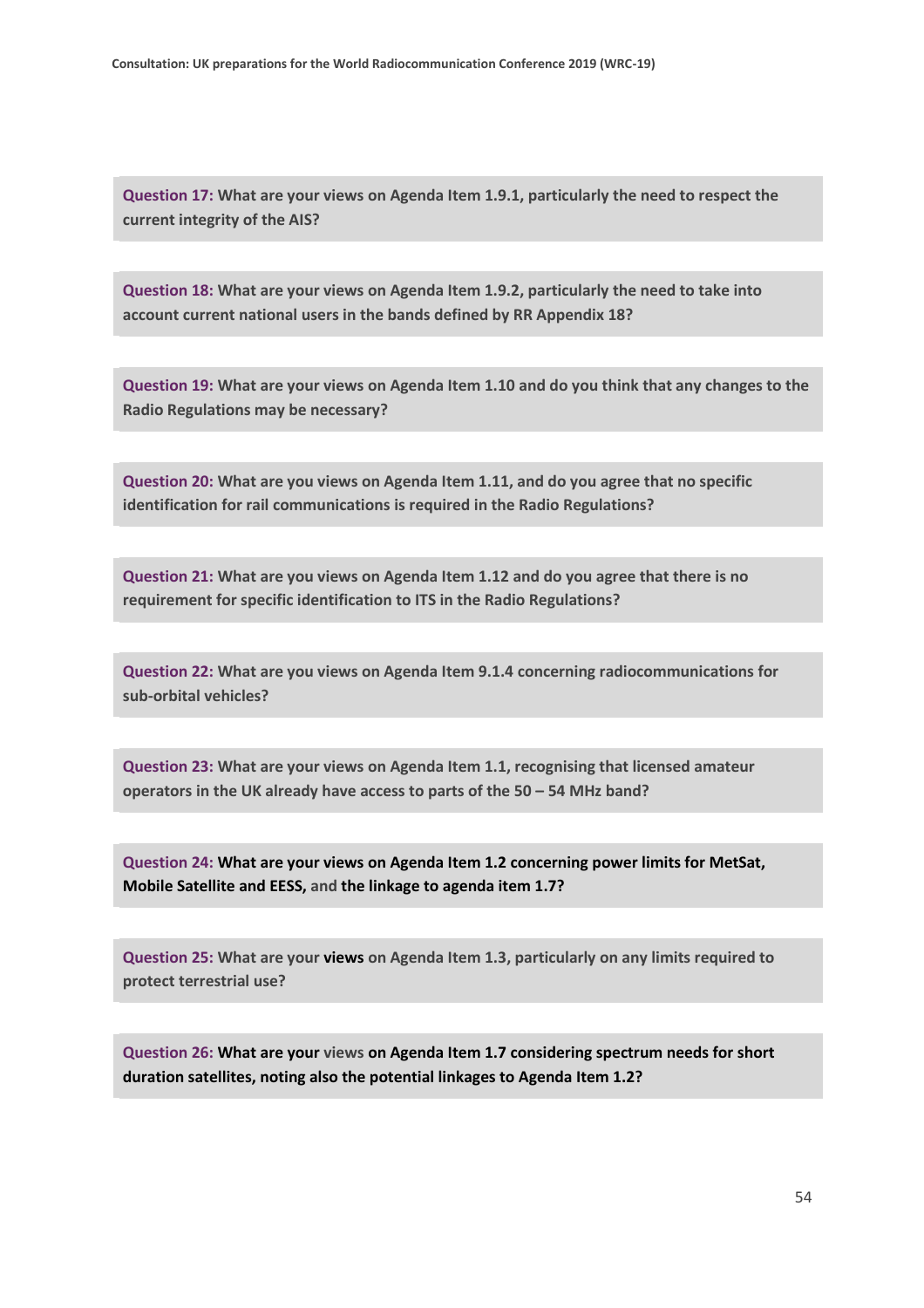**Question 17: What are your views on Agenda Item 1.9.1, particularly the need to respect the current integrity of the AIS?**

**Question 18: What are your views on Agenda Item 1.9.2, particularly the need to take into account current national users in the bands defined by RR Appendix 18?**

**Question 19: What are your views on Agenda Item 1.10 and do you think that any changes to the Radio Regulations may be necessary?**

**Question 20: What are you views on Agenda Item 1.11, and do you agree that no specific identification for rail communications is required in the Radio Regulations?**

**Question 21: What are you views on Agenda Item 1.12 and do you agree that there is no requirement for specific identification to ITS in the Radio Regulations?**

**Question 22: What are you views on Agenda Item 9.1.4 concerning radiocommunications for sub-orbital vehicles?**

**Question 23: What are your views on Agenda Item 1.1, recognising that licensed amateur operators in the UK already have access to parts of the 50 – 54 MHz band?**

**Question 24: What are your views on Agenda Item 1.2 concerning power limits for MetSat, Mobile Satellite and EESS, and the linkage to agenda item 1.7?**

**Question 25: What are your views on Agenda Item 1.3, particularly on any limits required to protect terrestrial use?**

**Question 26: What are your views on Agenda Item 1.7 considering spectrum needs for short duration satellites, noting also the potential linkages to Agenda Item 1.2?**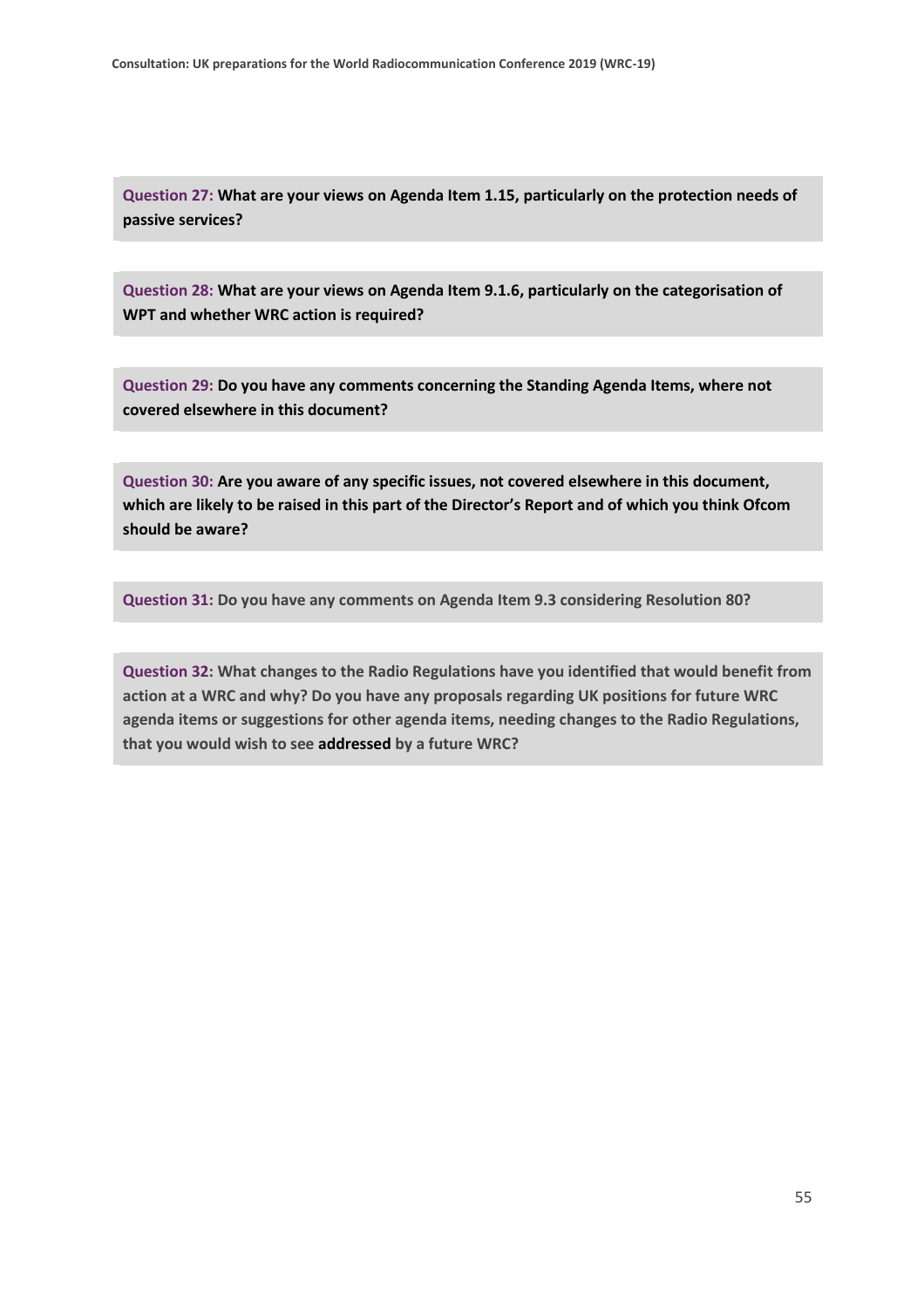**Question 27: What are your views on Agenda Item 1.15, particularly on the protection needs of passive services?**

**Question 28: What are your views on Agenda Item 9.1.6, particularly on the categorisation of WPT and whether WRC action is required?**

**Question 29: Do you have any comments concerning the Standing Agenda Items, where not covered elsewhere in this document?**

**Question 30: Are you aware of any specific issues, not covered elsewhere in this document, which are likely to be raised in this part of the Director's Report and of which you think Ofcom should be aware?**

**Question 31: Do you have any comments on Agenda Item 9.3 considering Resolution 80?**

**Question 32: What changes to the Radio Regulations have you identified that would benefit from action at a WRC and why? Do you have any proposals regarding UK positions for future WRC agenda items or suggestions for other agenda items, needing changes to the Radio Regulations, that you would wish to see addressed by a future WRC?**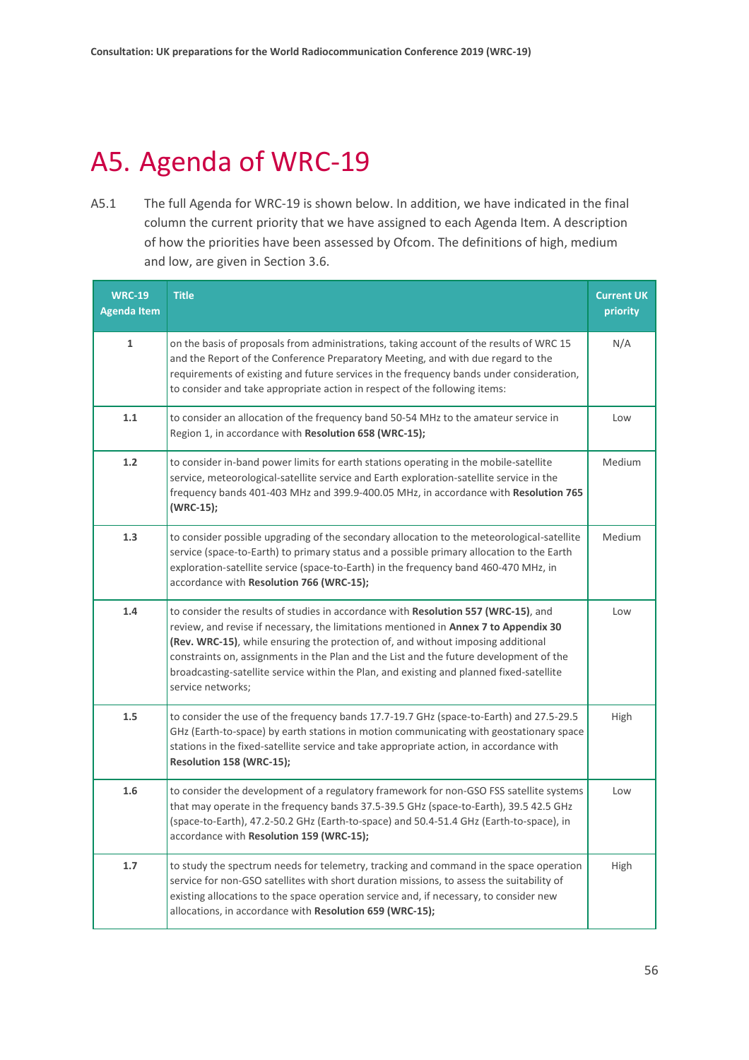# A5. Agenda of WRC-19

A5.1 The full Agenda for WRC-19 is shown below. In addition, we have indicated in the final column the current priority that we have assigned to each Agenda Item. A description of how the priorities have been assessed by Ofcom. The definitions of high, medium and low, are given in Section 3.6.

| WRC-19 Agenda Item | Title | Current UK priority |
|---|---|---|
| **1** | on the basis of proposals from administrations, taking account of the results of WRC 15 and the Report of the Conference Preparatory Meeting, and with due regard to the requirements of existing and future services in the frequency bands under consideration, to consider and take appropriate action in respect of the following items: | N/A |
| **1.1** | to consider an allocation of the frequency band 50-54 MHz to the amateur service in Region 1, in accordance with **Resolution 658 (WRC-15);** | Low |
| **1.2** | to consider in-band power limits for earth stations operating in the mobile-satellite service, meteorological-satellite service and Earth exploration-satellite service in the frequency bands 401-403 MHz and 399.9-400.05 MHz, in accordance with **Resolution 765 (WRC-15);** | Medium |
| **1.3** | to consider possible upgrading of the secondary allocation to the meteorological-satellite service (space-to-Earth) to primary status and a possible primary allocation to the Earth exploration-satellite service (space-to-Earth) in the frequency band 460-470 MHz, in accordance with **Resolution 766 (WRC-15);** | Medium |
| **1.4** | to consider the results of studies in accordance with **Resolution 557 (WRC-15)**, and review, and revise if necessary, the limitations mentioned in **Annex 7 to Appendix 30 (Rev. WRC-15)**, while ensuring the protection of, and without imposing additional constraints on, assignments in the Plan and the List and the future development of the broadcasting-satellite service within the Plan, and existing and planned fixed-satellite service networks; | Low |
| **1.5** | to consider the use of the frequency bands 17.7-19.7 GHz (space-to-Earth) and 27.5-29.5 GHz (Earth-to-space) by earth stations in motion communicating with geostationary space stations in the fixed-satellite service and take appropriate action, in accordance with **Resolution 158 (WRC-15);** | High |
| **1.6** | to consider the development of a regulatory framework for non-GSO FSS satellite systems that may operate in the frequency bands 37.5-39.5 GHz (space-to-Earth), 39.5 42.5 GHz (space-to-Earth), 47.2-50.2 GHz (Earth-to-space) and 50.4-51.4 GHz (Earth-to-space), in accordance with **Resolution 159 (WRC-15);** | Low |
| **1.7** | to study the spectrum needs for telemetry, tracking and command in the space operation service for non-GSO satellites with short duration missions, to assess the suitability of existing allocations to the space operation service and, if necessary, to consider new allocations, in accordance with **Resolution 659 (WRC-15);** | High |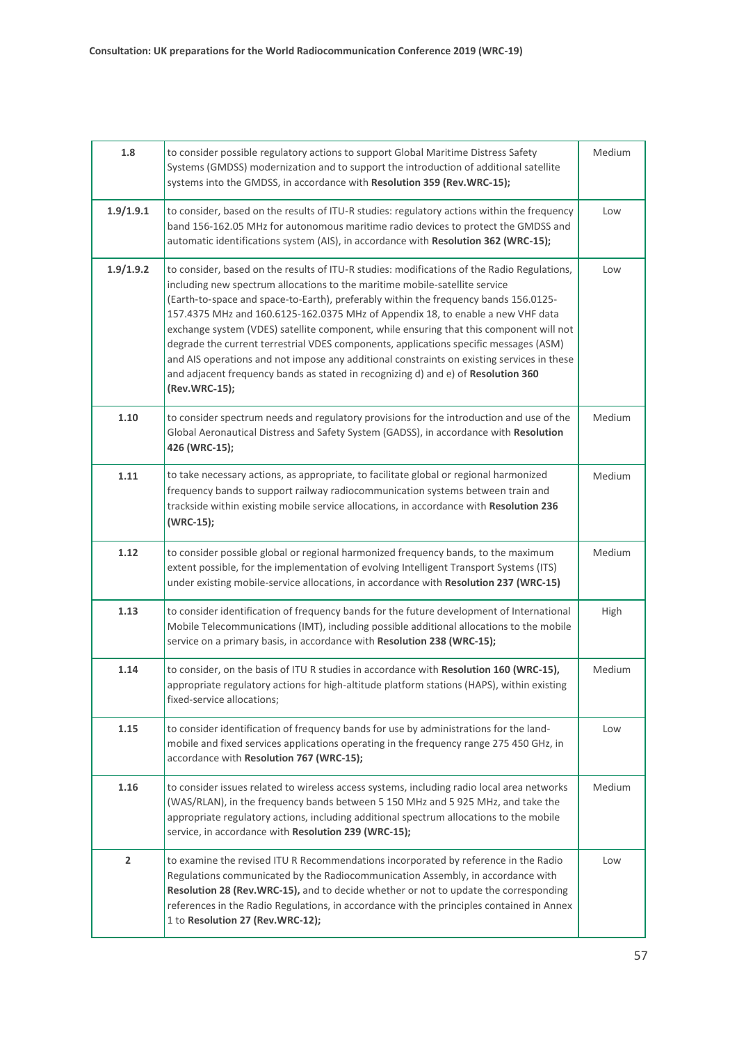| 1.8 | to consider possible regulatory actions to support Global Maritime Distress Safety Systems (GMDSS) modernization and to support the introduction of additional satellite systems into the GMDSS, in accordance with **Resolution 359 (Rev.WRC-15);** | Medium |
|---|---|---|
| 1.9/1.9.1 | to consider, based on the results of ITU-R studies: regulatory actions within the frequency band 156-162.05 MHz for autonomous maritime radio devices to protect the GMDSS and automatic identifications system (AIS), in accordance with **Resolution 362 (WRC-15);** | Low |
| 1.9/1.9.2 | to consider, based on the results of ITU-R studies: modifications of the Radio Regulations, including new spectrum allocations to the maritime mobile-satellite service (Earth-to-space and space-to-Earth), preferably within the frequency bands 156.0125-157.4375 MHz and 160.6125-162.0375 MHz of Appendix 18, to enable a new VHF data exchange system (VDES) satellite component, while ensuring that this component will not degrade the current terrestrial VDES components, applications specific messages (ASM) and AIS operations and not impose any additional constraints on existing services in these and adjacent frequency bands as stated in recognizing d) and e) of **Resolution 360 (Rev.WRC-15);** | Low |
| 1.10 | to consider spectrum needs and regulatory provisions for the introduction and use of the Global Aeronautical Distress and Safety System (GADSS), in accordance with **Resolution 426 (WRC-15);** | Medium |
| 1.11 | to take necessary actions, as appropriate, to facilitate global or regional harmonized frequency bands to support railway radiocommunication systems between train and trackside within existing mobile service allocations, in accordance with **Resolution 236 (WRC-15);** | Medium |
| 1.12 | to consider possible global or regional harmonized frequency bands, to the maximum extent possible, for the implementation of evolving Intelligent Transport Systems (ITS) under existing mobile-service allocations, in accordance with **Resolution 237 (WRC-15)** | Medium |
| 1.13 | to consider identification of frequency bands for the future development of International Mobile Telecommunications (IMT), including possible additional allocations to the mobile service on a primary basis, in accordance with **Resolution 238 (WRC-15);** | High |
| 1.14 | to consider, on the basis of ITU R studies in accordance with **Resolution 160 (WRC-15),** appropriate regulatory actions for high-altitude platform stations (HAPS), within existing fixed-service allocations; | Medium |
| 1.15 | to consider identification of frequency bands for use by administrations for the land-mobile and fixed services applications operating in the frequency range 275 450 GHz, in accordance with **Resolution 767 (WRC-15);** | Low |
| 1.16 | to consider issues related to wireless access systems, including radio local area networks (WAS/RLAN), in the frequency bands between 5 150 MHz and 5 925 MHz, and take the appropriate regulatory actions, including additional spectrum allocations to the mobile service, in accordance with **Resolution 239 (WRC-15);** | Medium |
| 2 | to examine the revised ITU R Recommendations incorporated by reference in the Radio Regulations communicated by the Radiocommunication Assembly, in accordance with **Resolution 28 (Rev.WRC-15),** and to decide whether or not to update the corresponding references in the Radio Regulations, in accordance with the principles contained in Annex 1 to **Resolution 27 (Rev.WRC-12);** | Low |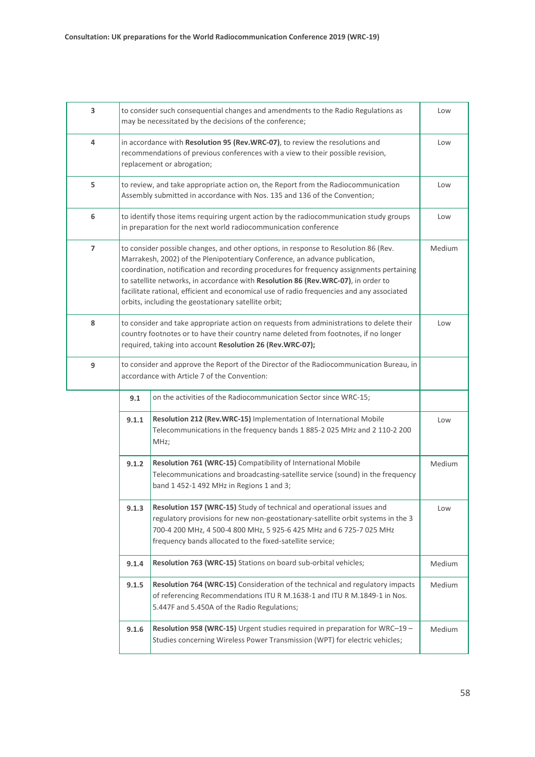| | | |
|---|---|---|
| 3 | to consider such consequential changes and amendments to the Radio Regulations as may be necessitated by the decisions of the conference; | Low |
| 4 | in accordance with **Resolution 95 (Rev.WRC-07)**, to review the resolutions and recommendations of previous conferences with a view to their possible revision, replacement or abrogation; | Low |
| 5 | to review, and take appropriate action on, the Report from the Radiocommunication Assembly submitted in accordance with Nos. 135 and 136 of the Convention; | Low |
| 6 | to identify those items requiring urgent action by the radiocommunication study groups in preparation for the next world radiocommunication conference | Low |
| 7 | to consider possible changes, and other options, in response to Resolution 86 (Rev. Marrakesh, 2002) of the Plenipotentiary Conference, an advance publication, coordination, notification and recording procedures for frequency assignments pertaining to satellite networks, in accordance with **Resolution 86 (Rev.WRC-07)**, in order to facilitate rational, efficient and economical use of radio frequencies and any associated orbits, including the geostationary satellite orbit; | Medium |
| 8 | to consider and take appropriate action on requests from administrations to delete their country footnotes or to have their country name deleted from footnotes, if no longer required, taking into account **Resolution 26 (Rev.WRC-07);** | Low |
| 9 | to consider and approve the Report of the Director of the Radiocommunication Bureau, in accordance with Article 7 of the Convention: | |
| 9.1 | on the activities of the Radiocommunication Sector since WRC-15; | |
| 9.1.1 | **Resolution 212 (Rev.WRC-15)** Implementation of International Mobile Telecommunications in the frequency bands 1 885-2 025 MHz and 2 110-2 200 MHz; | Low |
| 9.1.2 | **Resolution 761 (WRC-15)** Compatibility of International Mobile Telecommunications and broadcasting-satellite service (sound) in the frequency band 1 452-1 492 MHz in Regions 1 and 3; | Medium |
| 9.1.3 | **Resolution 157 (WRC-15)** Study of technical and operational issues and regulatory provisions for new non-geostationary-satellite orbit systems in the 3 700-4 200 MHz, 4 500-4 800 MHz, 5 925-6 425 MHz and 6 725-7 025 MHz frequency bands allocated to the fixed-satellite service; | Low |
| 9.1.4 | **Resolution 763 (WRC-15)** Stations on board sub-orbital vehicles; | Medium |
| 9.1.5 | **Resolution 764 (WRC-15)** Consideration of the technical and regulatory impacts of referencing Recommendations ITU R M.1638-1 and ITU R M.1849-1 in Nos. 5.447F and 5.450A of the Radio Regulations; | Medium |
| 9.1.6 | **Resolution 958 (WRC-15)** Urgent studies required in preparation for WRC–19 – Studies concerning Wireless Power Transmission (WPT) for electric vehicles; | Medium |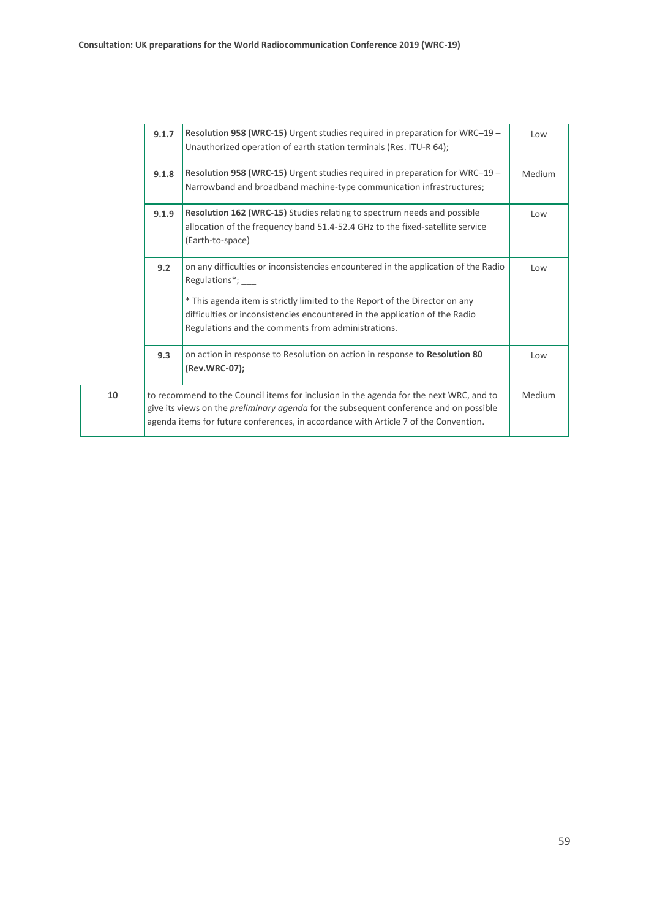| | | | |
|---|---|---|---|
| | **9.1.7** | **Resolution 958 (WRC-15)** Urgent studies required in preparation for WRC–19 – Unauthorized operation of earth station terminals (Res. ITU-R 64); | Low |
| | **9.1.8** | **Resolution 958 (WRC-15)** Urgent studies required in preparation for WRC–19 – Narrowband and broadband machine-type communication infrastructures; | Medium |
| | **9.1.9** | **Resolution 162 (WRC-15)** Studies relating to spectrum needs and possible allocation of the frequency band 51.4-52.4 GHz to the fixed-satellite service (Earth-to-space) | Low |
| | **9.2** | on any difficulties or inconsistencies encountered in the application of the Radio Regulations*; ___<br><br>* This agenda item is strictly limited to the Report of the Director on any difficulties or inconsistencies encountered in the application of the Radio Regulations and the comments from administrations. | Low |
| | **9.3** | on action in response to Resolution on action in response to **Resolution 80 (Rev.WRC-07);** | Low |
| **10** | to recommend to the Council items for inclusion in the agenda for the next WRC, and to give its views on the *preliminary agenda* for the subsequent conference and on possible agenda items for future conferences, in accordance with Article 7 of the Convention. | | Medium |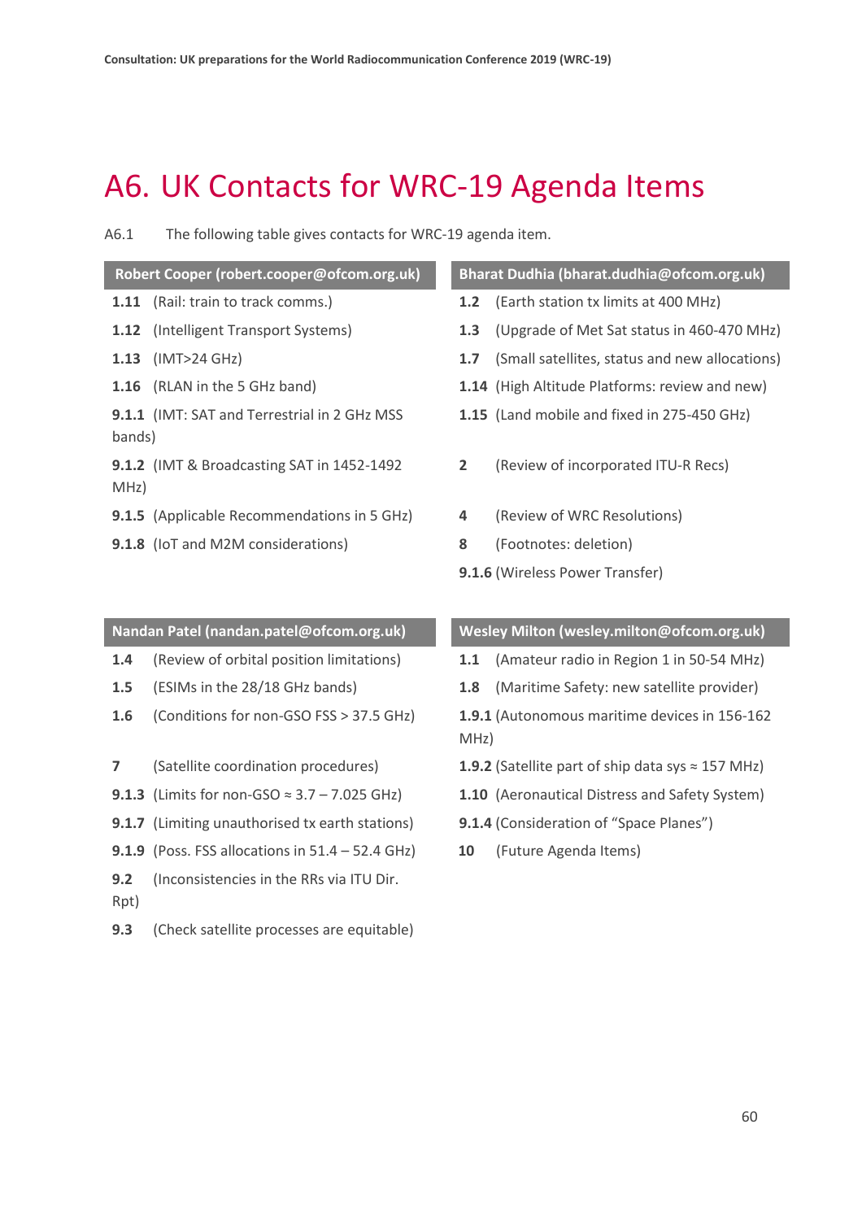# A6. UK Contacts for WRC-19 Agenda Items

A6.1 The following table gives contacts for WRC-19 agenda item.

**Robert Cooper (robert.cooper@ofcom.org.uk)**

- **1.11** (Rail: train to track comms.)
- **1.12** (Intelligent Transport Systems)
- **1.13** (IMT>24 GHz)
- **1.16** (RLAN in the 5 GHz band)
- **9.1.1** (IMT: SAT and Terrestrial in 2 GHz MSS bands)
- **9.1.2** (IMT & Broadcasting SAT in 1452-1492 MHz)
- **9.1.5** (Applicable Recommendations in 5 GHz)
- **9.1.8** (IoT and M2M considerations)

**Bharat Dudhia (bharat.dudhia@ofcom.org.uk)**

- **1.2** (Earth station tx limits at 400 MHz)
- **1.3** (Upgrade of Met Sat status in 460-470 MHz)
- **1.7** (Small satellites, status and new allocations)
- **1.14** (High Altitude Platforms: review and new)
- **1.15** (Land mobile and fixed in 275-450 GHz)
- **2** (Review of incorporated ITU-R Recs)
- **4** (Review of WRC Resolutions)
- **8** (Footnotes: deletion)
- **9.1.6** (Wireless Power Transfer)

**Nandan Patel (nandan.patel@ofcom.org.uk)**

- **1.4** (Review of orbital position limitations)
- **1.5** (ESIMs in the 28/18 GHz bands)
- **1.6** (Conditions for non-GSO FSS > 37.5 GHz)
- **7** (Satellite coordination procedures)
- **9.1.3** (Limits for non-GSO ≈ 3.7 – 7.025 GHz)
- **9.1.7** (Limiting unauthorised tx earth stations)
- **9.1.9** (Poss. FSS allocations in 51.4 – 52.4 GHz)
- **9.2** (Inconsistencies in the RRs via ITU Dir. Rpt)
- **9.3** (Check satellite processes are equitable)

**Wesley Milton (wesley.milton@ofcom.org.uk)**

- **1.1** (Amateur radio in Region 1 in 50-54 MHz)
- **1.8** (Maritime Safety: new satellite provider)
- **1.9.1** (Autonomous maritime devices in 156-162 MHz)
- **1.9.2** (Satellite part of ship data sys ≈ 157 MHz)
- **1.10** (Aeronautical Distress and Safety System)
- **9.1.4** (Consideration of "Space Planes")
- **10** (Future Agenda Items)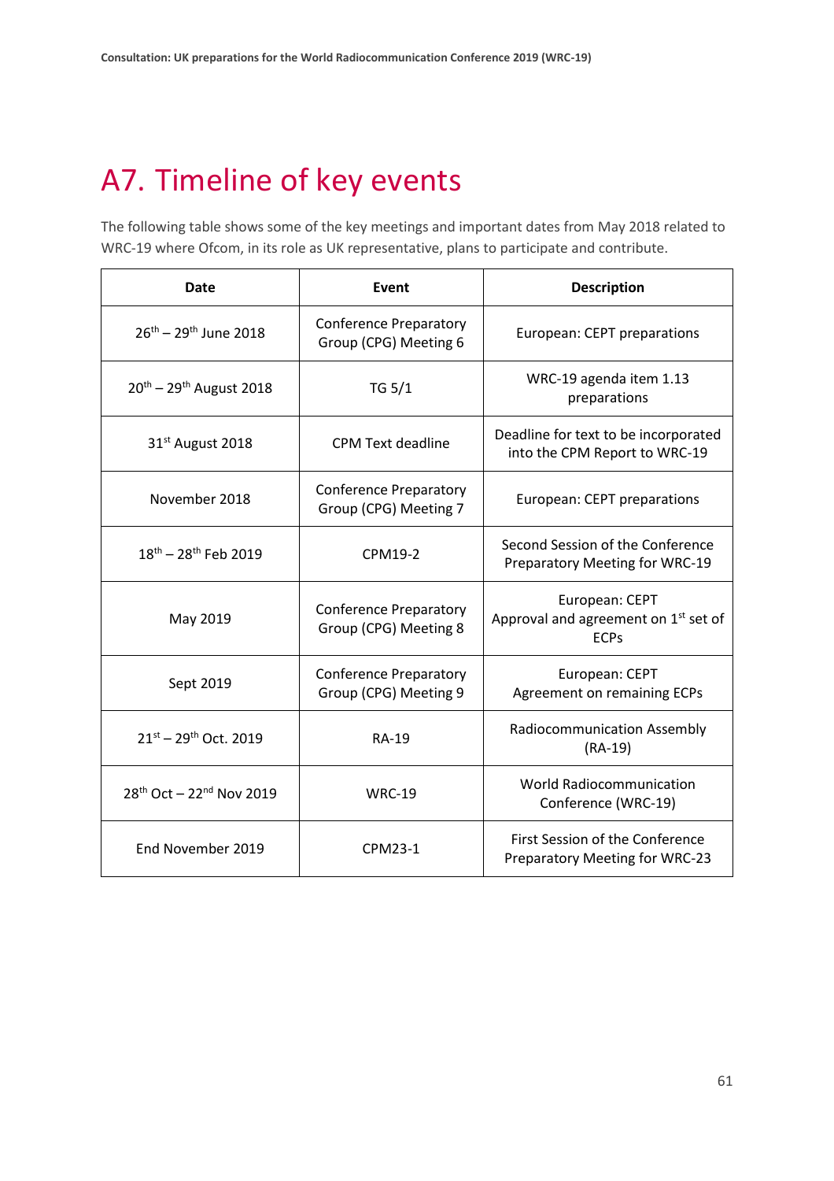# A7. Timeline of key events

The following table shows some of the key meetings and important dates from May 2018 related to WRC-19 where Ofcom, in its role as UK representative, plans to participate and contribute.

| Date | Event | Description |
| --- | --- | --- |
| 26th – 29th June 2018 | Conference Preparatory Group (CPG) Meeting 6 | European: CEPT preparations |
| 20th – 29th August 2018 | TG 5/1 | WRC-19 agenda item 1.13 preparations |
| 31st August 2018 | CPM Text deadline | Deadline for text to be incorporated into the CPM Report to WRC-19 |
| November 2018 | Conference Preparatory Group (CPG) Meeting 7 | European: CEPT preparations |
| 18th – 28th Feb 2019 | CPM19-2 | Second Session of the Conference Preparatory Meeting for WRC-19 |
| May 2019 | Conference Preparatory Group (CPG) Meeting 8 | European: CEPT Approval and agreement on 1st set of ECPs |
| Sept 2019 | Conference Preparatory Group (CPG) Meeting 9 | European: CEPT Agreement on remaining ECPs |
| 21st – 29th Oct. 2019 | RA-19 | Radiocommunication Assembly (RA-19) |
| 28th Oct – 22nd Nov 2019 | WRC-19 | World Radiocommunication Conference (WRC-19) |
| End November 2019 | CPM23-1 | First Session of the Conference Preparatory Meeting for WRC-23 |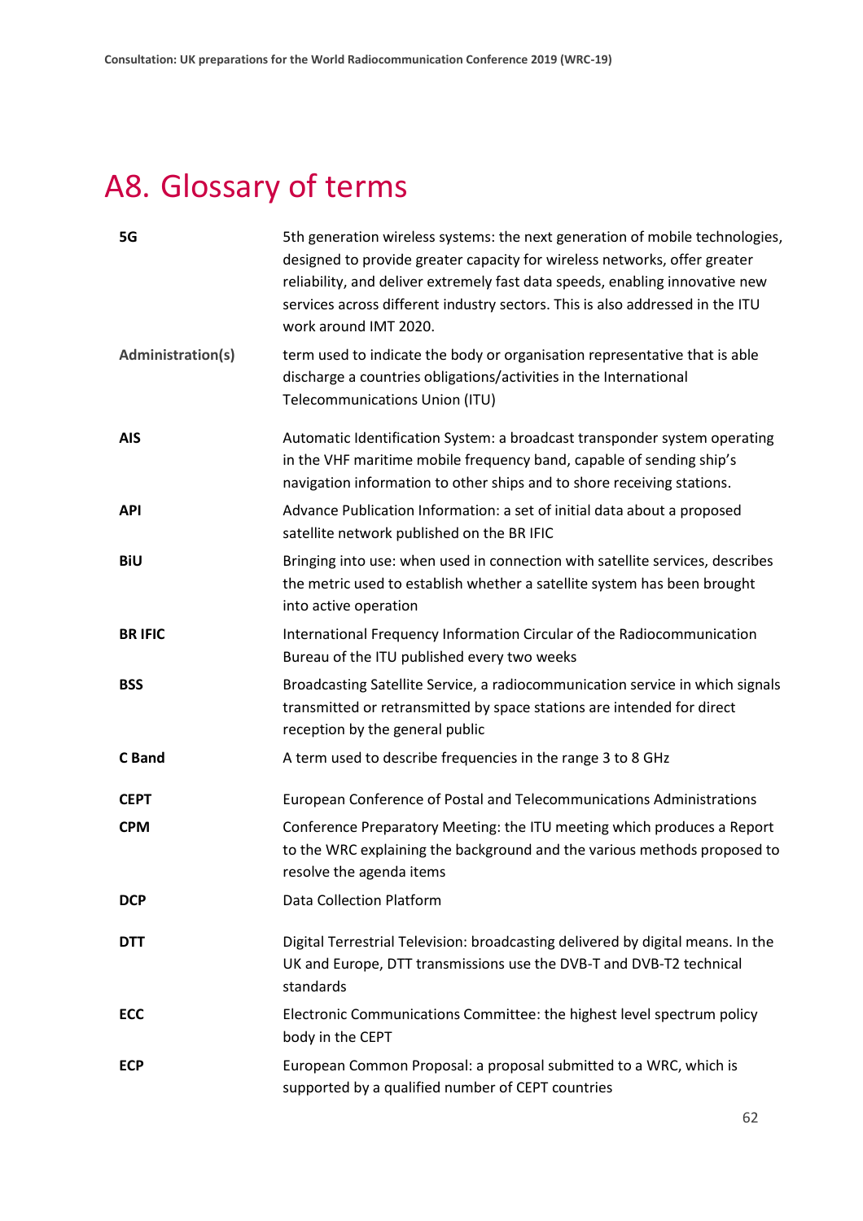# A8. Glossary of terms

| | |
|---|---|
| **5G** | 5th generation wireless systems: the next generation of mobile technologies, designed to provide greater capacity for wireless networks, offer greater reliability, and deliver extremely fast data speeds, enabling innovative new services across different industry sectors. This is also addressed in the ITU work around IMT 2020. |
| **Administration(s)** | term used to indicate the body or organisation representative that is able discharge a countries obligations/activities in the International Telecommunications Union (ITU) |
| **AIS** | Automatic Identification System: a broadcast transponder system operating in the VHF maritime mobile frequency band, capable of sending ship's navigation information to other ships and to shore receiving stations. |
| **API** | Advance Publication Information: a set of initial data about a proposed satellite network published on the BR IFIC |
| **BiU** | Bringing into use: when used in connection with satellite services, describes the metric used to establish whether a satellite system has been brought into active operation |
| **BR IFIC** | International Frequency Information Circular of the Radiocommunication Bureau of the ITU published every two weeks |
| **BSS** | Broadcasting Satellite Service, a radiocommunication service in which signals transmitted or retransmitted by space stations are intended for direct reception by the general public |
| **C Band** | A term used to describe frequencies in the range 3 to 8 GHz |
| **CEPT** | European Conference of Postal and Telecommunications Administrations |
| **CPM** | Conference Preparatory Meeting: the ITU meeting which produces a Report to the WRC explaining the background and the various methods proposed to resolve the agenda items |
| **DCP** | Data Collection Platform |
| **DTT** | Digital Terrestrial Television: broadcasting delivered by digital means. In the UK and Europe, DTT transmissions use the DVB-T and DVB-T2 technical standards |
| **ECC** | Electronic Communications Committee: the highest level spectrum policy body in the CEPT |
| **ECP** | European Common Proposal: a proposal submitted to a WRC, which is supported by a qualified number of CEPT countries |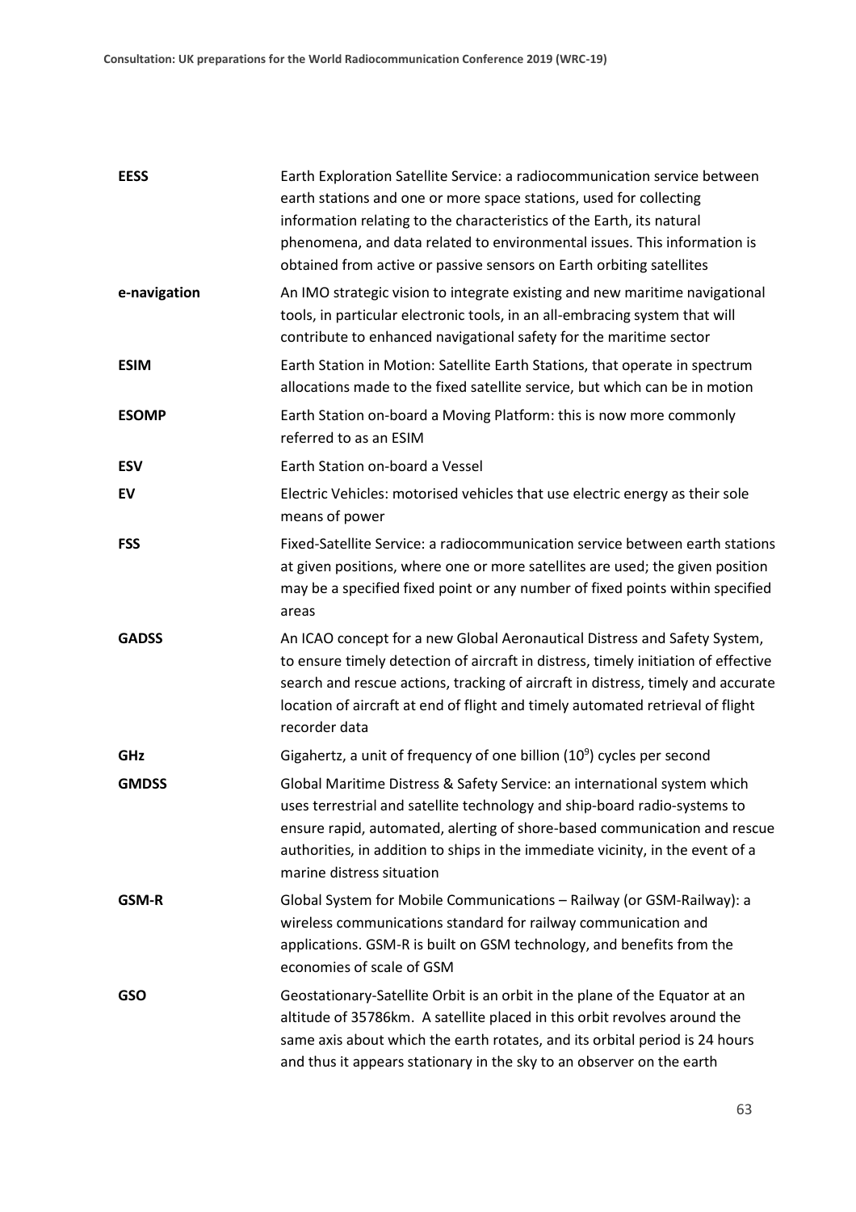| | |
|---|---|
| **EESS** | Earth Exploration Satellite Service: a radiocommunication service between earth stations and one or more space stations, used for collecting information relating to the characteristics of the Earth, its natural phenomena, and data related to environmental issues. This information is obtained from active or passive sensors on Earth orbiting satellites |
| **e-navigation** | An IMO strategic vision to integrate existing and new maritime navigational tools, in particular electronic tools, in an all-embracing system that will contribute to enhanced navigational safety for the maritime sector |
| **ESIM** | Earth Station in Motion: Satellite Earth Stations, that operate in spectrum allocations made to the fixed satellite service, but which can be in motion |
| **ESOMP** | Earth Station on-board a Moving Platform: this is now more commonly referred to as an ESIM |
| **ESV** | Earth Station on-board a Vessel |
| **EV** | Electric Vehicles: motorised vehicles that use electric energy as their sole means of power |
| **FSS** | Fixed-Satellite Service: a radiocommunication service between earth stations at given positions, where one or more satellites are used; the given position may be a specified fixed point or any number of fixed points within specified areas |
| **GADSS** | An ICAO concept for a new Global Aeronautical Distress and Safety System, to ensure timely detection of aircraft in distress, timely initiation of effective search and rescue actions, tracking of aircraft in distress, timely and accurate location of aircraft at end of flight and timely automated retrieval of flight recorder data |
| **GHz** | Gigahertz, a unit of frequency of one billion ($10^9$) cycles per second |
| **GMDSS** | Global Maritime Distress & Safety Service: an international system which uses terrestrial and satellite technology and ship-board radio-systems to ensure rapid, automated, alerting of shore-based communication and rescue authorities, in addition to ships in the immediate vicinity, in the event of a marine distress situation |
| **GSM-R** | Global System for Mobile Communications – Railway (or GSM-Railway): a wireless communications standard for railway communication and applications. GSM-R is built on GSM technology, and benefits from the economies of scale of GSM |
| **GSO** | Geostationary-Satellite Orbit is an orbit in the plane of the Equator at an altitude of 35786km. A satellite placed in this orbit revolves around the same axis about which the earth rotates, and its orbital period is 24 hours and thus it appears stationary in the sky to an observer on the earth |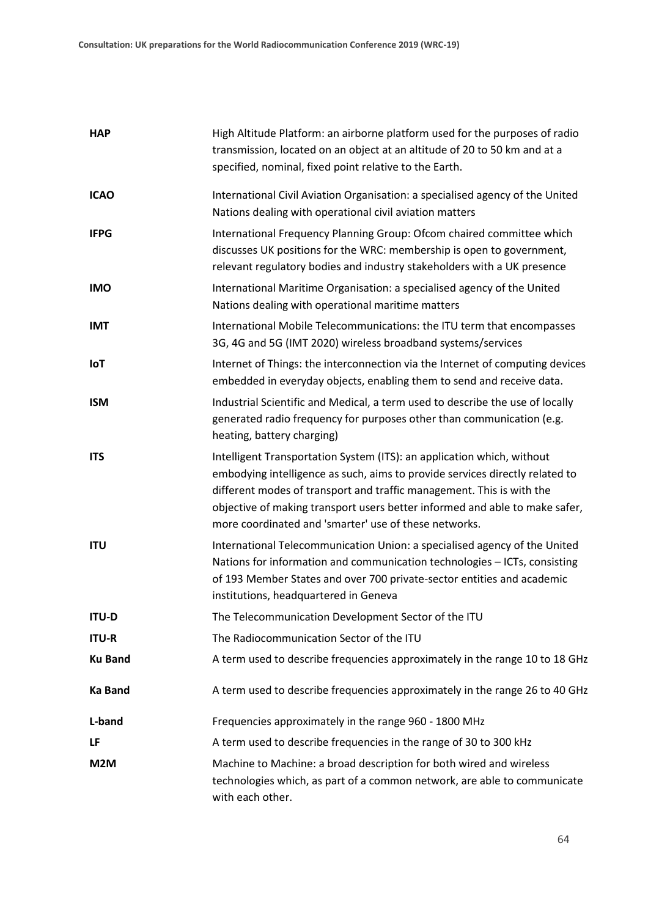| | |
|---|---|
| **HAP** | High Altitude Platform: an airborne platform used for the purposes of radio transmission, located on an object at an altitude of 20 to 50 km and at a specified, nominal, fixed point relative to the Earth. |
| **ICAO** | International Civil Aviation Organisation: a specialised agency of the United Nations dealing with operational civil aviation matters |
| **IFPG** | International Frequency Planning Group: Ofcom chaired committee which discusses UK positions for the WRC: membership is open to government, relevant regulatory bodies and industry stakeholders with a UK presence |
| **IMO** | International Maritime Organisation: a specialised agency of the United Nations dealing with operational maritime matters |
| **IMT** | International Mobile Telecommunications: the ITU term that encompasses 3G, 4G and 5G (IMT 2020) wireless broadband systems/services |
| **IoT** | Internet of Things: the interconnection via the Internet of computing devices embedded in everyday objects, enabling them to send and receive data. |
| **ISM** | Industrial Scientific and Medical, a term used to describe the use of locally generated radio frequency for purposes other than communication (e.g. heating, battery charging) |
| **ITS** | Intelligent Transportation System (ITS): an application which, without embodying intelligence as such, aims to provide services directly related to different modes of transport and traffic management. This is with the objective of making transport users better informed and able to make safer, more coordinated and 'smarter' use of these networks. |
| **ITU** | International Telecommunication Union: a specialised agency of the United Nations for information and communication technologies – ICTs, consisting of 193 Member States and over 700 private-sector entities and academic institutions, headquartered in Geneva |
| **ITU-D** | The Telecommunication Development Sector of the ITU |
| **ITU-R** | The Radiocommunication Sector of the ITU |
| **Ku Band** | A term used to describe frequencies approximately in the range 10 to 18 GHz |
| **Ka Band** | A term used to describe frequencies approximately in the range 26 to 40 GHz |
| **L-band** | Frequencies approximately in the range 960 - 1800 MHz |
| **LF** | A term used to describe frequencies in the range of 30 to 300 kHz |
| **M2M** | Machine to Machine: a broad description for both wired and wireless technologies which, as part of a common network, are able to communicate with each other. |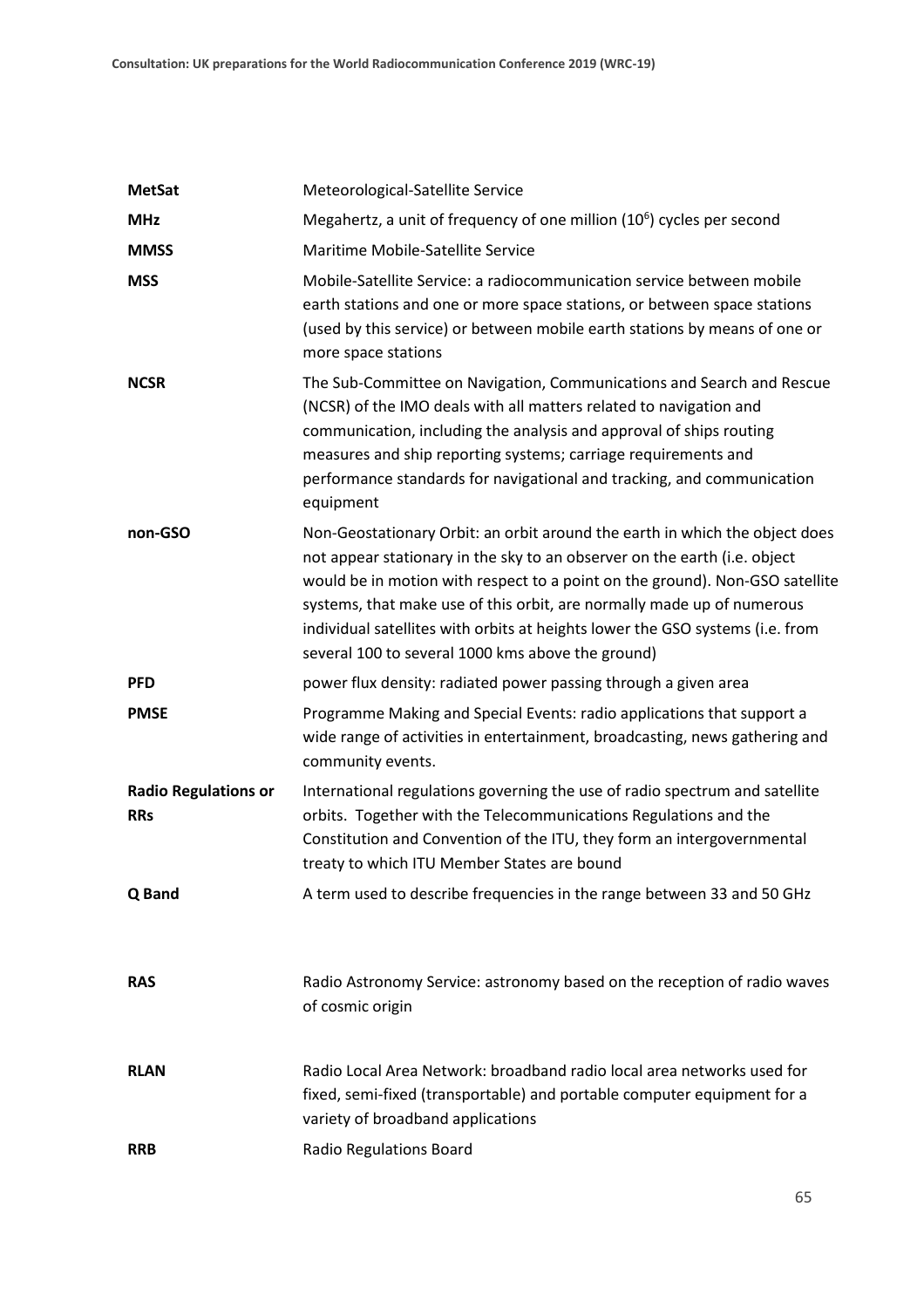| | |
|---|---|
| **MetSat** | Meteorological-Satellite Service |
| **MHz** | Megahertz, a unit of frequency of one million ($10^6$) cycles per second |
| **MMSS** | Maritime Mobile-Satellite Service |
| **MSS** | Mobile-Satellite Service: a radiocommunication service between mobile earth stations and one or more space stations, or between space stations (used by this service) or between mobile earth stations by means of one or more space stations |
| **NCSR** | The Sub-Committee on Navigation, Communications and Search and Rescue (NCSR) of the IMO deals with all matters related to navigation and communication, including the analysis and approval of ships routing measures and ship reporting systems; carriage requirements and performance standards for navigational and tracking, and communication equipment |
| **non-GSO** | Non-Geostationary Orbit: an orbit around the earth in which the object does not appear stationary in the sky to an observer on the earth (i.e. object would be in motion with respect to a point on the ground). Non-GSO satellite systems, that make use of this orbit, are normally made up of numerous individual satellites with orbits at heights lower the GSO systems (i.e. from several 100 to several 1000 kms above the ground) |
| **PFD** | power flux density: radiated power passing through a given area |
| **PMSE** | Programme Making and Special Events: radio applications that support a wide range of activities in entertainment, broadcasting, news gathering and community events. |
| **Radio Regulations or RRs** | International regulations governing the use of radio spectrum and satellite orbits. Together with the Telecommunications Regulations and the Constitution and Convention of the ITU, they form an intergovernmental treaty to which ITU Member States are bound |
| **Q Band** | A term used to describe frequencies in the range between 33 and 50 GHz |
| **RAS** | Radio Astronomy Service: astronomy based on the reception of radio waves of cosmic origin |
| **RLAN** | Radio Local Area Network: broadband radio local area networks used for fixed, semi-fixed (transportable) and portable computer equipment for a variety of broadband applications |
| **RRB** | Radio Regulations Board |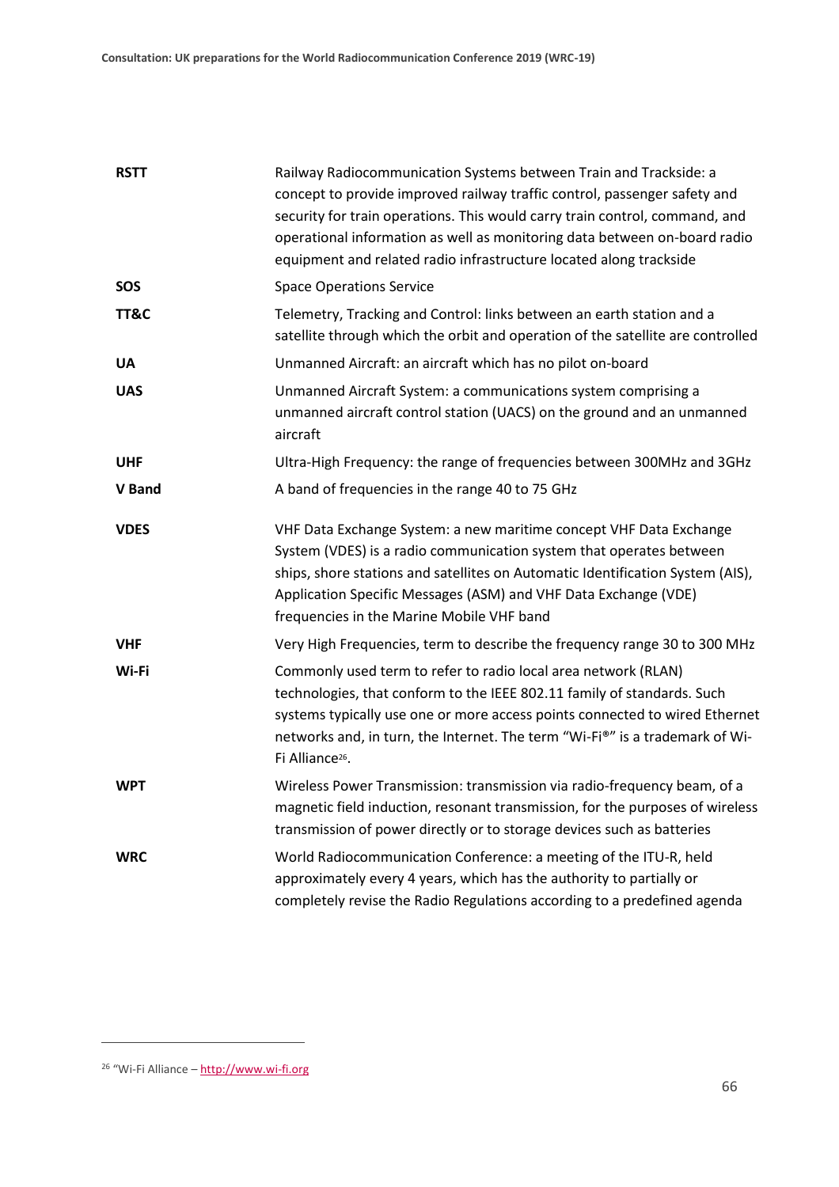| | |
|---|---|
| **RSTT** | Railway Radiocommunication Systems between Train and Trackside: a concept to provide improved railway traffic control, passenger safety and security for train operations. This would carry train control, command, and operational information as well as monitoring data between on-board radio equipment and related radio infrastructure located along trackside |
| **SOS** | Space Operations Service |
| **TT&C** | Telemetry, Tracking and Control: links between an earth station and a satellite through which the orbit and operation of the satellite are controlled |
| **UA** | Unmanned Aircraft: an aircraft which has no pilot on-board |
| **UAS** | Unmanned Aircraft System: a communications system comprising a unmanned aircraft control station (UACS) on the ground and an unmanned aircraft |
| **UHF** | Ultra-High Frequency: the range of frequencies between 300MHz and 3GHz |
| **V Band** | A band of frequencies in the range 40 to 75 GHz |
| **VDES** | VHF Data Exchange System: a new maritime concept VHF Data Exchange System (VDES) is a radio communication system that operates between ships, shore stations and satellites on Automatic Identification System (AIS), Application Specific Messages (ASM) and VHF Data Exchange (VDE) frequencies in the Marine Mobile VHF band |
| **VHF** | Very High Frequencies, term to describe the frequency range 30 to 300 MHz |
| **Wi-Fi** | Commonly used term to refer to radio local area network (RLAN) technologies, that conform to the IEEE 802.11 family of standards. Such systems typically use one or more access points connected to wired Ethernet networks and, in turn, the Internet. The term "Wi-Fi®" is a trademark of Wi-Fi Alliance[26]. |
| **WPT** | Wireless Power Transmission: transmission via radio-frequency beam, of a magnetic field induction, resonant transmission, for the purposes of wireless transmission of power directly or to storage devices such as batteries |
| **WRC** | World Radiocommunication Conference: a meeting of the ITU-R, held approximately every 4 years, which has the authority to partially or completely revise the Radio Regulations according to a predefined agenda |

[26] "Wi-Fi Alliance – http://www.wi-fi.org